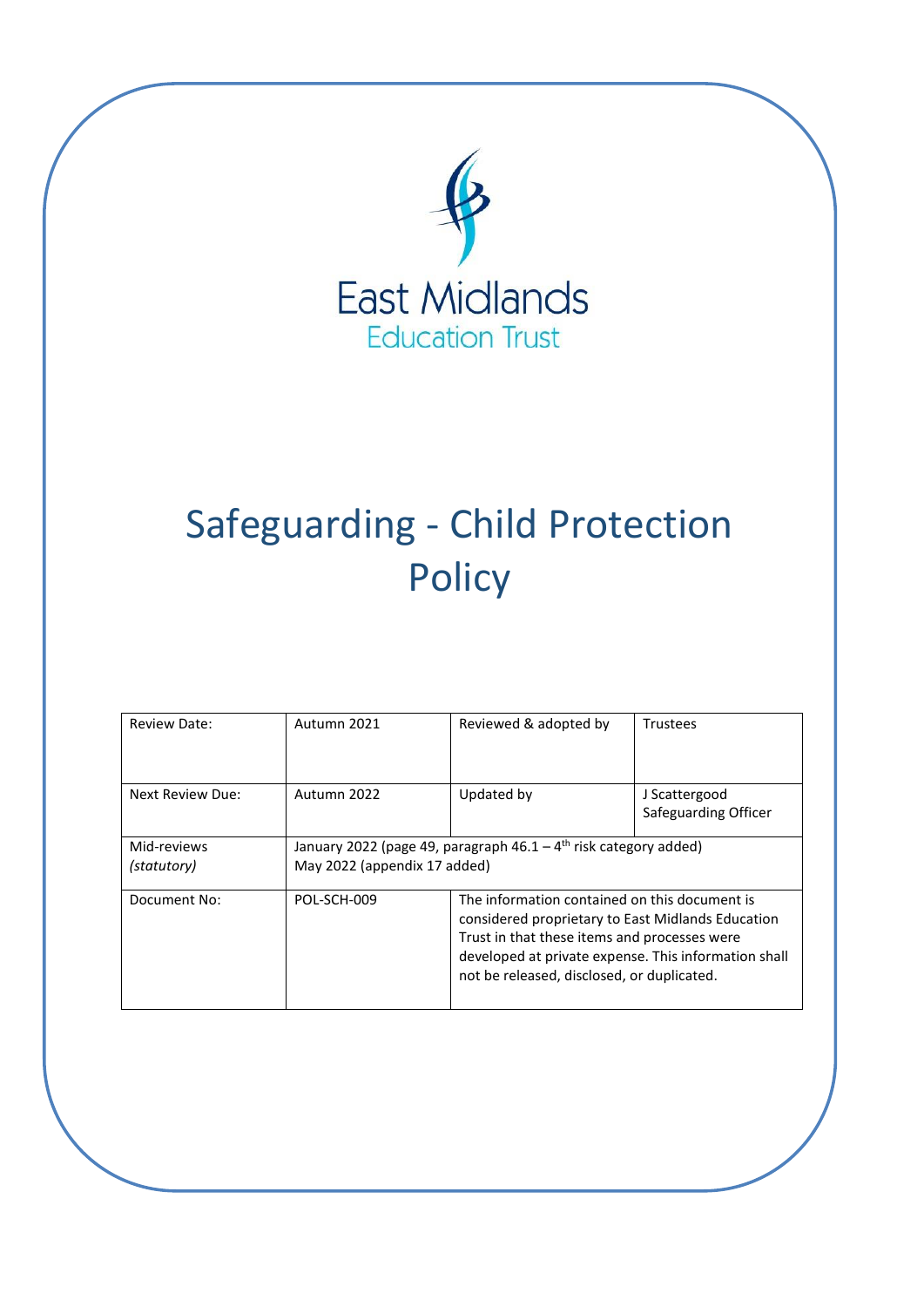East Midlands
Education Trust

# Safeguarding - Child Protection Policy

| Review Date: | Autumn 2021 | Reviewed & adopted by | Trustees |
|---|---|---|---|
| Next Review Due: | Autumn 2022 | Updated by | J Scattergood Safeguarding Officer |
| Mid-reviews *(statutory)* | January 2022 (page 49, paragraph 46.1 – 4th risk category added) May 2022 (appendix 17 added) | | |
| Document No: | POL-SCH-009 | The information contained on this document is considered proprietary to East Midlands Education Trust in that these items and processes were developed at private expense. This information shall not be released, disclosed, or duplicated. | |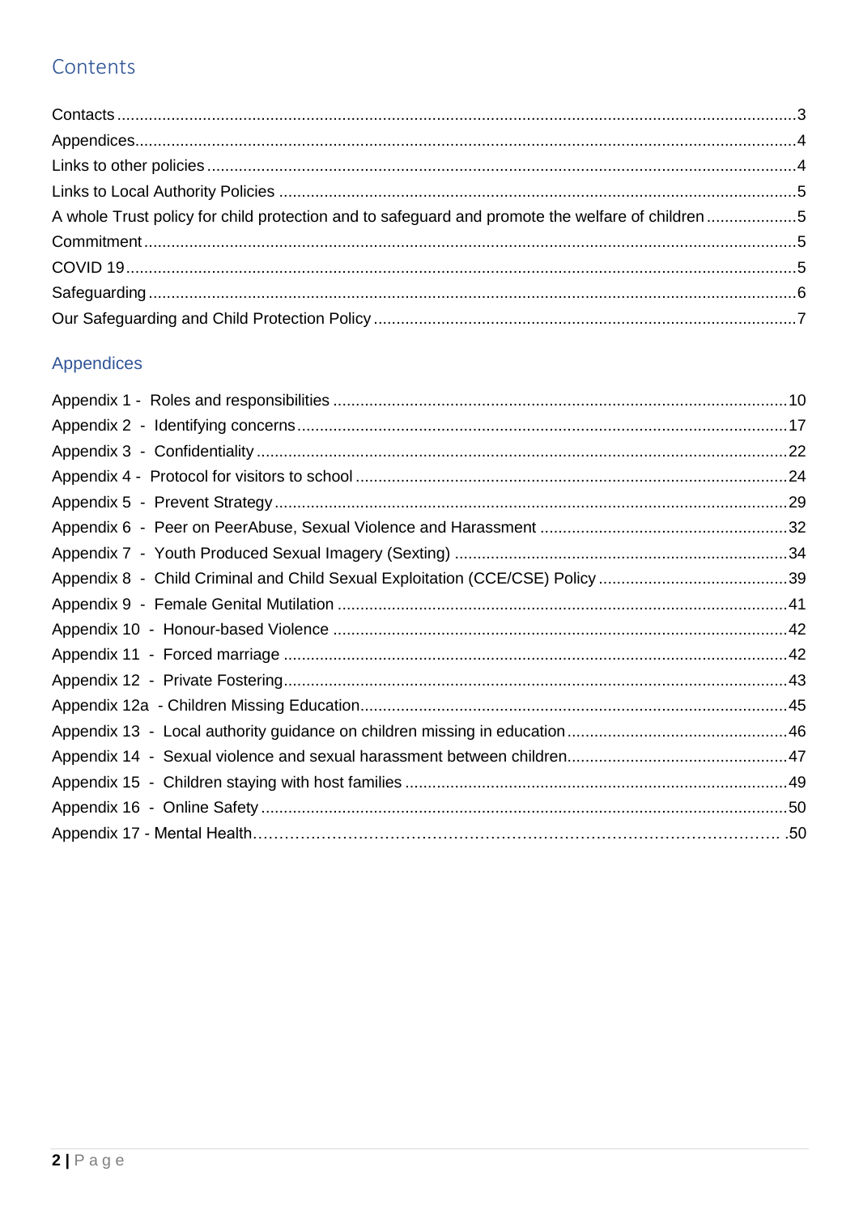# Contents

Contacts ... 3
Appendices ... 4
Links to other policies ... 4
Links to Local Authority Policies ... 5
A whole Trust policy for child protection and to safeguard and promote the welfare of children ... 5
Commitment ... 5
COVID 19 ... 5
Safeguarding ... 6
Our Safeguarding and Child Protection Policy ... 7

## Appendices

Appendix 1 - Roles and responsibilities ... 10
Appendix 2 - Identifying concerns ... 17
Appendix 3 - Confidentiality ... 22
Appendix 4 - Protocol for visitors to school ... 24
Appendix 5 - Prevent Strategy ... 29
Appendix 6 - Peer on PeerAbuse, Sexual Violence and Harassment ... 32
Appendix 7 - Youth Produced Sexual Imagery (Sexting) ... 34
Appendix 8 - Child Criminal and Child Sexual Exploitation (CCE/CSE) Policy ... 39
Appendix 9 - Female Genital Mutilation ... 41
Appendix 10 - Honour-based Violence ... 42
Appendix 11 - Forced marriage ... 42
Appendix 12 - Private Fostering ... 43
Appendix 12a - Children Missing Education ... 45
Appendix 13 - Local authority guidance on children missing in education ... 46
Appendix 14 - Sexual violence and sexual harassment between children ... 47
Appendix 15 - Children staying with host families ... 49
Appendix 16 - Online Safety ... 50
Appendix 17 - Mental Health ... 50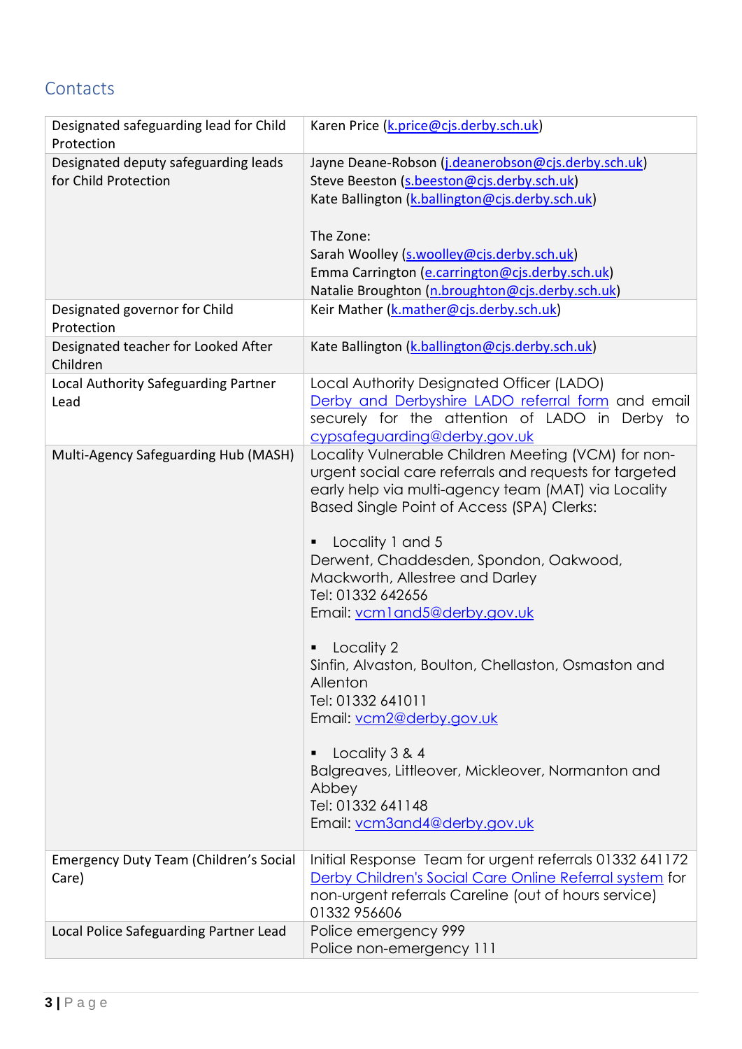## Contacts

| | |
|---|---|
| Designated safeguarding lead for Child Protection | Karen Price (k.price@cjs.derby.sch.uk) |
| Designated deputy safeguarding leads for Child Protection | Jayne Deane-Robson (j.deanerobson@cjs.derby.sch.uk)<br>Steve Beeston (s.beeston@cjs.derby.sch.uk)<br>Kate Ballington (k.ballington@cjs.derby.sch.uk)<br><br>The Zone:<br>Sarah Woolley (s.woolley@cjs.derby.sch.uk)<br>Emma Carrington (e.carrington@cjs.derby.sch.uk)<br>Natalie Broughton (n.broughton@cjs.derby.sch.uk) |
| Designated governor for Child Protection | Keir Mather (k.mather@cjs.derby.sch.uk) |
| Designated teacher for Looked After Children | Kate Ballington (k.ballington@cjs.derby.sch.uk) |
| Local Authority Safeguarding Partner Lead | Local Authority Designated Officer (LADO)<br>Derby and Derbyshire LADO referral form and email securely for the attention of LADO in Derby to cypsafeguarding@derby.gov.uk |
| Multi-Agency Safeguarding Hub (MASH) | Locality Vulnerable Children Meeting (VCM) for non-urgent social care referrals and requests for targeted early help via multi-agency team (MAT) via Locality Based Single Point of Access (SPA) Clerks:<br><br>▪ Locality 1 and 5<br>Derwent, Chaddesden, Spondon, Oakwood, Mackworth, Allestree and Darley<br>Tel: 01332 642656<br>Email: vcm1and5@derby.gov.uk<br><br>▪ Locality 2<br>Sinfin, Alvaston, Boulton, Chellaston, Osmaston and Allenton<br>Tel: 01332 641011<br>Email: vcm2@derby.gov.uk<br><br>▪ Locality 3 & 4<br>Balgreaves, Littleover, Mickleover, Normanton and Abbey<br>Tel: 01332 641148<br>Email: vcm3and4@derby.gov.uk |
| Emergency Duty Team (Children's Social Care) | Initial Response Team for urgent referrals 01332 641172<br>Derby Children's Social Care Online Referral system for non-urgent referrals Careline (out of hours service) 01332 956606 |
| Local Police Safeguarding Partner Lead | Police emergency 999<br>Police non-emergency 111 |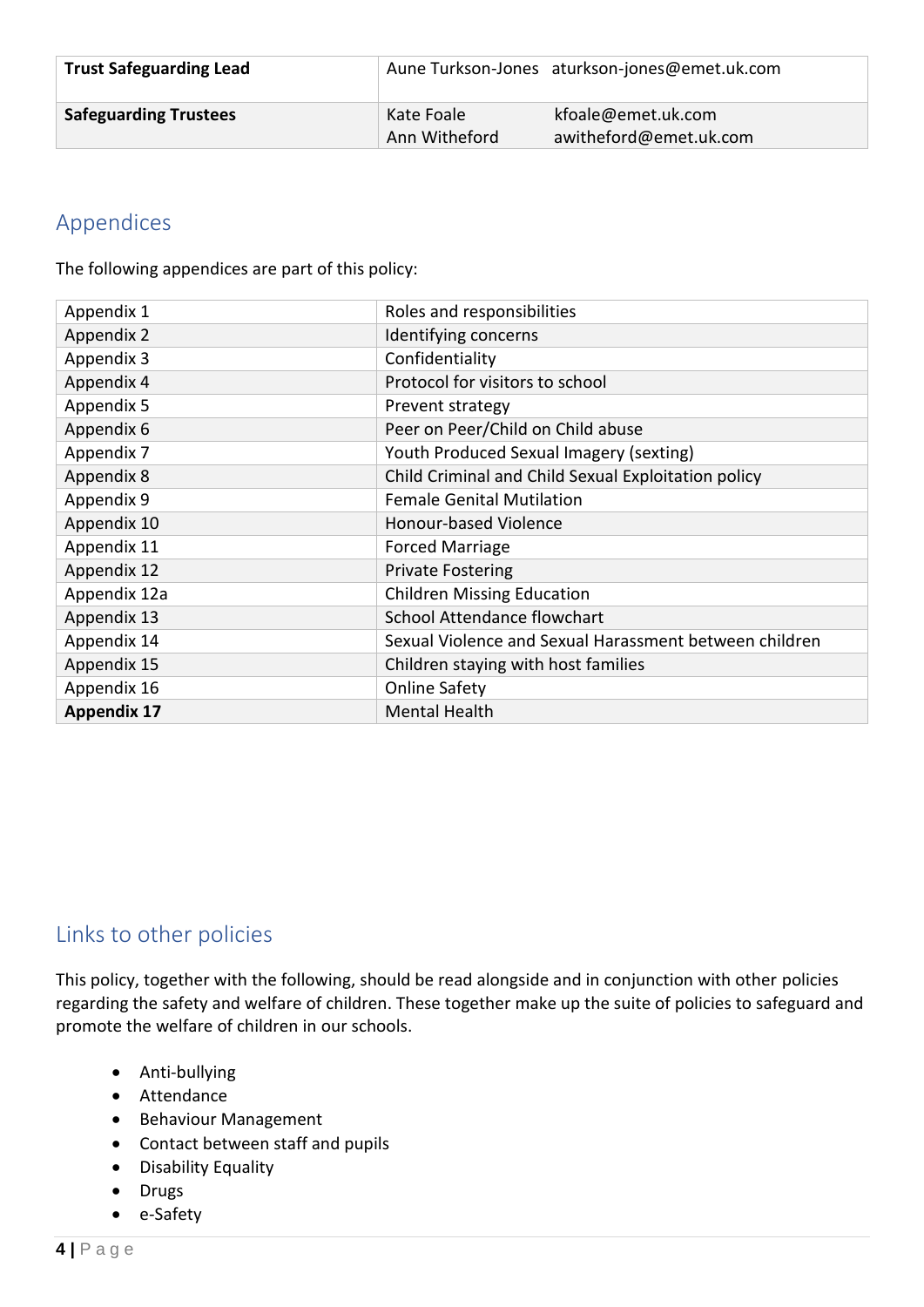| **Trust Safeguarding Lead** | Aune Turkson-Jones | aturkson-jones@emet.uk.com |
|---|---|---|
| **Safeguarding Trustees** | Kate Foale<br>Ann Witheford | kfoale@emet.uk.com<br>awitheford@emet.uk.com |

## Appendices

The following appendices are part of this policy:

| | |
|---|---|
| Appendix 1 | Roles and responsibilities |
| Appendix 2 | Identifying concerns |
| Appendix 3 | Confidentiality |
| Appendix 4 | Protocol for visitors to school |
| Appendix 5 | Prevent strategy |
| Appendix 6 | Peer on Peer/Child on Child abuse |
| Appendix 7 | Youth Produced Sexual Imagery (sexting) |
| Appendix 8 | Child Criminal and Child Sexual Exploitation policy |
| Appendix 9 | Female Genital Mutilation |
| Appendix 10 | Honour-based Violence |
| Appendix 11 | Forced Marriage |
| Appendix 12 | Private Fostering |
| Appendix 12a | Children Missing Education |
| Appendix 13 | School Attendance flowchart |
| Appendix 14 | Sexual Violence and Sexual Harassment between children |
| Appendix 15 | Children staying with host families |
| Appendix 16 | Online Safety |
| **Appendix 17** | Mental Health |

## Links to other policies

This policy, together with the following, should be read alongside and in conjunction with other policies regarding the safety and welfare of children. These together make up the suite of policies to safeguard and promote the welfare of children in our schools.

- Anti-bullying
- Attendance
- Behaviour Management
- Contact between staff and pupils
- Disability Equality
- Drugs
- e-Safety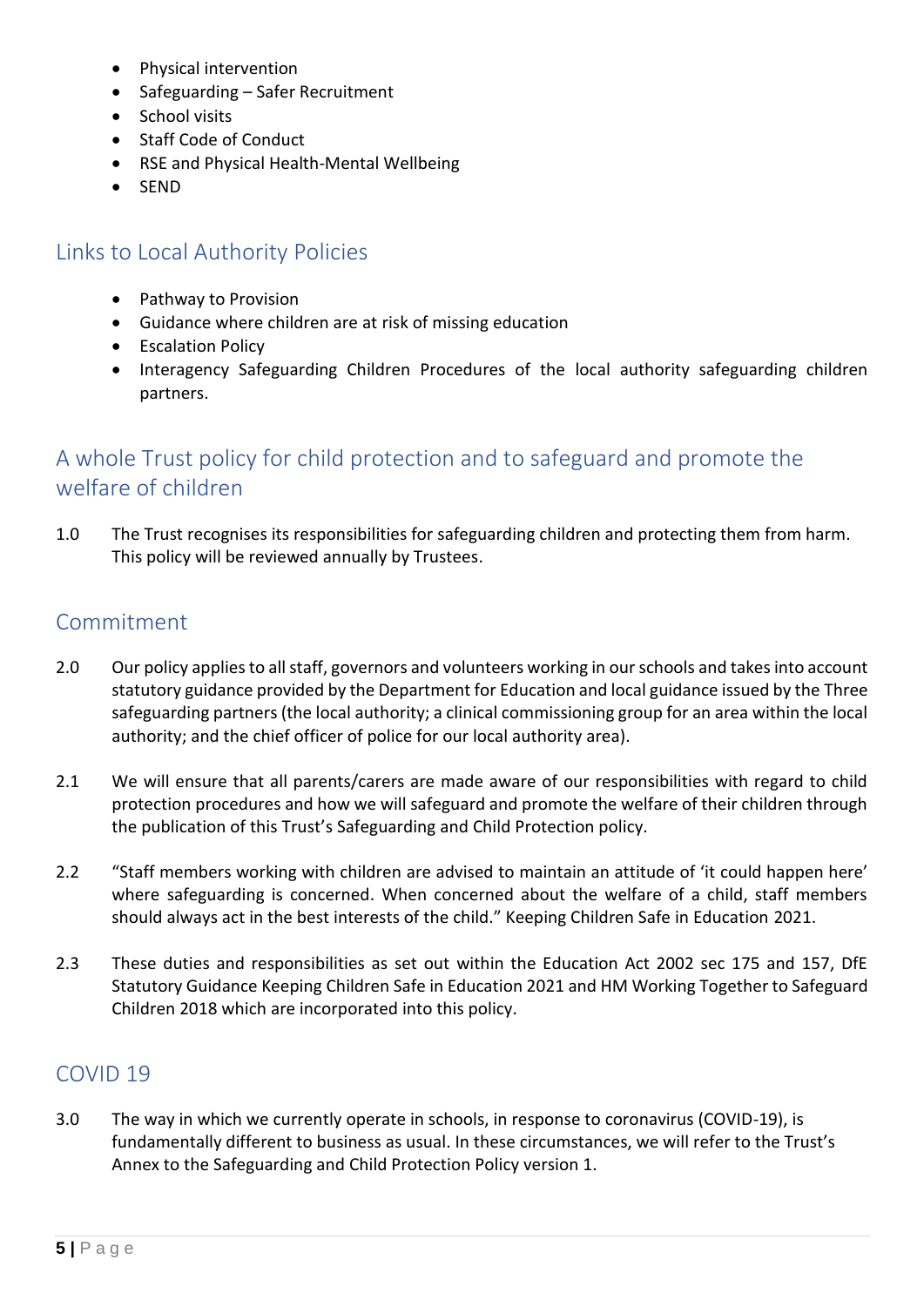- Physical intervention
- Safeguarding – Safer Recruitment
- School visits
- Staff Code of Conduct
- RSE and Physical Health-Mental Wellbeing
- SEND

## Links to Local Authority Policies

- Pathway to Provision
- Guidance where children are at risk of missing education
- Escalation Policy
- Interagency Safeguarding Children Procedures of the local authority safeguarding children partners.

## A whole Trust policy for child protection and to safeguard and promote the welfare of children

1.0 The Trust recognises its responsibilities for safeguarding children and protecting them from harm. This policy will be reviewed annually by Trustees.

## Commitment

2.0 Our policy applies to all staff, governors and volunteers working in our schools and takes into account statutory guidance provided by the Department for Education and local guidance issued by the Three safeguarding partners (the local authority; a clinical commissioning group for an area within the local authority; and the chief officer of police for our local authority area).

2.1 We will ensure that all parents/carers are made aware of our responsibilities with regard to child protection procedures and how we will safeguard and promote the welfare of their children through the publication of this Trust's Safeguarding and Child Protection policy.

2.2 "Staff members working with children are advised to maintain an attitude of 'it could happen here' where safeguarding is concerned. When concerned about the welfare of a child, staff members should always act in the best interests of the child." Keeping Children Safe in Education 2021.

2.3 These duties and responsibilities as set out within the Education Act 2002 sec 175 and 157, DfE Statutory Guidance Keeping Children Safe in Education 2021 and HM Working Together to Safeguard Children 2018 which are incorporated into this policy.

## COVID 19

3.0 The way in which we currently operate in schools, in response to coronavirus (COVID-19), is fundamentally different to business as usual. In these circumstances, we will refer to the Trust's Annex to the Safeguarding and Child Protection Policy version 1.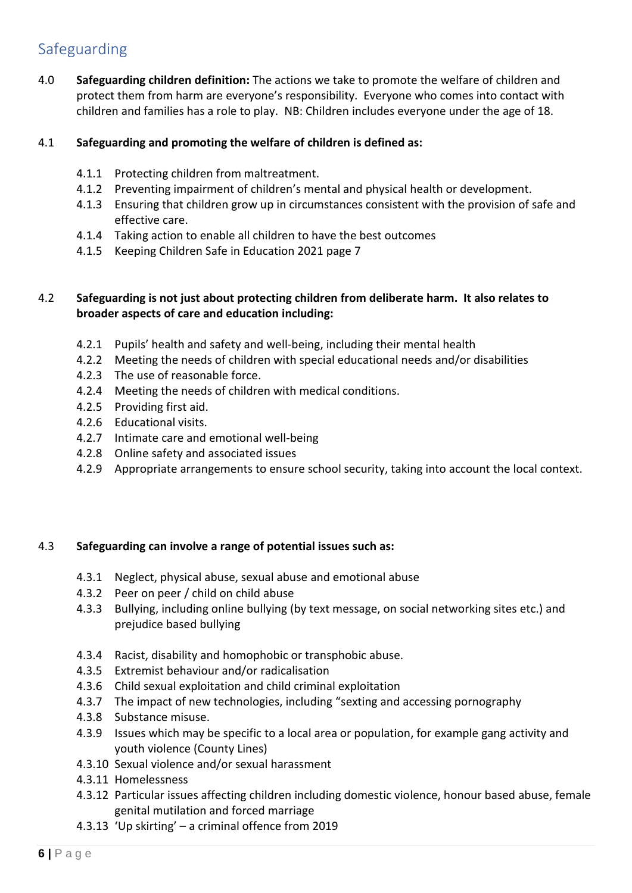## Safeguarding

4.0 **Safeguarding children definition:** The actions we take to promote the welfare of children and protect them from harm are everyone's responsibility. Everyone who comes into contact with children and families has a role to play. NB: Children includes everyone under the age of 18.

4.1 **Safeguarding and promoting the welfare of children is defined as:**

- 4.1.1 Protecting children from maltreatment.
- 4.1.2 Preventing impairment of children's mental and physical health or development.
- 4.1.3 Ensuring that children grow up in circumstances consistent with the provision of safe and effective care.
- 4.1.4 Taking action to enable all children to have the best outcomes
- 4.1.5 Keeping Children Safe in Education 2021 page 7

4.2 **Safeguarding is not just about protecting children from deliberate harm. It also relates to broader aspects of care and education including:**

- 4.2.1 Pupils' health and safety and well-being, including their mental health
- 4.2.2 Meeting the needs of children with special educational needs and/or disabilities
- 4.2.3 The use of reasonable force.
- 4.2.4 Meeting the needs of children with medical conditions.
- 4.2.5 Providing first aid.
- 4.2.6 Educational visits.
- 4.2.7 Intimate care and emotional well-being
- 4.2.8 Online safety and associated issues
- 4.2.9 Appropriate arrangements to ensure school security, taking into account the local context.

4.3 **Safeguarding can involve a range of potential issues such as:**

- 4.3.1 Neglect, physical abuse, sexual abuse and emotional abuse
- 4.3.2 Peer on peer / child on child abuse
- 4.3.3 Bullying, including online bullying (by text message, on social networking sites etc.) and prejudice based bullying
- 4.3.4 Racist, disability and homophobic or transphobic abuse.
- 4.3.5 Extremist behaviour and/or radicalisation
- 4.3.6 Child sexual exploitation and child criminal exploitation
- 4.3.7 The impact of new technologies, including "sexting and accessing pornography
- 4.3.8 Substance misuse.
- 4.3.9 Issues which may be specific to a local area or population, for example gang activity and youth violence (County Lines)
- 4.3.10 Sexual violence and/or sexual harassment
- 4.3.11 Homelessness
- 4.3.12 Particular issues affecting children including domestic violence, honour based abuse, female genital mutilation and forced marriage
- 4.3.13 'Up skirting' – a criminal offence from 2019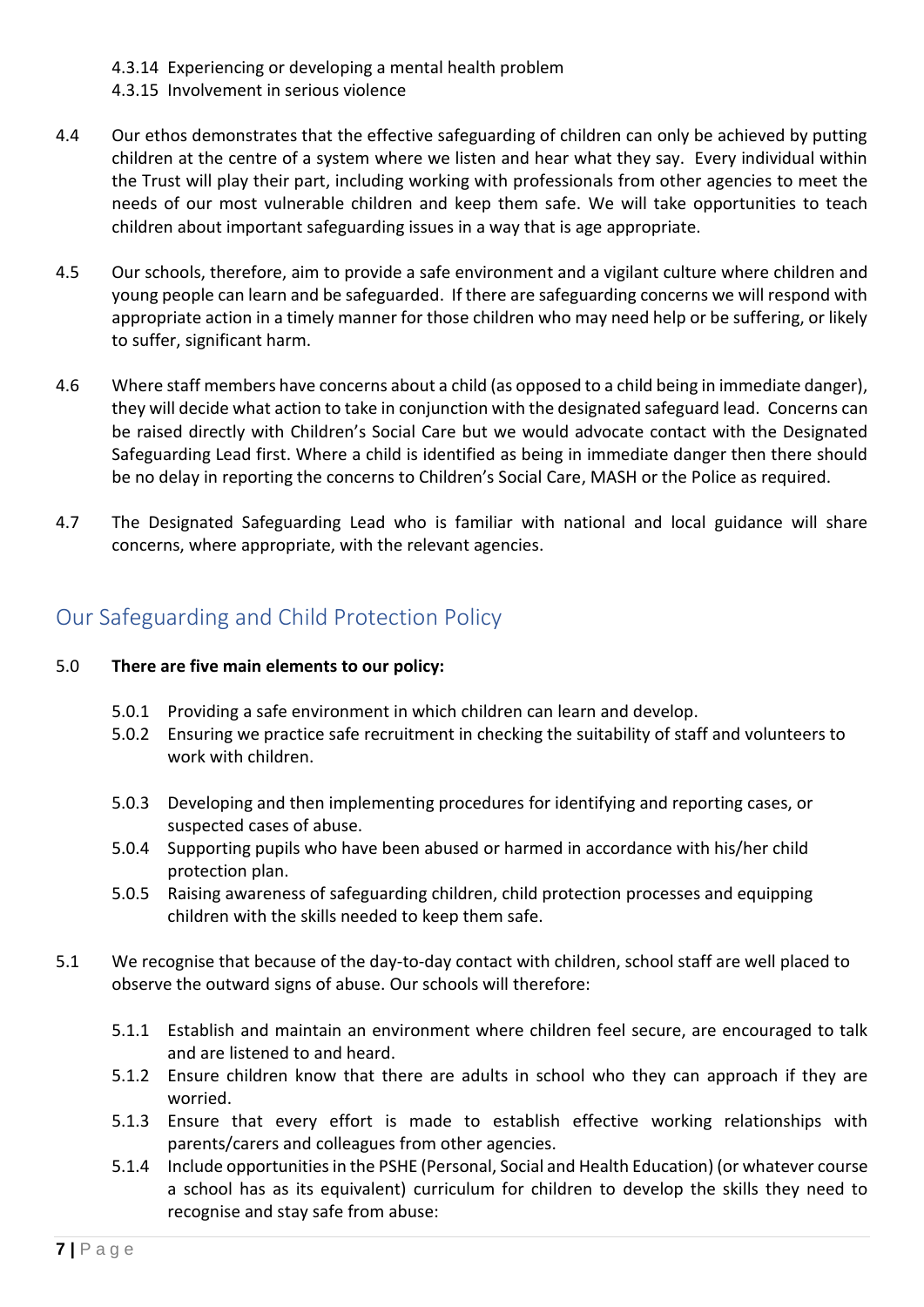4.3.14 Experiencing or developing a mental health problem
4.3.15 Involvement in serious violence

4.4 Our ethos demonstrates that the effective safeguarding of children can only be achieved by putting children at the centre of a system where we listen and hear what they say. Every individual within the Trust will play their part, including working with professionals from other agencies to meet the needs of our most vulnerable children and keep them safe. We will take opportunities to teach children about important safeguarding issues in a way that is age appropriate.

4.5 Our schools, therefore, aim to provide a safe environment and a vigilant culture where children and young people can learn and be safeguarded. If there are safeguarding concerns we will respond with appropriate action in a timely manner for those children who may need help or be suffering, or likely to suffer, significant harm.

4.6 Where staff members have concerns about a child (as opposed to a child being in immediate danger), they will decide what action to take in conjunction with the designated safeguard lead. Concerns can be raised directly with Children's Social Care but we would advocate contact with the Designated Safeguarding Lead first. Where a child is identified as being in immediate danger then there should be no delay in reporting the concerns to Children's Social Care, MASH or the Police as required.

4.7 The Designated Safeguarding Lead who is familiar with national and local guidance will share concerns, where appropriate, with the relevant agencies.

## Our Safeguarding and Child Protection Policy

5.0 **There are five main elements to our policy:**

5.0.1 Providing a safe environment in which children can learn and develop.
5.0.2 Ensuring we practice safe recruitment in checking the suitability of staff and volunteers to work with children.

5.0.3 Developing and then implementing procedures for identifying and reporting cases, or suspected cases of abuse.
5.0.4 Supporting pupils who have been abused or harmed in accordance with his/her child protection plan.
5.0.5 Raising awareness of safeguarding children, child protection processes and equipping children with the skills needed to keep them safe.

5.1 We recognise that because of the day-to-day contact with children, school staff are well placed to observe the outward signs of abuse. Our schools will therefore:

5.1.1 Establish and maintain an environment where children feel secure, are encouraged to talk and are listened to and heard.
5.1.2 Ensure children know that there are adults in school who they can approach if they are worried.
5.1.3 Ensure that every effort is made to establish effective working relationships with parents/carers and colleagues from other agencies.
5.1.4 Include opportunities in the PSHE (Personal, Social and Health Education) (or whatever course a school has as its equivalent) curriculum for children to develop the skills they need to recognise and stay safe from abuse: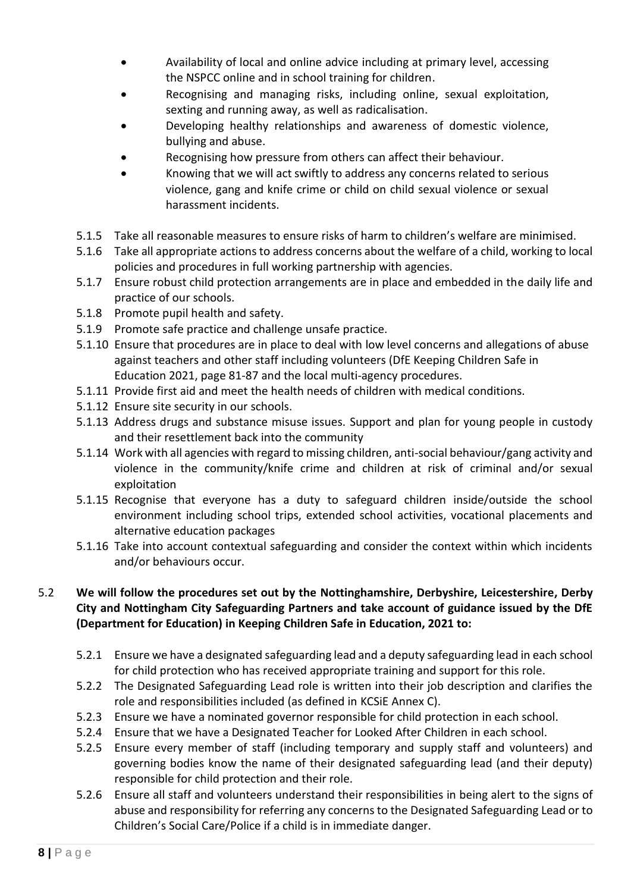- Availability of local and online advice including at primary level, accessing the NSPCC online and in school training for children.
- Recognising and managing risks, including online, sexual exploitation, sexting and running away, as well as radicalisation.
- Developing healthy relationships and awareness of domestic violence, bullying and abuse.
- Recognising how pressure from others can affect their behaviour.
- Knowing that we will act swiftly to address any concerns related to serious violence, gang and knife crime or child on child sexual violence or sexual harassment incidents.

5.1.5 Take all reasonable measures to ensure risks of harm to children's welfare are minimised.

5.1.6 Take all appropriate actions to address concerns about the welfare of a child, working to local policies and procedures in full working partnership with agencies.

5.1.7 Ensure robust child protection arrangements are in place and embedded in the daily life and practice of our schools.

5.1.8 Promote pupil health and safety.

5.1.9 Promote safe practice and challenge unsafe practice.

5.1.10 Ensure that procedures are in place to deal with low level concerns and allegations of abuse against teachers and other staff including volunteers (DfE Keeping Children Safe in Education 2021, page 81-87 and the local multi-agency procedures.

5.1.11 Provide first aid and meet the health needs of children with medical conditions.

5.1.12 Ensure site security in our schools.

5.1.13 Address drugs and substance misuse issues. Support and plan for young people in custody and their resettlement back into the community

5.1.14 Work with all agencies with regard to missing children, anti-social behaviour/gang activity and violence in the community/knife crime and children at risk of criminal and/or sexual exploitation

5.1.15 Recognise that everyone has a duty to safeguard children inside/outside the school environment including school trips, extended school activities, vocational placements and alternative education packages

5.1.16 Take into account contextual safeguarding and consider the context within which incidents and/or behaviours occur.

5.2 **We will follow the procedures set out by the Nottinghamshire, Derbyshire, Leicestershire, Derby City and Nottingham City Safeguarding Partners and take account of guidance issued by the DfE (Department for Education) in Keeping Children Safe in Education, 2021 to:**

5.2.1 Ensure we have a designated safeguarding lead and a deputy safeguarding lead in each school for child protection who has received appropriate training and support for this role.

5.2.2 The Designated Safeguarding Lead role is written into their job description and clarifies the role and responsibilities included (as defined in KCSiE Annex C).

5.2.3 Ensure we have a nominated governor responsible for child protection in each school.

5.2.4 Ensure that we have a Designated Teacher for Looked After Children in each school.

5.2.5 Ensure every member of staff (including temporary and supply staff and volunteers) and governing bodies know the name of their designated safeguarding lead (and their deputy) responsible for child protection and their role.

5.2.6 Ensure all staff and volunteers understand their responsibilities in being alert to the signs of abuse and responsibility for referring any concerns to the Designated Safeguarding Lead or to Children's Social Care/Police if a child is in immediate danger.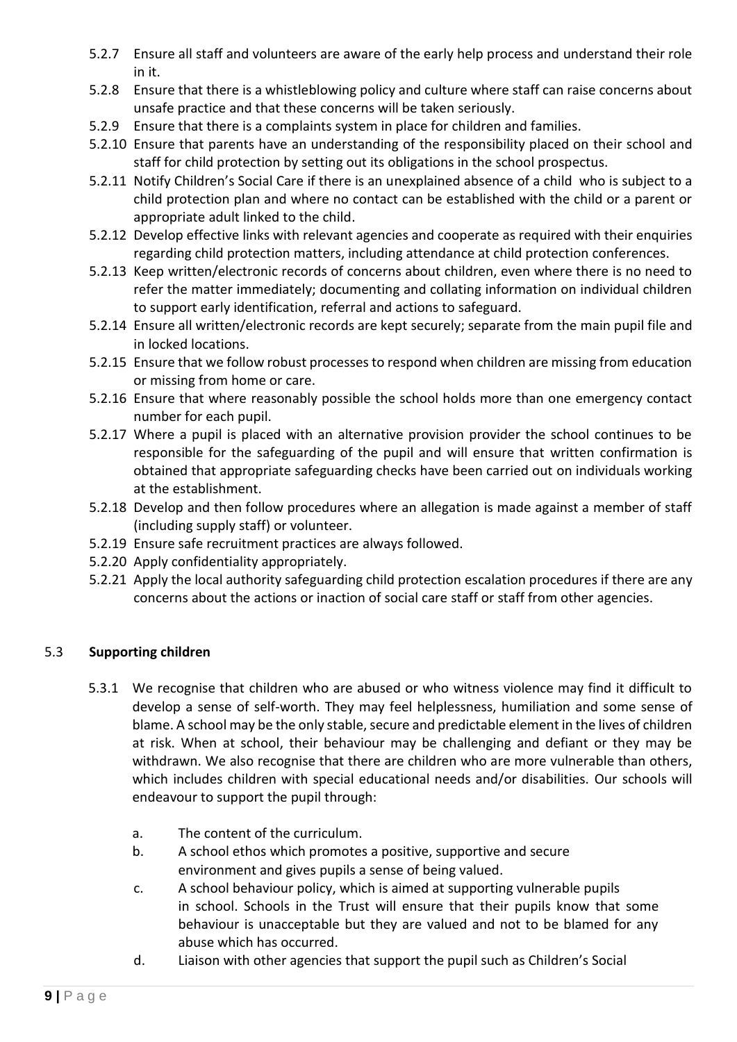5.2.7 Ensure all staff and volunteers are aware of the early help process and understand their role in it.

5.2.8 Ensure that there is a whistleblowing policy and culture where staff can raise concerns about unsafe practice and that these concerns will be taken seriously.

5.2.9 Ensure that there is a complaints system in place for children and families.

5.2.10 Ensure that parents have an understanding of the responsibility placed on their school and staff for child protection by setting out its obligations in the school prospectus.

5.2.11 Notify Children's Social Care if there is an unexplained absence of a child who is subject to a child protection plan and where no contact can be established with the child or a parent or appropriate adult linked to the child.

5.2.12 Develop effective links with relevant agencies and cooperate as required with their enquiries regarding child protection matters, including attendance at child protection conferences.

5.2.13 Keep written/electronic records of concerns about children, even where there is no need to refer the matter immediately; documenting and collating information on individual children to support early identification, referral and actions to safeguard.

5.2.14 Ensure all written/electronic records are kept securely; separate from the main pupil file and in locked locations.

5.2.15 Ensure that we follow robust processes to respond when children are missing from education or missing from home or care.

5.2.16 Ensure that where reasonably possible the school holds more than one emergency contact number for each pupil.

5.2.17 Where a pupil is placed with an alternative provision provider the school continues to be responsible for the safeguarding of the pupil and will ensure that written confirmation is obtained that appropriate safeguarding checks have been carried out on individuals working at the establishment.

5.2.18 Develop and then follow procedures where an allegation is made against a member of staff (including supply staff) or volunteer.

5.2.19 Ensure safe recruitment practices are always followed.

5.2.20 Apply confidentiality appropriately.

5.2.21 Apply the local authority safeguarding child protection escalation procedures if there are any concerns about the actions or inaction of social care staff or staff from other agencies.

## 5.3 **Supporting children**

5.3.1 We recognise that children who are abused or who witness violence may find it difficult to develop a sense of self-worth. They may feel helplessness, humiliation and some sense of blame. A school may be the only stable, secure and predictable element in the lives of children at risk. When at school, their behaviour may be challenging and defiant or they may be withdrawn. We also recognise that there are children who are more vulnerable than others, which includes children with special educational needs and/or disabilities. Our schools will endeavour to support the pupil through:

a. The content of the curriculum.

b. A school ethos which promotes a positive, supportive and secure environment and gives pupils a sense of being valued.

c. A school behaviour policy, which is aimed at supporting vulnerable pupils in school. Schools in the Trust will ensure that their pupils know that some behaviour is unacceptable but they are valued and not to be blamed for any abuse which has occurred.

d. Liaison with other agencies that support the pupil such as Children's Social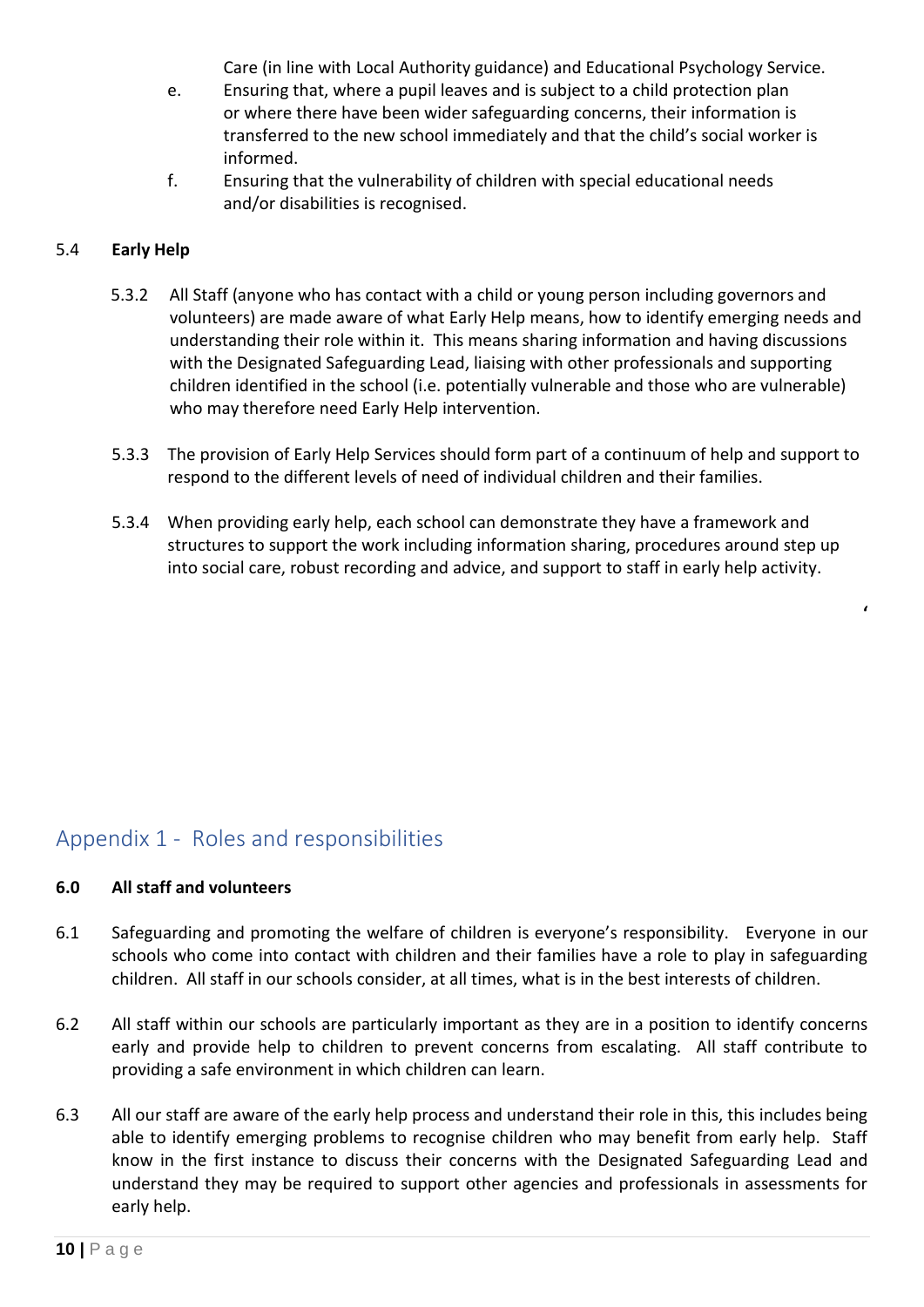Care (in line with Local Authority guidance) and Educational Psychology Service.

e. Ensuring that, where a pupil leaves and is subject to a child protection plan or where there have been wider safeguarding concerns, their information is transferred to the new school immediately and that the child's social worker is informed.

f. Ensuring that the vulnerability of children with special educational needs and/or disabilities is recognised.

### 5.4 Early Help

5.3.2 All Staff (anyone who has contact with a child or young person including governors and volunteers) are made aware of what Early Help means, how to identify emerging needs and understanding their role within it. This means sharing information and having discussions with the Designated Safeguarding Lead, liaising with other professionals and supporting children identified in the school (i.e. potentially vulnerable and those who are vulnerable) who may therefore need Early Help intervention.

5.3.3 The provision of Early Help Services should form part of a continuum of help and support to respond to the different levels of need of individual children and their families.

5.3.4 When providing early help, each school can demonstrate they have a framework and structures to support the work including information sharing, procedures around step up into social care, robust recording and advice, and support to staff in early help activity.

## Appendix 1 - Roles and responsibilities

### 6.0 All staff and volunteers

6.1 Safeguarding and promoting the welfare of children is everyone's responsibility. Everyone in our schools who come into contact with children and their families have a role to play in safeguarding children. All staff in our schools consider, at all times, what is in the best interests of children.

6.2 All staff within our schools are particularly important as they are in a position to identify concerns early and provide help to children to prevent concerns from escalating. All staff contribute to providing a safe environment in which children can learn.

6.3 All our staff are aware of the early help process and understand their role in this, this includes being able to identify emerging problems to recognise children who may benefit from early help. Staff know in the first instance to discuss their concerns with the Designated Safeguarding Lead and understand they may be required to support other agencies and professionals in assessments for early help.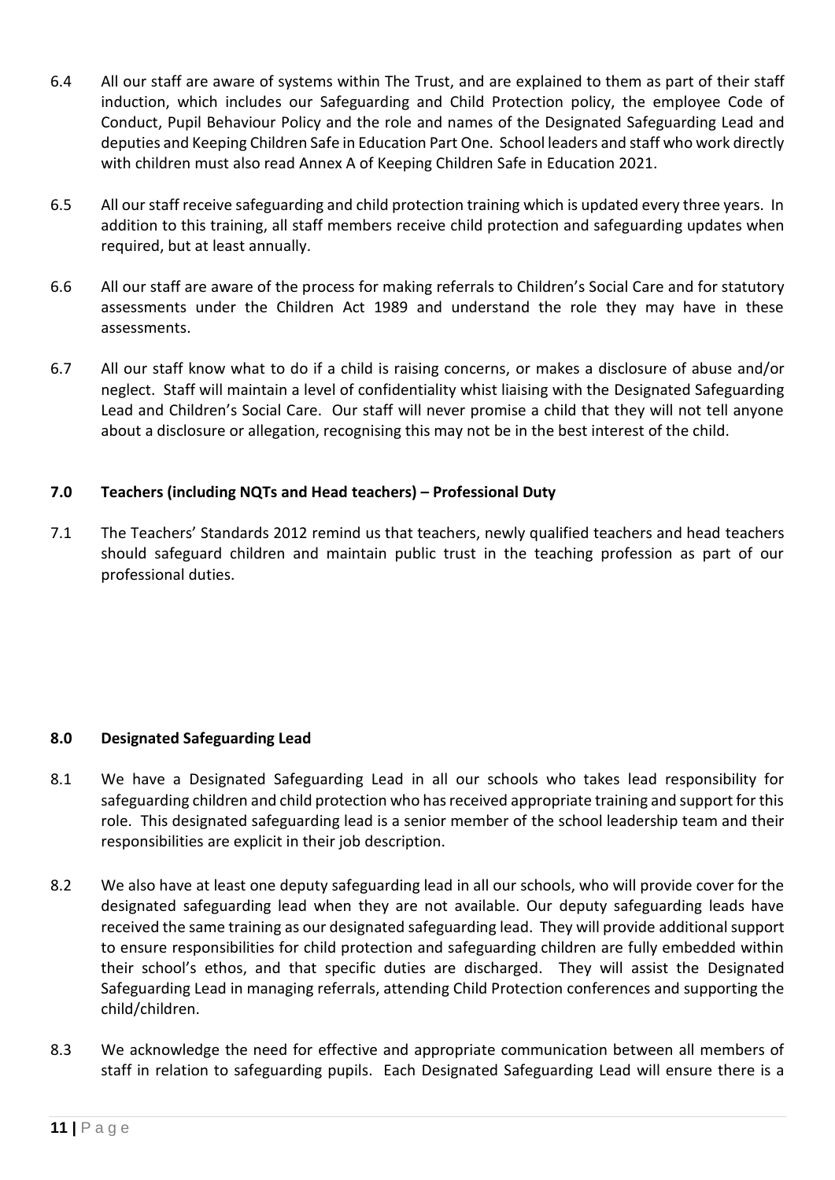6.4 All our staff are aware of systems within The Trust, and are explained to them as part of their staff induction, which includes our Safeguarding and Child Protection policy, the employee Code of Conduct, Pupil Behaviour Policy and the role and names of the Designated Safeguarding Lead and deputies and Keeping Children Safe in Education Part One. School leaders and staff who work directly with children must also read Annex A of Keeping Children Safe in Education 2021.

6.5 All our staff receive safeguarding and child protection training which is updated every three years. In addition to this training, all staff members receive child protection and safeguarding updates when required, but at least annually.

6.6 All our staff are aware of the process for making referrals to Children's Social Care and for statutory assessments under the Children Act 1989 and understand the role they may have in these assessments.

6.7 All our staff know what to do if a child is raising concerns, or makes a disclosure of abuse and/or neglect. Staff will maintain a level of confidentiality whist liaising with the Designated Safeguarding Lead and Children's Social Care. Our staff will never promise a child that they will not tell anyone about a disclosure or allegation, recognising this may not be in the best interest of the child.

## 7.0 Teachers (including NQTs and Head teachers) – Professional Duty

7.1 The Teachers' Standards 2012 remind us that teachers, newly qualified teachers and head teachers should safeguard children and maintain public trust in the teaching profession as part of our professional duties.

## 8.0 Designated Safeguarding Lead

8.1 We have a Designated Safeguarding Lead in all our schools who takes lead responsibility for safeguarding children and child protection who has received appropriate training and support for this role. This designated safeguarding lead is a senior member of the school leadership team and their responsibilities are explicit in their job description.

8.2 We also have at least one deputy safeguarding lead in all our schools, who will provide cover for the designated safeguarding lead when they are not available. Our deputy safeguarding leads have received the same training as our designated safeguarding lead. They will provide additional support to ensure responsibilities for child protection and safeguarding children are fully embedded within their school's ethos, and that specific duties are discharged. They will assist the Designated Safeguarding Lead in managing referrals, attending Child Protection conferences and supporting the child/children.

8.3 We acknowledge the need for effective and appropriate communication between all members of staff in relation to safeguarding pupils. Each Designated Safeguarding Lead will ensure there is a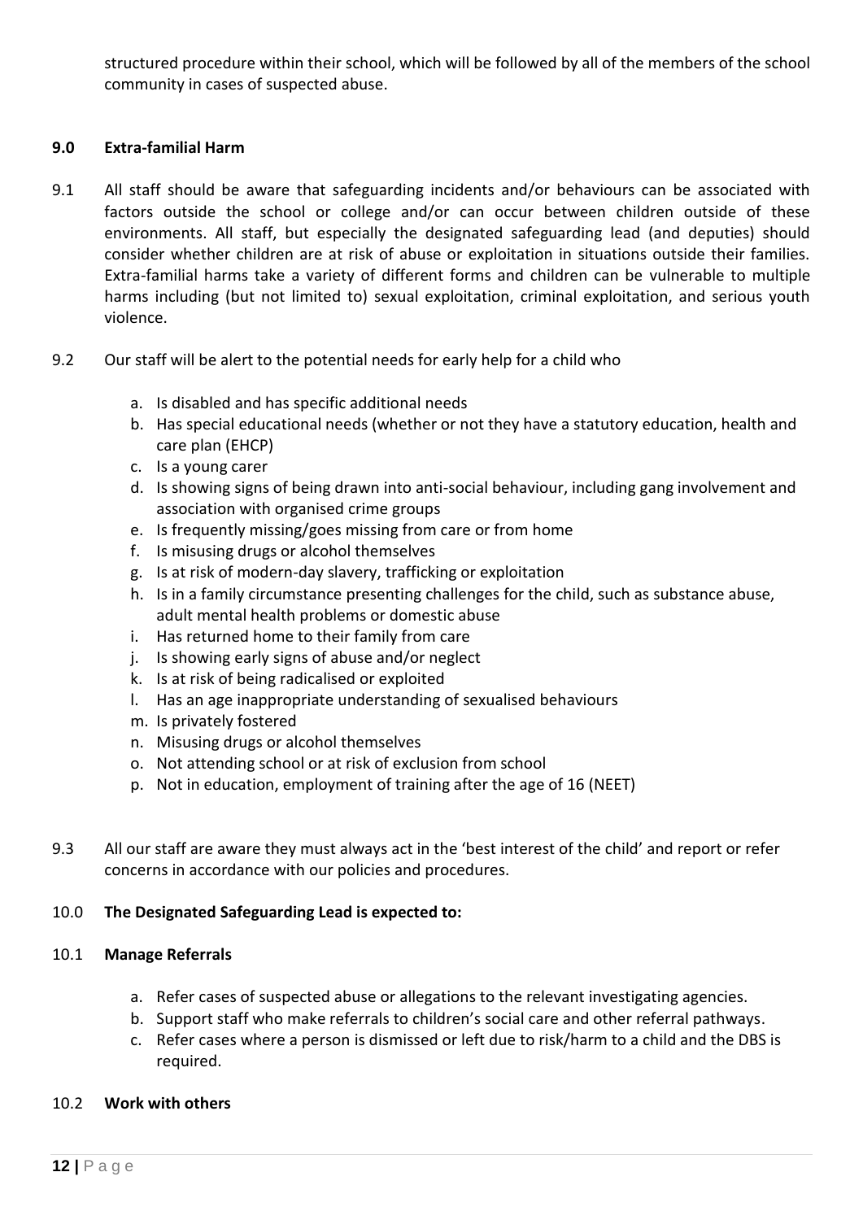structured procedure within their school, which will be followed by all of the members of the school community in cases of suspected abuse.

## 9.0 Extra-familial Harm

9.1 All staff should be aware that safeguarding incidents and/or behaviours can be associated with factors outside the school or college and/or can occur between children outside of these environments. All staff, but especially the designated safeguarding lead (and deputies) should consider whether children are at risk of abuse or exploitation in situations outside their families. Extra-familial harms take a variety of different forms and children can be vulnerable to multiple harms including (but not limited to) sexual exploitation, criminal exploitation, and serious youth violence.

9.2 Our staff will be alert to the potential needs for early help for a child who

a. Is disabled and has specific additional needs
b. Has special educational needs (whether or not they have a statutory education, health and care plan (EHCP)
c. Is a young carer
d. Is showing signs of being drawn into anti-social behaviour, including gang involvement and association with organised crime groups
e. Is frequently missing/goes missing from care or from home
f. Is misusing drugs or alcohol themselves
g. Is at risk of modern-day slavery, trafficking or exploitation
h. Is in a family circumstance presenting challenges for the child, such as substance abuse, adult mental health problems or domestic abuse
i. Has returned home to their family from care
j. Is showing early signs of abuse and/or neglect
k. Is at risk of being radicalised or exploited
l. Has an age inappropriate understanding of sexualised behaviours
m. Is privately fostered
n. Misusing drugs or alcohol themselves
o. Not attending school or at risk of exclusion from school
p. Not in education, employment of training after the age of 16 (NEET)

9.3 All our staff are aware they must always act in the 'best interest of the child' and report or refer concerns in accordance with our policies and procedures.

## 10.0 The Designated Safeguarding Lead is expected to:

### 10.1 Manage Referrals

a. Refer cases of suspected abuse or allegations to the relevant investigating agencies.
b. Support staff who make referrals to children's social care and other referral pathways.
c. Refer cases where a person is dismissed or left due to risk/harm to a child and the DBS is required.

### 10.2 Work with others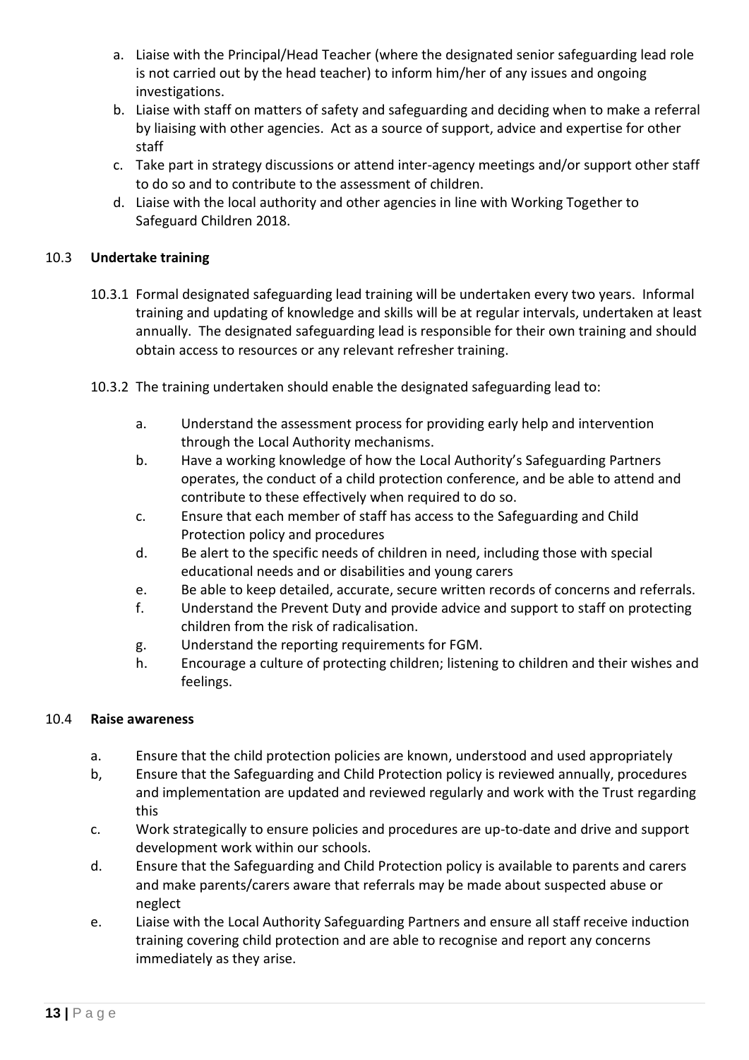a. Liaise with the Principal/Head Teacher (where the designated senior safeguarding lead role is not carried out by the head teacher) to inform him/her of any issues and ongoing investigations.
b. Liaise with staff on matters of safety and safeguarding and deciding when to make a referral by liaising with other agencies. Act as a source of support, advice and expertise for other staff
c. Take part in strategy discussions or attend inter-agency meetings and/or support other staff to do so and to contribute to the assessment of children.
d. Liaise with the local authority and other agencies in line with Working Together to Safeguard Children 2018.

10.3 **Undertake training**

10.3.1 Formal designated safeguarding lead training will be undertaken every two years. Informal training and updating of knowledge and skills will be at regular intervals, undertaken at least annually. The designated safeguarding lead is responsible for their own training and should obtain access to resources or any relevant refresher training.

10.3.2 The training undertaken should enable the designated safeguarding lead to:

a. Understand the assessment process for providing early help and intervention through the Local Authority mechanisms.
b. Have a working knowledge of how the Local Authority's Safeguarding Partners operates, the conduct of a child protection conference, and be able to attend and contribute to these effectively when required to do so.
c. Ensure that each member of staff has access to the Safeguarding and Child Protection policy and procedures
d. Be alert to the specific needs of children in need, including those with special educational needs and or disabilities and young carers
e. Be able to keep detailed, accurate, secure written records of concerns and referrals.
f. Understand the Prevent Duty and provide advice and support to staff on protecting children from the risk of radicalisation.
g. Understand the reporting requirements for FGM.
h. Encourage a culture of protecting children; listening to children and their wishes and feelings.

10.4 **Raise awareness**

a. Ensure that the child protection policies are known, understood and used appropriately
b, Ensure that the Safeguarding and Child Protection policy is reviewed annually, procedures and implementation are updated and reviewed regularly and work with the Trust regarding this
c. Work strategically to ensure policies and procedures are up-to-date and drive and support development work within our schools.
d. Ensure that the Safeguarding and Child Protection policy is available to parents and carers and make parents/carers aware that referrals may be made about suspected abuse or neglect
e. Liaise with the Local Authority Safeguarding Partners and ensure all staff receive induction training covering child protection and are able to recognise and report any concerns immediately as they arise.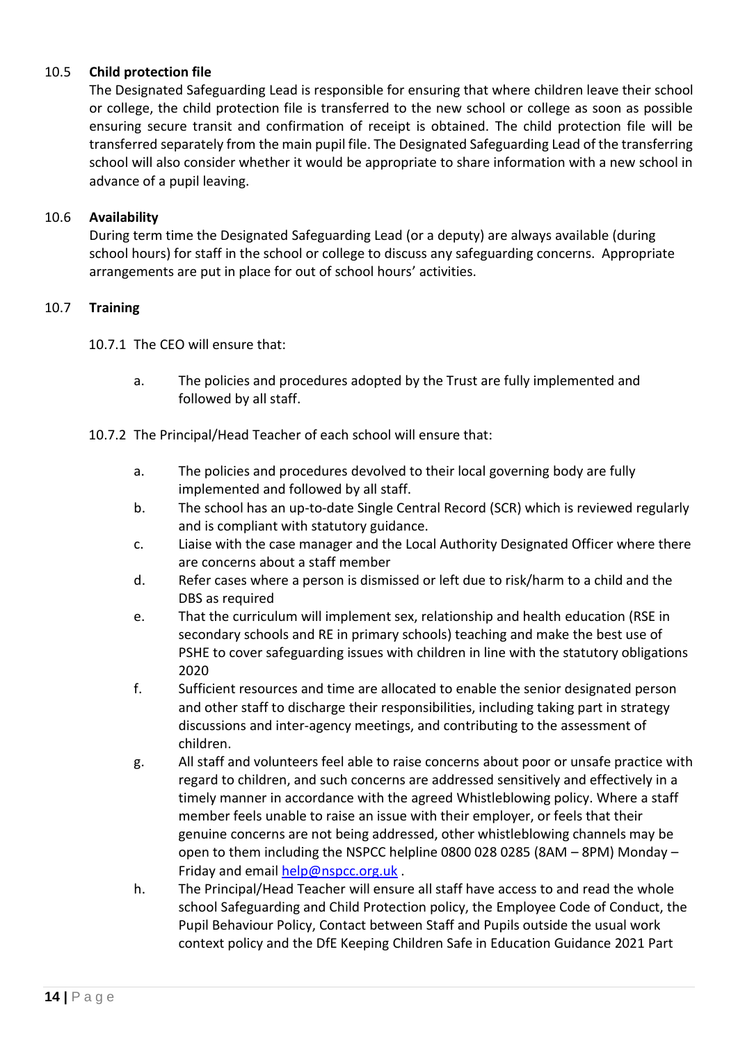### 10.5 Child protection file

The Designated Safeguarding Lead is responsible for ensuring that where children leave their school or college, the child protection file is transferred to the new school or college as soon as possible ensuring secure transit and confirmation of receipt is obtained. The child protection file will be transferred separately from the main pupil file. The Designated Safeguarding Lead of the transferring school will also consider whether it would be appropriate to share information with a new school in advance of a pupil leaving.

### 10.6 Availability

During term time the Designated Safeguarding Lead (or a deputy) are always available (during school hours) for staff in the school or college to discuss any safeguarding concerns. Appropriate arrangements are put in place for out of school hours' activities.

### 10.7 Training

10.7.1 The CEO will ensure that:

a. The policies and procedures adopted by the Trust are fully implemented and followed by all staff.

10.7.2 The Principal/Head Teacher of each school will ensure that:

a. The policies and procedures devolved to their local governing body are fully implemented and followed by all staff.
b. The school has an up-to-date Single Central Record (SCR) which is reviewed regularly and is compliant with statutory guidance.
c. Liaise with the case manager and the Local Authority Designated Officer where there are concerns about a staff member
d. Refer cases where a person is dismissed or left due to risk/harm to a child and the DBS as required
e. That the curriculum will implement sex, relationship and health education (RSE in secondary schools and RE in primary schools) teaching and make the best use of PSHE to cover safeguarding issues with children in line with the statutory obligations 2020
f. Sufficient resources and time are allocated to enable the senior designated person and other staff to discharge their responsibilities, including taking part in strategy discussions and inter-agency meetings, and contributing to the assessment of children.
g. All staff and volunteers feel able to raise concerns about poor or unsafe practice with regard to children, and such concerns are addressed sensitively and effectively in a timely manner in accordance with the agreed Whistleblowing policy. Where a staff member feels unable to raise an issue with their employer, or feels that their genuine concerns are not being addressed, other whistleblowing channels may be open to them including the NSPCC helpline 0800 028 0285 (8AM – 8PM) Monday – Friday and email [help@nspcc.org.uk](mailto:help@nspcc.org.uk) .
h. The Principal/Head Teacher will ensure all staff have access to and read the whole school Safeguarding and Child Protection policy, the Employee Code of Conduct, the Pupil Behaviour Policy, Contact between Staff and Pupils outside the usual work context policy and the DfE Keeping Children Safe in Education Guidance 2021 Part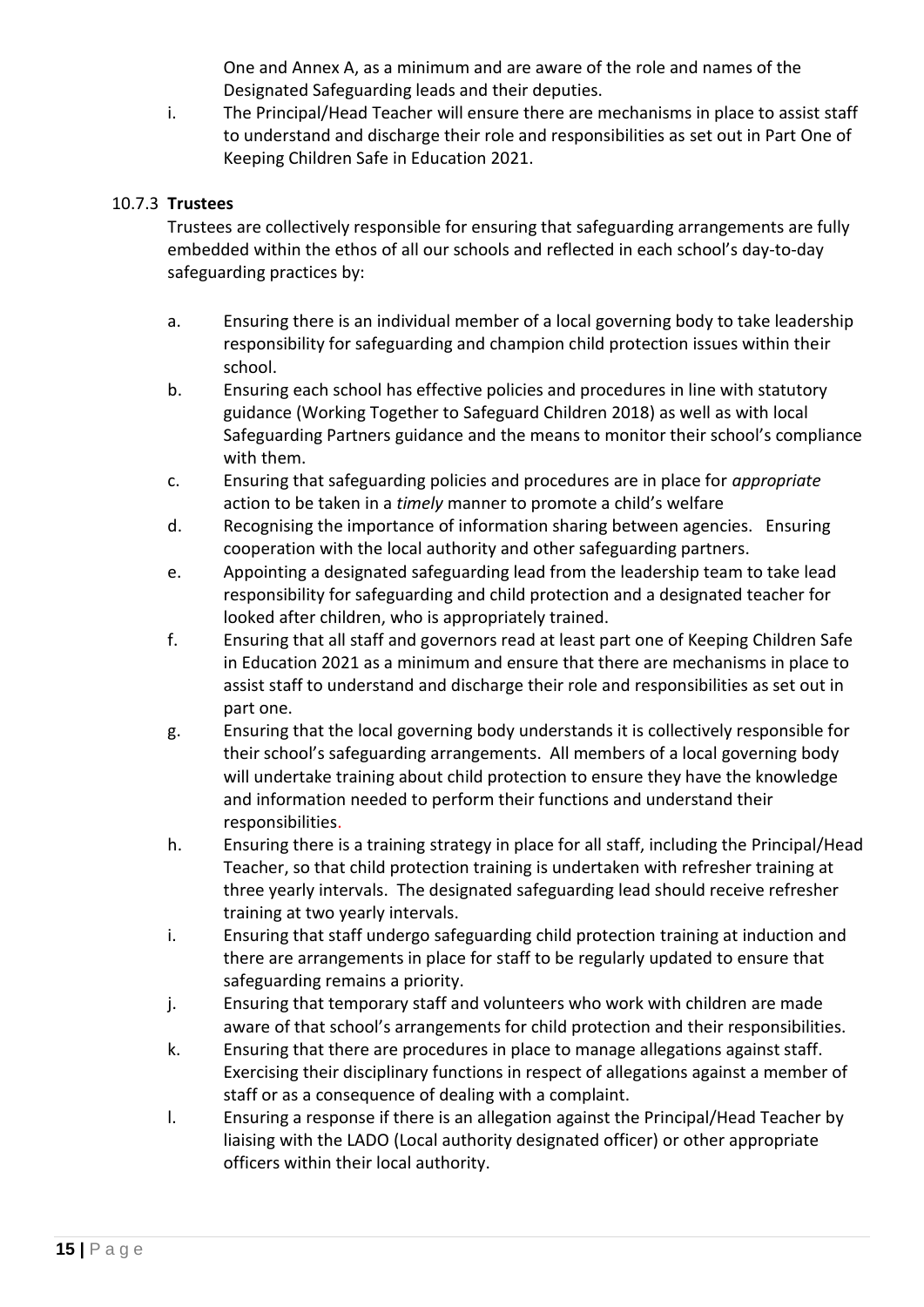One and Annex A, as a minimum and are aware of the role and names of the Designated Safeguarding leads and their deputies.

i. The Principal/Head Teacher will ensure there are mechanisms in place to assist staff to understand and discharge their role and responsibilities as set out in Part One of Keeping Children Safe in Education 2021.

#### 10.7.3 **Trustees**

Trustees are collectively responsible for ensuring that safeguarding arrangements are fully embedded within the ethos of all our schools and reflected in each school's day-to-day safeguarding practices by:

a. Ensuring there is an individual member of a local governing body to take leadership responsibility for safeguarding and champion child protection issues within their school.

b. Ensuring each school has effective policies and procedures in line with statutory guidance (Working Together to Safeguard Children 2018) as well as with local Safeguarding Partners guidance and the means to monitor their school's compliance with them.

c. Ensuring that safeguarding policies and procedures are in place for *appropriate* action to be taken in a *timely* manner to promote a child's welfare

d. Recognising the importance of information sharing between agencies. Ensuring cooperation with the local authority and other safeguarding partners.

e. Appointing a designated safeguarding lead from the leadership team to take lead responsibility for safeguarding and child protection and a designated teacher for looked after children, who is appropriately trained.

f. Ensuring that all staff and governors read at least part one of Keeping Children Safe in Education 2021 as a minimum and ensure that there are mechanisms in place to assist staff to understand and discharge their role and responsibilities as set out in part one.

g. Ensuring that the local governing body understands it is collectively responsible for their school's safeguarding arrangements. All members of a local governing body will undertake training about child protection to ensure they have the knowledge and information needed to perform their functions and understand their responsibilities.

h. Ensuring there is a training strategy in place for all staff, including the Principal/Head Teacher, so that child protection training is undertaken with refresher training at three yearly intervals. The designated safeguarding lead should receive refresher training at two yearly intervals.

i. Ensuring that staff undergo safeguarding child protection training at induction and there are arrangements in place for staff to be regularly updated to ensure that safeguarding remains a priority.

j. Ensuring that temporary staff and volunteers who work with children are made aware of that school's arrangements for child protection and their responsibilities.

k. Ensuring that there are procedures in place to manage allegations against staff. Exercising their disciplinary functions in respect of allegations against a member of staff or as a consequence of dealing with a complaint.

l. Ensuring a response if there is an allegation against the Principal/Head Teacher by liaising with the LADO (Local authority designated officer) or other appropriate officers within their local authority.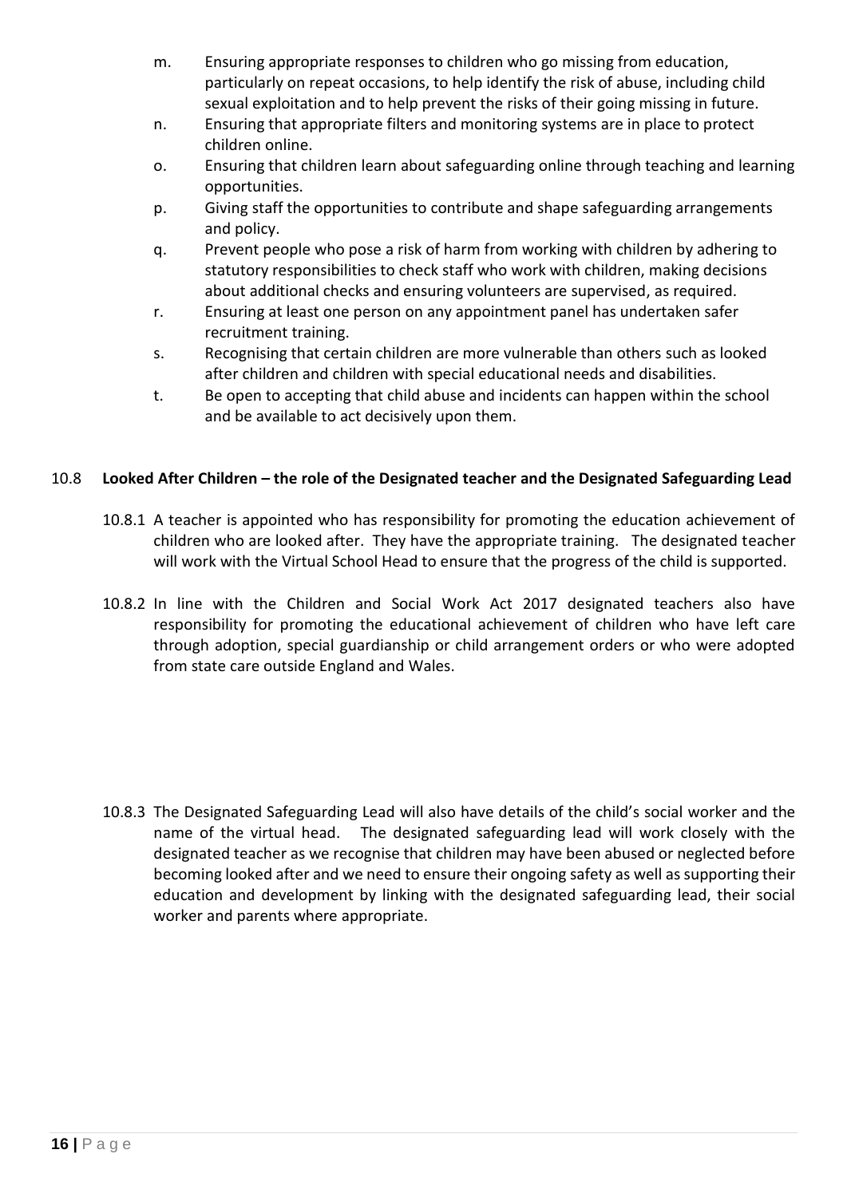m. Ensuring appropriate responses to children who go missing from education, particularly on repeat occasions, to help identify the risk of abuse, including child sexual exploitation and to help prevent the risks of their going missing in future.

n. Ensuring that appropriate filters and monitoring systems are in place to protect children online.

o. Ensuring that children learn about safeguarding online through teaching and learning opportunities.

p. Giving staff the opportunities to contribute and shape safeguarding arrangements and policy.

q. Prevent people who pose a risk of harm from working with children by adhering to statutory responsibilities to check staff who work with children, making decisions about additional checks and ensuring volunteers are supervised, as required.

r. Ensuring at least one person on any appointment panel has undertaken safer recruitment training.

s. Recognising that certain children are more vulnerable than others such as looked after children and children with special educational needs and disabilities.

t. Be open to accepting that child abuse and incidents can happen within the school and be available to act decisively upon them.

## 10.8 Looked After Children – the role of the Designated teacher and the Designated Safeguarding Lead

10.8.1 A teacher is appointed who has responsibility for promoting the education achievement of children who are looked after. They have the appropriate training. The designated teacher will work with the Virtual School Head to ensure that the progress of the child is supported.

10.8.2 In line with the Children and Social Work Act 2017 designated teachers also have responsibility for promoting the educational achievement of children who have left care through adoption, special guardianship or child arrangement orders or who were adopted from state care outside England and Wales.

10.8.3 The Designated Safeguarding Lead will also have details of the child's social worker and the name of the virtual head. The designated safeguarding lead will work closely with the designated teacher as we recognise that children may have been abused or neglected before becoming looked after and we need to ensure their ongoing safety as well as supporting their education and development by linking with the designated safeguarding lead, their social worker and parents where appropriate.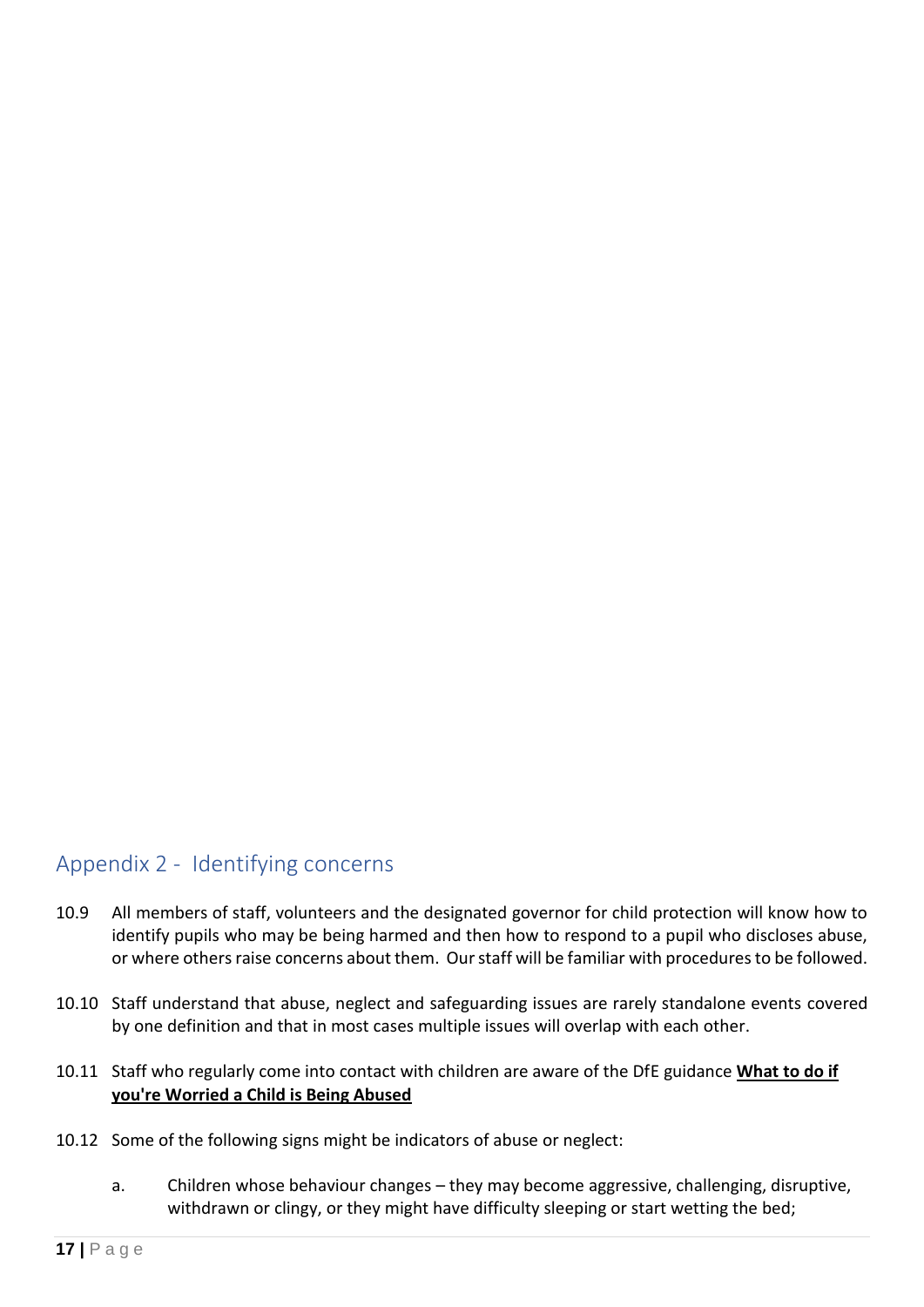## Appendix 2 - Identifying concerns

10.9 All members of staff, volunteers and the designated governor for child protection will know how to identify pupils who may be being harmed and then how to respond to a pupil who discloses abuse, or where others raise concerns about them. Our staff will be familiar with procedures to be followed.

10.10 Staff understand that abuse, neglect and safeguarding issues are rarely standalone events covered by one definition and that in most cases multiple issues will overlap with each other.

10.11 Staff who regularly come into contact with children are aware of the DfE guidance **What to do if you're Worried a Child is Being Abused**

10.12 Some of the following signs might be indicators of abuse or neglect:

a. Children whose behaviour changes – they may become aggressive, challenging, disruptive, withdrawn or clingy, or they might have difficulty sleeping or start wetting the bed;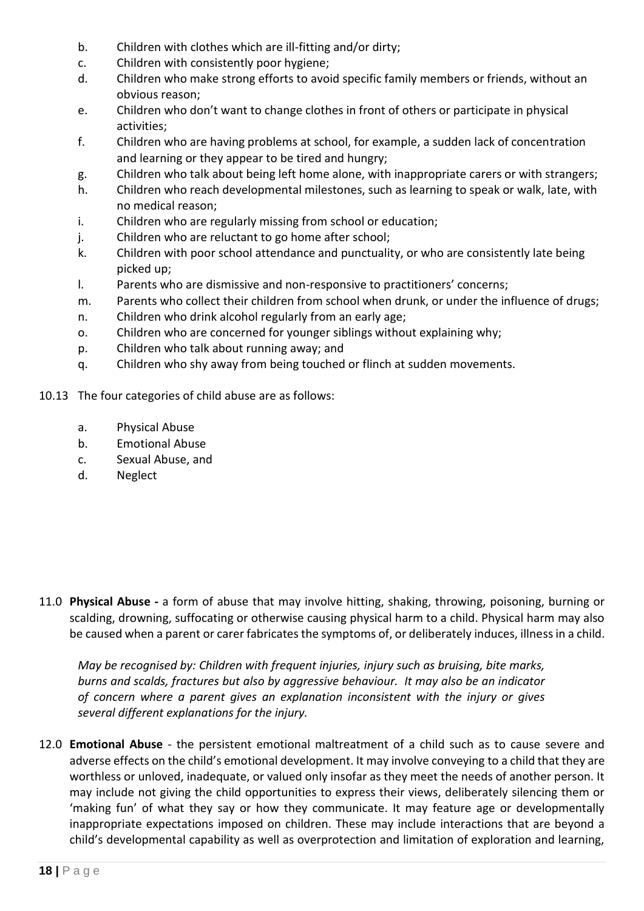b. Children with clothes which are ill-fitting and/or dirty;
c. Children with consistently poor hygiene;
d. Children who make strong efforts to avoid specific family members or friends, without an obvious reason;
e. Children who don't want to change clothes in front of others or participate in physical activities;
f. Children who are having problems at school, for example, a sudden lack of concentration and learning or they appear to be tired and hungry;
g. Children who talk about being left home alone, with inappropriate carers or with strangers;
h. Children who reach developmental milestones, such as learning to speak or walk, late, with no medical reason;
i. Children who are regularly missing from school or education;
j. Children who are reluctant to go home after school;
k. Children with poor school attendance and punctuality, or who are consistently late being picked up;
l. Parents who are dismissive and non-responsive to practitioners' concerns;
m. Parents who collect their children from school when drunk, or under the influence of drugs;
n. Children who drink alcohol regularly from an early age;
o. Children who are concerned for younger siblings without explaining why;
p. Children who talk about running away; and
q. Children who shy away from being touched or flinch at sudden movements.

10.13 The four categories of child abuse are as follows:

a. Physical Abuse
b. Emotional Abuse
c. Sexual Abuse, and
d. Neglect

11.0 **Physical Abuse -** a form of abuse that may involve hitting, shaking, throwing, poisoning, burning or scalding, drowning, suffocating or otherwise causing physical harm to a child. Physical harm may also be caused when a parent or carer fabricates the symptoms of, or deliberately induces, illness in a child.

*May be recognised by: Children with frequent injuries, injury such as bruising, bite marks, burns and scalds, fractures but also by aggressive behaviour. It may also be an indicator of concern where a parent gives an explanation inconsistent with the injury or gives several different explanations for the injury.*

12.0 **Emotional Abuse** - the persistent emotional maltreatment of a child such as to cause severe and adverse effects on the child's emotional development. It may involve conveying to a child that they are worthless or unloved, inadequate, or valued only insofar as they meet the needs of another person. It may include not giving the child opportunities to express their views, deliberately silencing them or 'making fun' of what they say or how they communicate. It may feature age or developmentally inappropriate expectations imposed on children. These may include interactions that are beyond a child's developmental capability as well as overprotection and limitation of exploration and learning,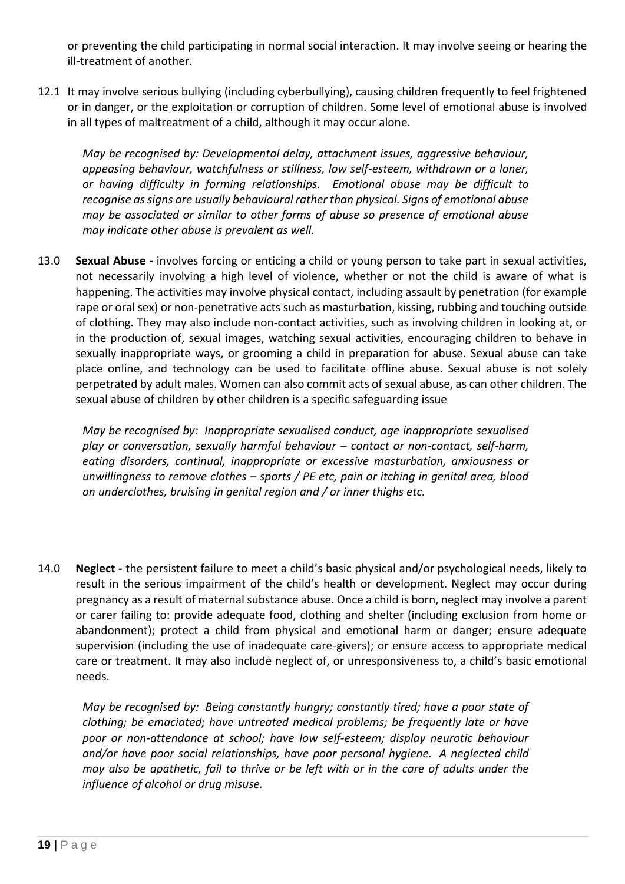or preventing the child participating in normal social interaction. It may involve seeing or hearing the ill-treatment of another.

12.1 It may involve serious bullying (including cyberbullying), causing children frequently to feel frightened or in danger, or the exploitation or corruption of children. Some level of emotional abuse is involved in all types of maltreatment of a child, although it may occur alone.

> *May be recognised by: Developmental delay, attachment issues, aggressive behaviour, appeasing behaviour, watchfulness or stillness, low self-esteem, withdrawn or a loner, or having difficulty in forming relationships. Emotional abuse may be difficult to recognise as signs are usually behavioural rather than physical. Signs of emotional abuse may be associated or similar to other forms of abuse so presence of emotional abuse may indicate other abuse is prevalent as well.*

13.0 **Sexual Abuse -** involves forcing or enticing a child or young person to take part in sexual activities, not necessarily involving a high level of violence, whether or not the child is aware of what is happening. The activities may involve physical contact, including assault by penetration (for example rape or oral sex) or non-penetrative acts such as masturbation, kissing, rubbing and touching outside of clothing. They may also include non-contact activities, such as involving children in looking at, or in the production of, sexual images, watching sexual activities, encouraging children to behave in sexually inappropriate ways, or grooming a child in preparation for abuse. Sexual abuse can take place online, and technology can be used to facilitate offline abuse. Sexual abuse is not solely perpetrated by adult males. Women can also commit acts of sexual abuse, as can other children. The sexual abuse of children by other children is a specific safeguarding issue

> *May be recognised by: Inappropriate sexualised conduct, age inappropriate sexualised play or conversation, sexually harmful behaviour – contact or non-contact, self-harm, eating disorders, continual, inappropriate or excessive masturbation, anxiousness or unwillingness to remove clothes – sports / PE etc, pain or itching in genital area, blood on underclothes, bruising in genital region and / or inner thighs etc.*

14.0 **Neglect -** the persistent failure to meet a child's basic physical and/or psychological needs, likely to result in the serious impairment of the child's health or development. Neglect may occur during pregnancy as a result of maternal substance abuse. Once a child is born, neglect may involve a parent or carer failing to: provide adequate food, clothing and shelter (including exclusion from home or abandonment); protect a child from physical and emotional harm or danger; ensure adequate supervision (including the use of inadequate care-givers); or ensure access to appropriate medical care or treatment. It may also include neglect of, or unresponsiveness to, a child's basic emotional needs.

> *May be recognised by: Being constantly hungry; constantly tired; have a poor state of clothing; be emaciated; have untreated medical problems; be frequently late or have poor or non-attendance at school; have low self-esteem; display neurotic behaviour and/or have poor social relationships, have poor personal hygiene. A neglected child may also be apathetic, fail to thrive or be left with or in the care of adults under the influence of alcohol or drug misuse.*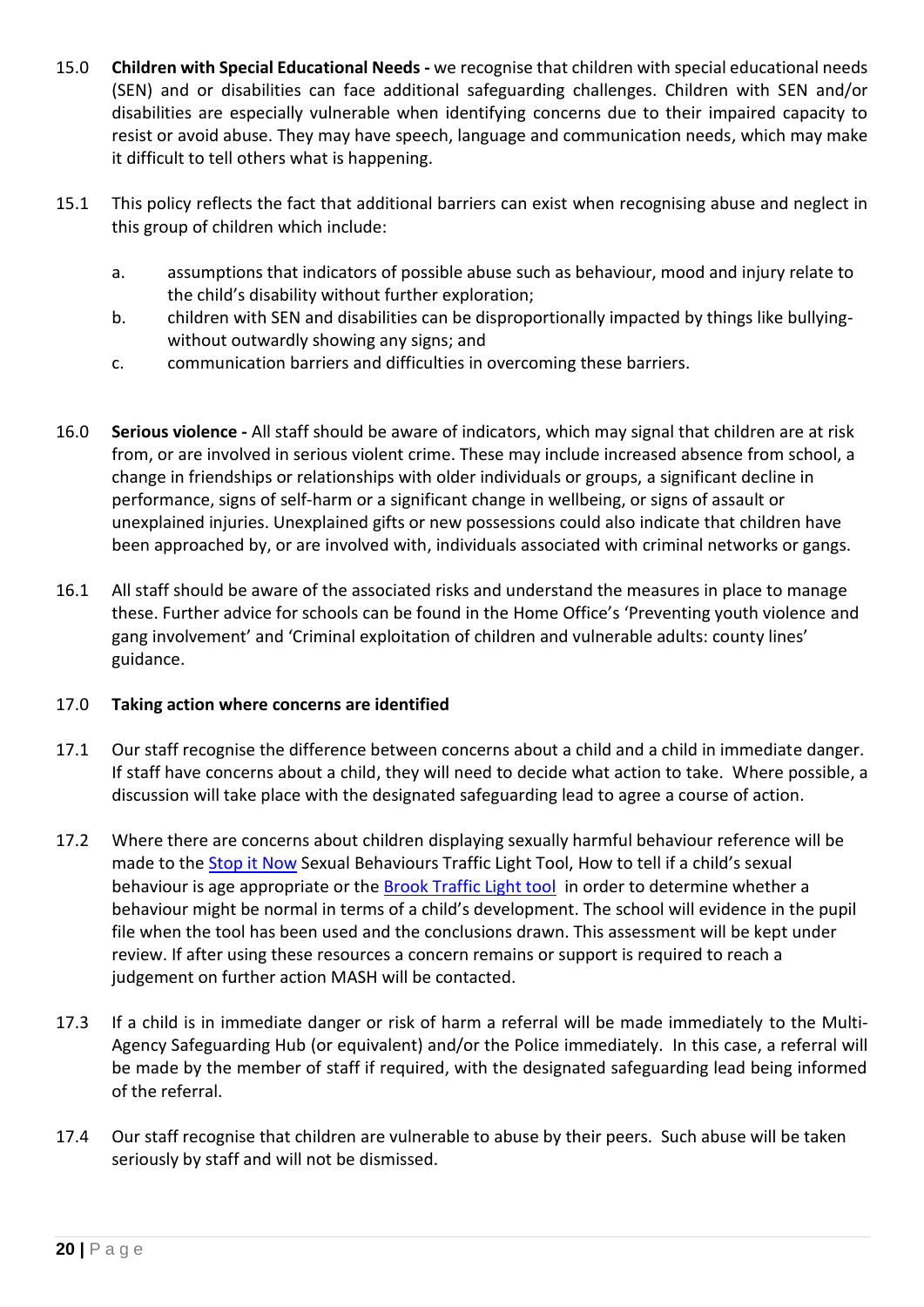15.0 **Children with Special Educational Needs -** we recognise that children with special educational needs (SEN) and or disabilities can face additional safeguarding challenges. Children with SEN and/or disabilities are especially vulnerable when identifying concerns due to their impaired capacity to resist or avoid abuse. They may have speech, language and communication needs, which may make it difficult to tell others what is happening.

15.1 This policy reflects the fact that additional barriers can exist when recognising abuse and neglect in this group of children which include:

a. assumptions that indicators of possible abuse such as behaviour, mood and injury relate to the child's disability without further exploration;

b. children with SEN and disabilities can be disproportionally impacted by things like bullying- without outwardly showing any signs; and

c. communication barriers and difficulties in overcoming these barriers.

16.0 **Serious violence -** All staff should be aware of indicators, which may signal that children are at risk from, or are involved in serious violent crime. These may include increased absence from school, a change in friendships or relationships with older individuals or groups, a significant decline in performance, signs of self-harm or a significant change in wellbeing, or signs of assault or unexplained injuries. Unexplained gifts or new possessions could also indicate that children have been approached by, or are involved with, individuals associated with criminal networks or gangs.

16.1 All staff should be aware of the associated risks and understand the measures in place to manage these. Further advice for schools can be found in the Home Office's 'Preventing youth violence and gang involvement' and 'Criminal exploitation of children and vulnerable adults: county lines' guidance.

17.0 **Taking action where concerns are identified**

17.1 Our staff recognise the difference between concerns about a child and a child in immediate danger. If staff have concerns about a child, they will need to decide what action to take. Where possible, a discussion will take place with the designated safeguarding lead to agree a course of action.

17.2 Where there are concerns about children displaying sexually harmful behaviour reference will be made to the Stop it Now Sexual Behaviours Traffic Light Tool, How to tell if a child's sexual behaviour is age appropriate or the Brook Traffic Light tool in order to determine whether a behaviour might be normal in terms of a child's development. The school will evidence in the pupil file when the tool has been used and the conclusions drawn. This assessment will be kept under review. If after using these resources a concern remains or support is required to reach a judgement on further action MASH will be contacted.

17.3 If a child is in immediate danger or risk of harm a referral will be made immediately to the Multi-Agency Safeguarding Hub (or equivalent) and/or the Police immediately. In this case, a referral will be made by the member of staff if required, with the designated safeguarding lead being informed of the referral.

17.4 Our staff recognise that children are vulnerable to abuse by their peers. Such abuse will be taken seriously by staff and will not be dismissed.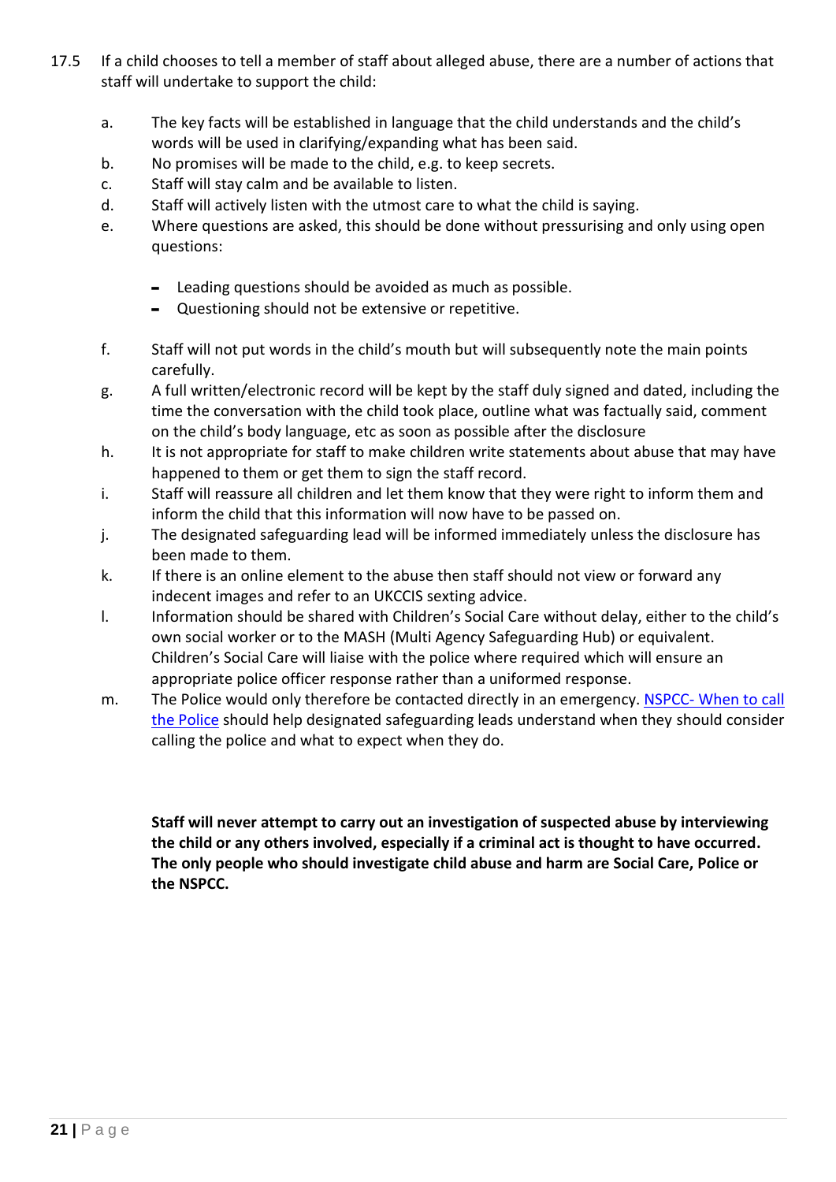17.5 If a child chooses to tell a member of staff about alleged abuse, there are a number of actions that staff will undertake to support the child:

a. The key facts will be established in language that the child understands and the child's words will be used in clarifying/expanding what has been said.

b. No promises will be made to the child, e.g. to keep secrets.

c. Staff will stay calm and be available to listen.

d. Staff will actively listen with the utmost care to what the child is saying.

e. Where questions are asked, this should be done without pressurising and only using open questions:

   - Leading questions should be avoided as much as possible.
   - Questioning should not be extensive or repetitive.

f. Staff will not put words in the child's mouth but will subsequently note the main points carefully.

g. A full written/electronic record will be kept by the staff duly signed and dated, including the time the conversation with the child took place, outline what was factually said, comment on the child's body language, etc as soon as possible after the disclosure

h. It is not appropriate for staff to make children write statements about abuse that may have happened to them or get them to sign the staff record.

i. Staff will reassure all children and let them know that they were right to inform them and inform the child that this information will now have to be passed on.

j. The designated safeguarding lead will be informed immediately unless the disclosure has been made to them.

k. If there is an online element to the abuse then staff should not view or forward any indecent images and refer to an UKCCIS sexting advice.

l. Information should be shared with Children's Social Care without delay, either to the child's own social worker or to the MASH (Multi Agency Safeguarding Hub) or equivalent. Children's Social Care will liaise with the police where required which will ensure an appropriate police officer response rather than a uniformed response.

m. The Police would only therefore be contacted directly in an emergency. NSPCC- When to call the Police should help designated safeguarding leads understand when they should consider calling the police and what to expect when they do.

**Staff will never attempt to carry out an investigation of suspected abuse by interviewing the child or any others involved, especially if a criminal act is thought to have occurred. The only people who should investigate child abuse and harm are Social Care, Police or the NSPCC.**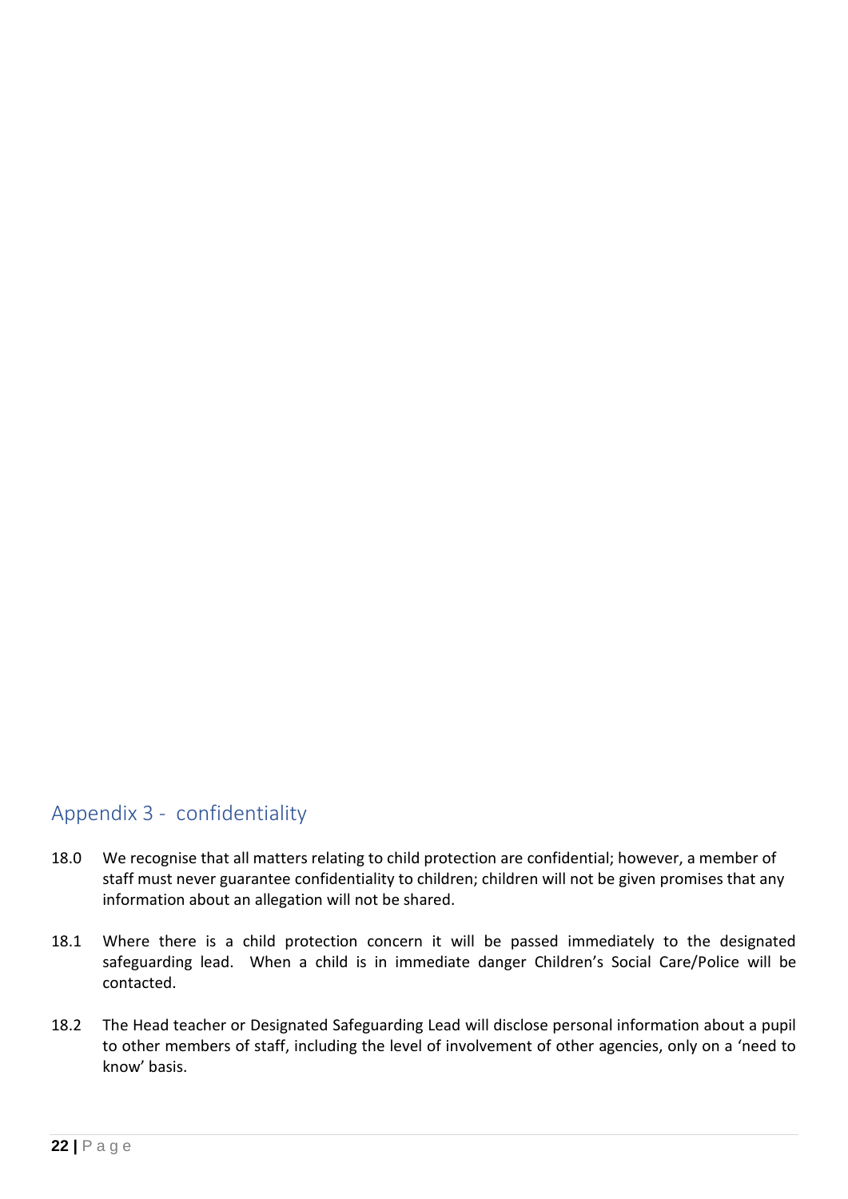## Appendix 3 - confidentiality

18.0 We recognise that all matters relating to child protection are confidential; however, a member of staff must never guarantee confidentiality to children; children will not be given promises that any information about an allegation will not be shared.

18.1 Where there is a child protection concern it will be passed immediately to the designated safeguarding lead. When a child is in immediate danger Children's Social Care/Police will be contacted.

18.2 The Head teacher or Designated Safeguarding Lead will disclose personal information about a pupil to other members of staff, including the level of involvement of other agencies, only on a 'need to know' basis.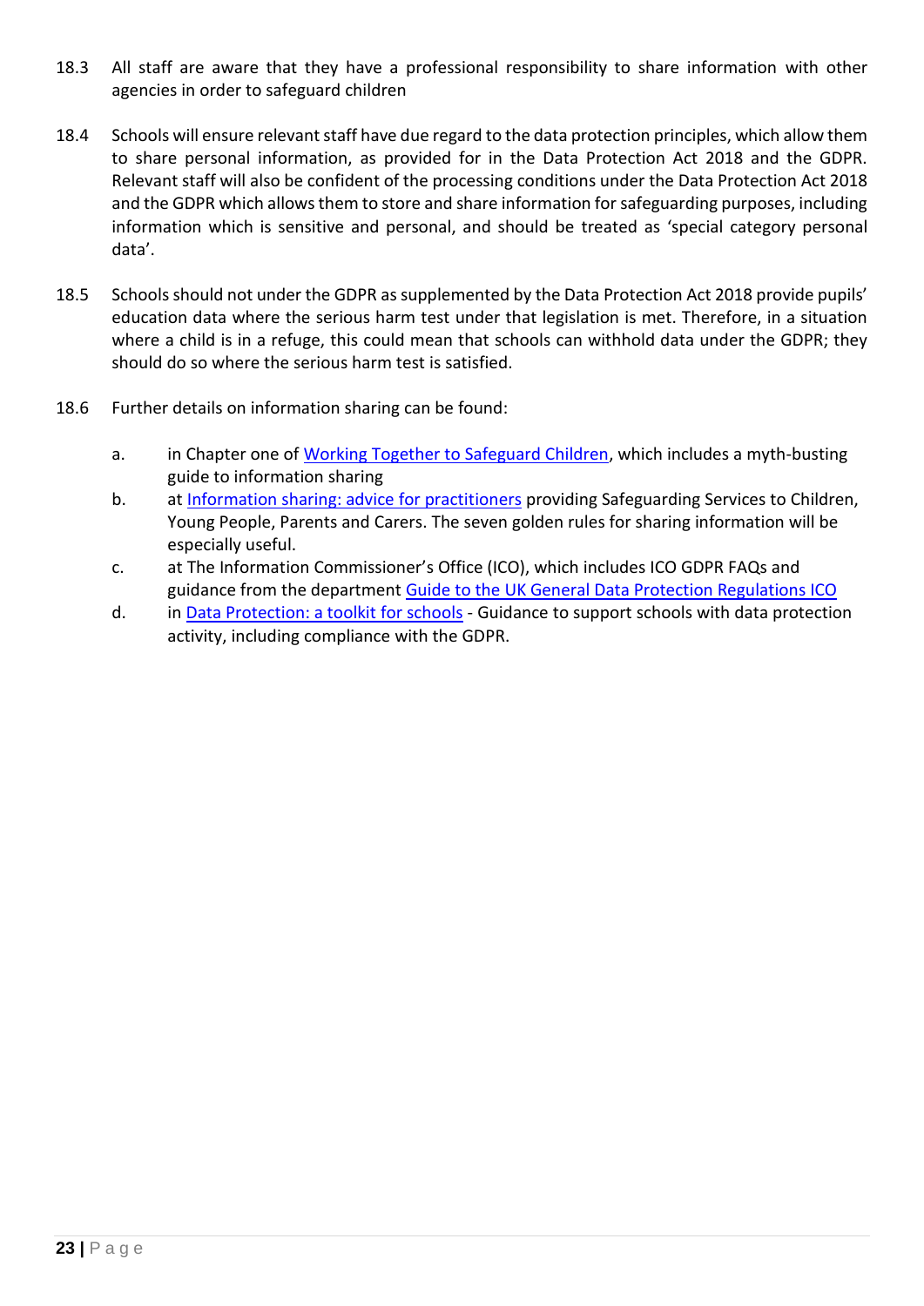18.3 All staff are aware that they have a professional responsibility to share information with other agencies in order to safeguard children

18.4 Schools will ensure relevant staff have due regard to the data protection principles, which allow them to share personal information, as provided for in the Data Protection Act 2018 and the GDPR. Relevant staff will also be confident of the processing conditions under the Data Protection Act 2018 and the GDPR which allows them to store and share information for safeguarding purposes, including information which is sensitive and personal, and should be treated as 'special category personal data'.

18.5 Schools should not under the GDPR as supplemented by the Data Protection Act 2018 provide pupils' education data where the serious harm test under that legislation is met. Therefore, in a situation where a child is in a refuge, this could mean that schools can withhold data under the GDPR; they should do so where the serious harm test is satisfied.

18.6 Further details on information sharing can be found:

a. in Chapter one of Working Together to Safeguard Children, which includes a myth-busting guide to information sharing
b. at Information sharing: advice for practitioners providing Safeguarding Services to Children, Young People, Parents and Carers. The seven golden rules for sharing information will be especially useful.
c. at The Information Commissioner's Office (ICO), which includes ICO GDPR FAQs and guidance from the department Guide to the UK General Data Protection Regulations ICO
d. in Data Protection: a toolkit for schools - Guidance to support schools with data protection activity, including compliance with the GDPR.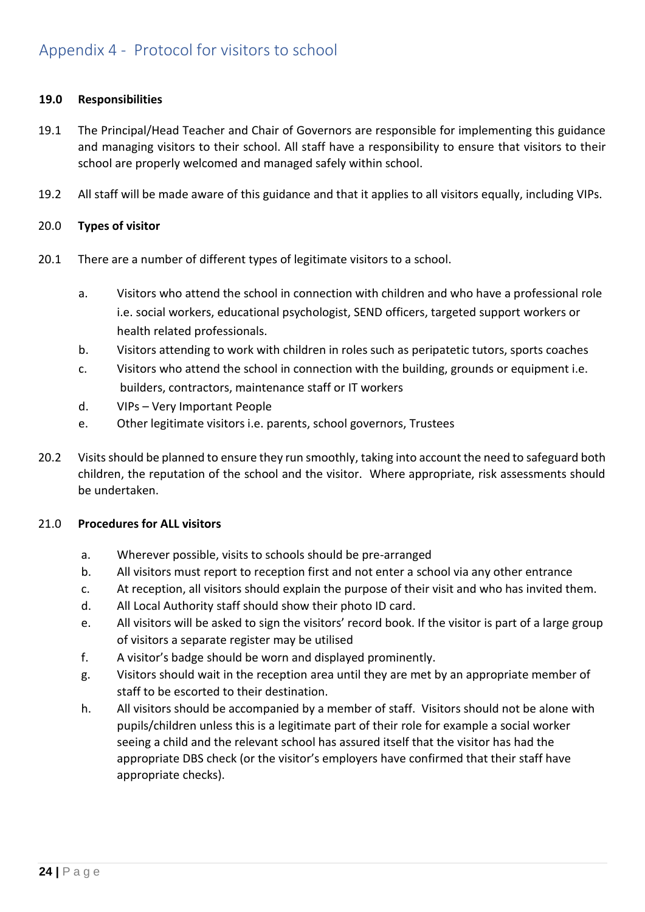## Appendix 4 - Protocol for visitors to school

**19.0 Responsibilities**

19.1 The Principal/Head Teacher and Chair of Governors are responsible for implementing this guidance and managing visitors to their school. All staff have a responsibility to ensure that visitors to their school are properly welcomed and managed safely within school.

19.2 All staff will be made aware of this guidance and that it applies to all visitors equally, including VIPs.

20.0 **Types of visitor**

20.1 There are a number of different types of legitimate visitors to a school.

a. Visitors who attend the school in connection with children and who have a professional role i.e. social workers, educational psychologist, SEND officers, targeted support workers or health related professionals.
b. Visitors attending to work with children in roles such as peripatetic tutors, sports coaches
c. Visitors who attend the school in connection with the building, grounds or equipment i.e. builders, contractors, maintenance staff or IT workers
d. VIPs – Very Important People
e. Other legitimate visitors i.e. parents, school governors, Trustees

20.2 Visits should be planned to ensure they run smoothly, taking into account the need to safeguard both children, the reputation of the school and the visitor. Where appropriate, risk assessments should be undertaken.

21.0 **Procedures for ALL visitors**

a. Wherever possible, visits to schools should be pre-arranged
b. All visitors must report to reception first and not enter a school via any other entrance
c. At reception, all visitors should explain the purpose of their visit and who has invited them.
d. All Local Authority staff should show their photo ID card.
e. All visitors will be asked to sign the visitors' record book. If the visitor is part of a large group of visitors a separate register may be utilised
f. A visitor's badge should be worn and displayed prominently.
g. Visitors should wait in the reception area until they are met by an appropriate member of staff to be escorted to their destination.
h. All visitors should be accompanied by a member of staff. Visitors should not be alone with pupils/children unless this is a legitimate part of their role for example a social worker seeing a child and the relevant school has assured itself that the visitor has had the appropriate DBS check (or the visitor's employers have confirmed that their staff have appropriate checks).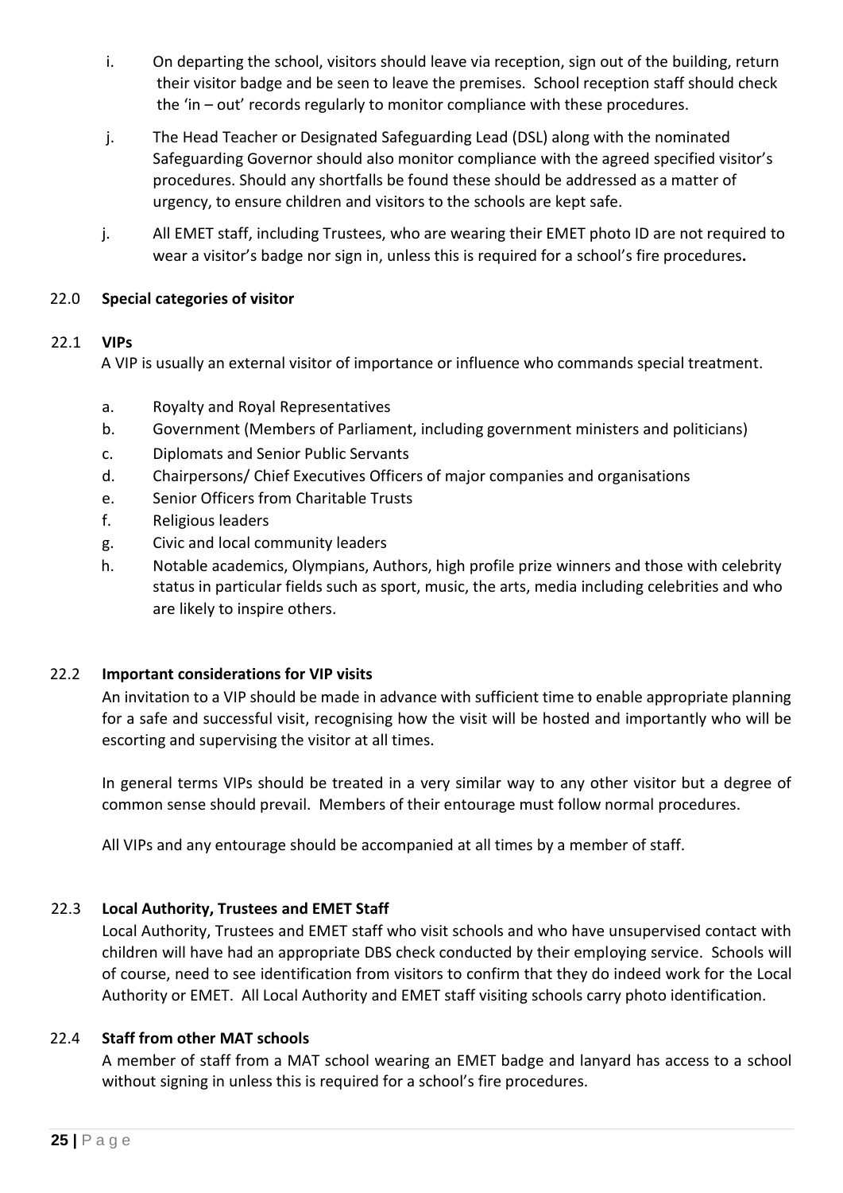i. On departing the school, visitors should leave via reception, sign out of the building, return their visitor badge and be seen to leave the premises. School reception staff should check the 'in – out' records regularly to monitor compliance with these procedures.

j. The Head Teacher or Designated Safeguarding Lead (DSL) along with the nominated Safeguarding Governor should also monitor compliance with the agreed specified visitor's procedures. Should any shortfalls be found these should be addressed as a matter of urgency, to ensure children and visitors to the schools are kept safe.

j. All EMET staff, including Trustees, who are wearing their EMET photo ID are not required to wear a visitor's badge nor sign in, unless this is required for a school's fire procedures**.**

## 22.0 Special categories of visitor

### 22.1 VIPs

A VIP is usually an external visitor of importance or influence who commands special treatment.

a. Royalty and Royal Representatives
b. Government (Members of Parliament, including government ministers and politicians)
c. Diplomats and Senior Public Servants
d. Chairpersons/ Chief Executives Officers of major companies and organisations
e. Senior Officers from Charitable Trusts
f. Religious leaders
g. Civic and local community leaders
h. Notable academics, Olympians, Authors, high profile prize winners and those with celebrity status in particular fields such as sport, music, the arts, media including celebrities and who are likely to inspire others.

### 22.2 Important considerations for VIP visits

An invitation to a VIP should be made in advance with sufficient time to enable appropriate planning for a safe and successful visit, recognising how the visit will be hosted and importantly who will be escorting and supervising the visitor at all times.

In general terms VIPs should be treated in a very similar way to any other visitor but a degree of common sense should prevail. Members of their entourage must follow normal procedures.

All VIPs and any entourage should be accompanied at all times by a member of staff.

### 22.3 Local Authority, Trustees and EMET Staff

Local Authority, Trustees and EMET staff who visit schools and who have unsupervised contact with children will have had an appropriate DBS check conducted by their employing service. Schools will of course, need to see identification from visitors to confirm that they do indeed work for the Local Authority or EMET. All Local Authority and EMET staff visiting schools carry photo identification.

### 22.4 Staff from other MAT schools

A member of staff from a MAT school wearing an EMET badge and lanyard has access to a school without signing in unless this is required for a school's fire procedures.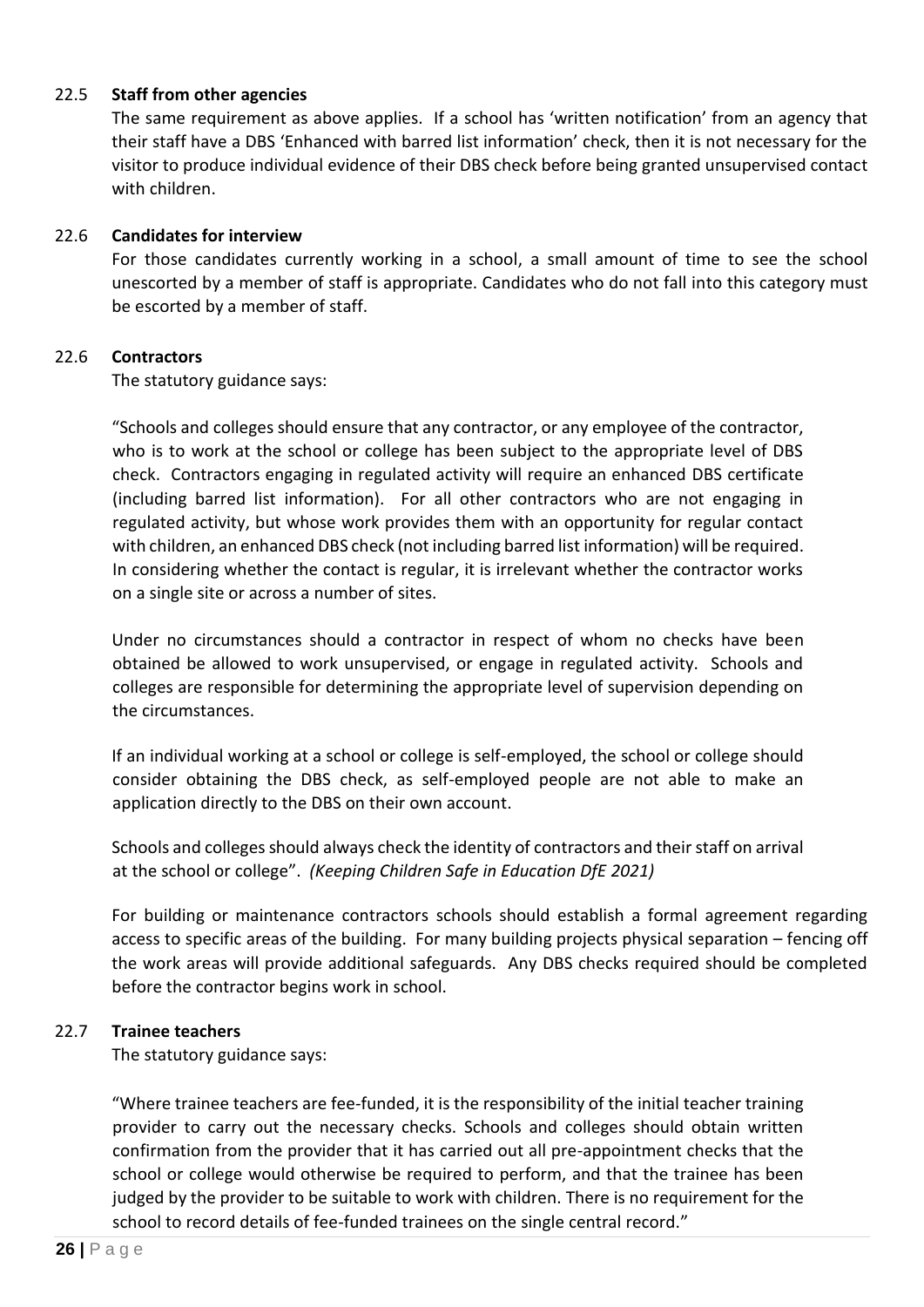### 22.5 Staff from other agencies

The same requirement as above applies. If a school has 'written notification' from an agency that their staff have a DBS 'Enhanced with barred list information' check, then it is not necessary for the visitor to produce individual evidence of their DBS check before being granted unsupervised contact with children.

### 22.6 Candidates for interview

For those candidates currently working in a school, a small amount of time to see the school unescorted by a member of staff is appropriate. Candidates who do not fall into this category must be escorted by a member of staff.

### 22.6 Contractors

The statutory guidance says:

> "Schools and colleges should ensure that any contractor, or any employee of the contractor, who is to work at the school or college has been subject to the appropriate level of DBS check. Contractors engaging in regulated activity will require an enhanced DBS certificate (including barred list information). For all other contractors who are not engaging in regulated activity, but whose work provides them with an opportunity for regular contact with children, an enhanced DBS check (not including barred list information) will be required. In considering whether the contact is regular, it is irrelevant whether the contractor works on a single site or across a number of sites.
>
> Under no circumstances should a contractor in respect of whom no checks have been obtained be allowed to work unsupervised, or engage in regulated activity. Schools and colleges are responsible for determining the appropriate level of supervision depending on the circumstances.
>
> If an individual working at a school or college is self-employed, the school or college should consider obtaining the DBS check, as self-employed people are not able to make an application directly to the DBS on their own account.
>
> Schools and colleges should always check the identity of contractors and their staff on arrival at the school or college". *(Keeping Children Safe in Education DfE 2021)*

For building or maintenance contractors schools should establish a formal agreement regarding access to specific areas of the building. For many building projects physical separation – fencing off the work areas will provide additional safeguards. Any DBS checks required should be completed before the contractor begins work in school.

### 22.7 Trainee teachers

The statutory guidance says:

> "Where trainee teachers are fee-funded, it is the responsibility of the initial teacher training provider to carry out the necessary checks. Schools and colleges should obtain written confirmation from the provider that it has carried out all pre-appointment checks that the school or college would otherwise be required to perform, and that the trainee has been judged by the provider to be suitable to work with children. There is no requirement for the school to record details of fee-funded trainees on the single central record."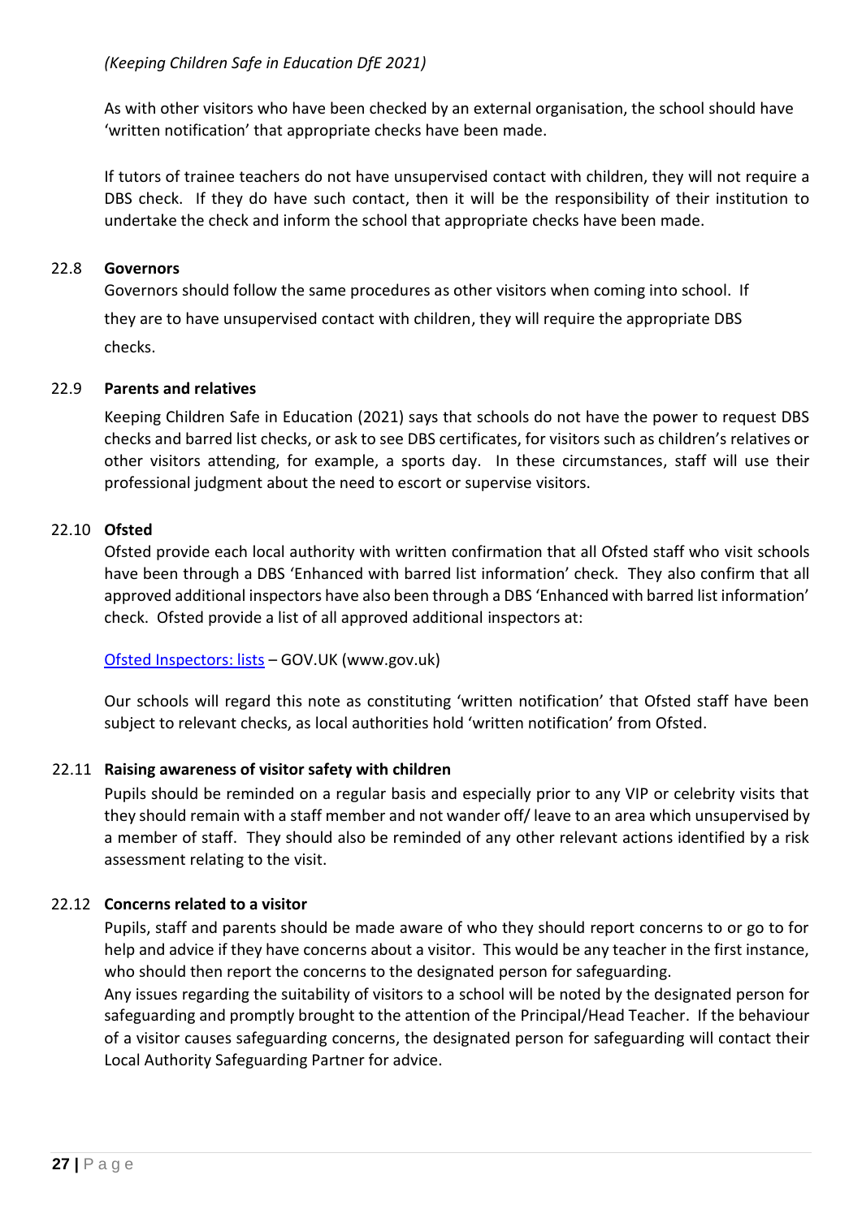*(Keeping Children Safe in Education DfE 2021)*

As with other visitors who have been checked by an external organisation, the school should have 'written notification' that appropriate checks have been made.

If tutors of trainee teachers do not have unsupervised contact with children, they will not require a DBS check. If they do have such contact, then it will be the responsibility of their institution to undertake the check and inform the school that appropriate checks have been made.

### 22.8 Governors

Governors should follow the same procedures as other visitors when coming into school. If they are to have unsupervised contact with children, they will require the appropriate DBS checks.

### 22.9 Parents and relatives

Keeping Children Safe in Education (2021) says that schools do not have the power to request DBS checks and barred list checks, or ask to see DBS certificates, for visitors such as children's relatives or other visitors attending, for example, a sports day. In these circumstances, staff will use their professional judgment about the need to escort or supervise visitors.

### 22.10 Ofsted

Ofsted provide each local authority with written confirmation that all Ofsted staff who visit schools have been through a DBS 'Enhanced with barred list information' check. They also confirm that all approved additional inspectors have also been through a DBS 'Enhanced with barred list information' check. Ofsted provide a list of all approved additional inspectors at:

Ofsted Inspectors: lists – GOV.UK (www.gov.uk)

Our schools will regard this note as constituting 'written notification' that Ofsted staff have been subject to relevant checks, as local authorities hold 'written notification' from Ofsted.

### 22.11 Raising awareness of visitor safety with children

Pupils should be reminded on a regular basis and especially prior to any VIP or celebrity visits that they should remain with a staff member and not wander off/ leave to an area which unsupervised by a member of staff. They should also be reminded of any other relevant actions identified by a risk assessment relating to the visit.

### 22.12 Concerns related to a visitor

Pupils, staff and parents should be made aware of who they should report concerns to or go to for help and advice if they have concerns about a visitor. This would be any teacher in the first instance, who should then report the concerns to the designated person for safeguarding.

Any issues regarding the suitability of visitors to a school will be noted by the designated person for safeguarding and promptly brought to the attention of the Principal/Head Teacher. If the behaviour of a visitor causes safeguarding concerns, the designated person for safeguarding will contact their Local Authority Safeguarding Partner for advice.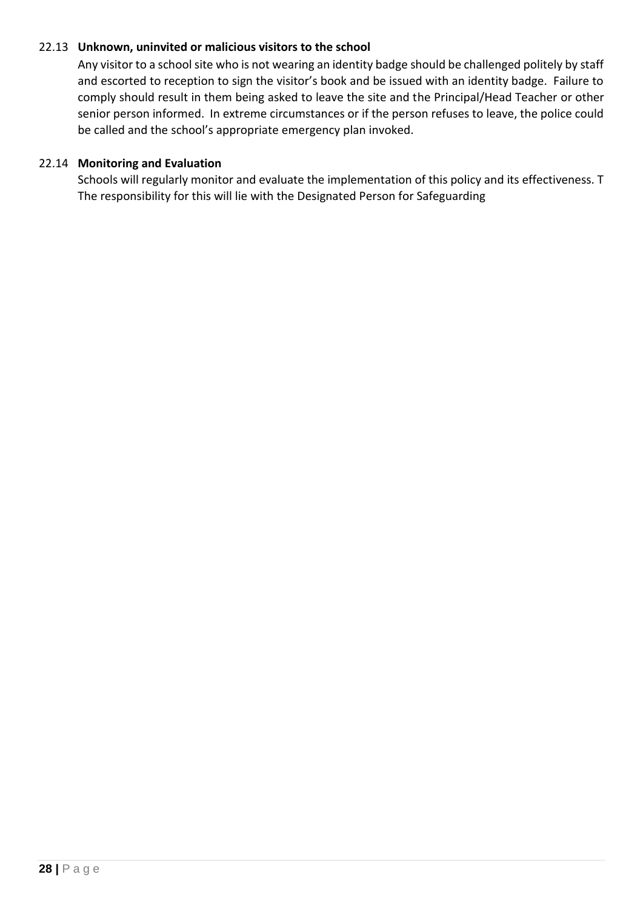### 22.13 Unknown, uninvited or malicious visitors to the school

Any visitor to a school site who is not wearing an identity badge should be challenged politely by staff and escorted to reception to sign the visitor's book and be issued with an identity badge. Failure to comply should result in them being asked to leave the site and the Principal/Head Teacher or other senior person informed. In extreme circumstances or if the person refuses to leave, the police could be called and the school's appropriate emergency plan invoked.

### 22.14 Monitoring and Evaluation

Schools will regularly monitor and evaluate the implementation of this policy and its effectiveness. T The responsibility for this will lie with the Designated Person for Safeguarding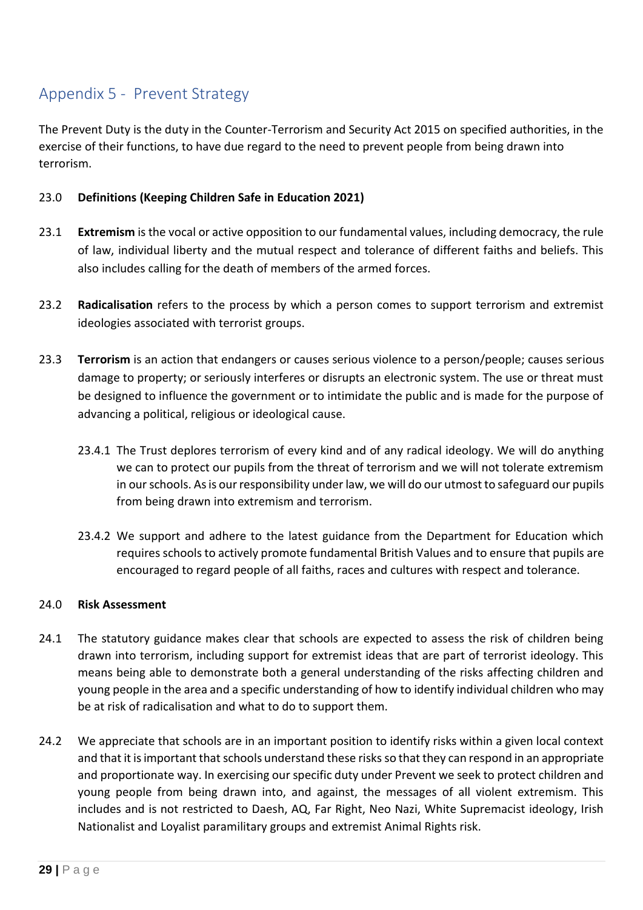## Appendix 5 - Prevent Strategy

The Prevent Duty is the duty in the Counter-Terrorism and Security Act 2015 on specified authorities, in the exercise of their functions, to have due regard to the need to prevent people from being drawn into terrorism.

23.0 **Definitions (Keeping Children Safe in Education 2021)**

23.1 **Extremism** is the vocal or active opposition to our fundamental values, including democracy, the rule of law, individual liberty and the mutual respect and tolerance of different faiths and beliefs. This also includes calling for the death of members of the armed forces.

23.2 **Radicalisation** refers to the process by which a person comes to support terrorism and extremist ideologies associated with terrorist groups.

23.3 **Terrorism** is an action that endangers or causes serious violence to a person/people; causes serious damage to property; or seriously interferes or disrupts an electronic system. The use or threat must be designed to influence the government or to intimidate the public and is made for the purpose of advancing a political, religious or ideological cause.

23.4.1 The Trust deplores terrorism of every kind and of any radical ideology. We will do anything we can to protect our pupils from the threat of terrorism and we will not tolerate extremism in our schools. As is our responsibility under law, we will do our utmost to safeguard our pupils from being drawn into extremism and terrorism.

23.4.2 We support and adhere to the latest guidance from the Department for Education which requires schools to actively promote fundamental British Values and to ensure that pupils are encouraged to regard people of all faiths, races and cultures with respect and tolerance.

24.0 **Risk Assessment**

24.1 The statutory guidance makes clear that schools are expected to assess the risk of children being drawn into terrorism, including support for extremist ideas that are part of terrorist ideology. This means being able to demonstrate both a general understanding of the risks affecting children and young people in the area and a specific understanding of how to identify individual children who may be at risk of radicalisation and what to do to support them.

24.2 We appreciate that schools are in an important position to identify risks within a given local context and that it is important that schools understand these risks so that they can respond in an appropriate and proportionate way. In exercising our specific duty under Prevent we seek to protect children and young people from being drawn into, and against, the messages of all violent extremism. This includes and is not restricted to Daesh, AQ, Far Right, Neo Nazi, White Supremacist ideology, Irish Nationalist and Loyalist paramilitary groups and extremist Animal Rights risk.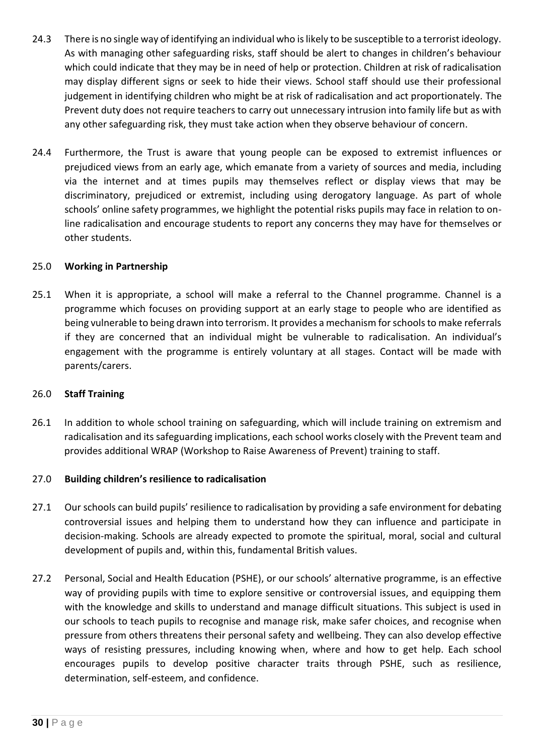24.3 There is no single way of identifying an individual who is likely to be susceptible to a terrorist ideology. As with managing other safeguarding risks, staff should be alert to changes in children's behaviour which could indicate that they may be in need of help or protection. Children at risk of radicalisation may display different signs or seek to hide their views. School staff should use their professional judgement in identifying children who might be at risk of radicalisation and act proportionately. The Prevent duty does not require teachers to carry out unnecessary intrusion into family life but as with any other safeguarding risk, they must take action when they observe behaviour of concern.

24.4 Furthermore, the Trust is aware that young people can be exposed to extremist influences or prejudiced views from an early age, which emanate from a variety of sources and media, including via the internet and at times pupils may themselves reflect or display views that may be discriminatory, prejudiced or extremist, including using derogatory language. As part of whole schools' online safety programmes, we highlight the potential risks pupils may face in relation to on-line radicalisation and encourage students to report any concerns they may have for themselves or other students.

## 25.0 Working in Partnership

25.1 When it is appropriate, a school will make a referral to the Channel programme. Channel is a programme which focuses on providing support at an early stage to people who are identified as being vulnerable to being drawn into terrorism. It provides a mechanism for schools to make referrals if they are concerned that an individual might be vulnerable to radicalisation. An individual's engagement with the programme is entirely voluntary at all stages. Contact will be made with parents/carers.

## 26.0 Staff Training

26.1 In addition to whole school training on safeguarding, which will include training on extremism and radicalisation and its safeguarding implications, each school works closely with the Prevent team and provides additional WRAP (Workshop to Raise Awareness of Prevent) training to staff.

## 27.0 Building children's resilience to radicalisation

27.1 Our schools can build pupils' resilience to radicalisation by providing a safe environment for debating controversial issues and helping them to understand how they can influence and participate in decision-making. Schools are already expected to promote the spiritual, moral, social and cultural development of pupils and, within this, fundamental British values.

27.2 Personal, Social and Health Education (PSHE), or our schools' alternative programme, is an effective way of providing pupils with time to explore sensitive or controversial issues, and equipping them with the knowledge and skills to understand and manage difficult situations. This subject is used in our schools to teach pupils to recognise and manage risk, make safer choices, and recognise when pressure from others threatens their personal safety and wellbeing. They can also develop effective ways of resisting pressures, including knowing when, where and how to get help. Each school encourages pupils to develop positive character traits through PSHE, such as resilience, determination, self-esteem, and confidence.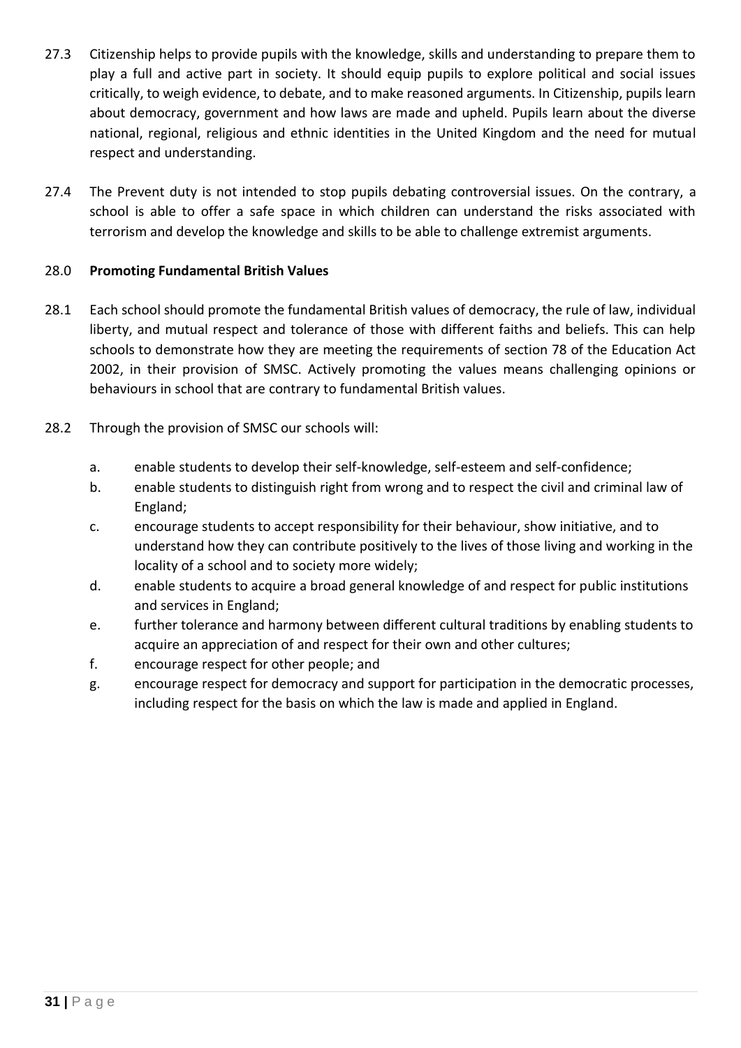27.3 Citizenship helps to provide pupils with the knowledge, skills and understanding to prepare them to play a full and active part in society. It should equip pupils to explore political and social issues critically, to weigh evidence, to debate, and to make reasoned arguments. In Citizenship, pupils learn about democracy, government and how laws are made and upheld. Pupils learn about the diverse national, regional, religious and ethnic identities in the United Kingdom and the need for mutual respect and understanding.

27.4 The Prevent duty is not intended to stop pupils debating controversial issues. On the contrary, a school is able to offer a safe space in which children can understand the risks associated with terrorism and develop the knowledge and skills to be able to challenge extremist arguments.

## 28.0 Promoting Fundamental British Values

28.1 Each school should promote the fundamental British values of democracy, the rule of law, individual liberty, and mutual respect and tolerance of those with different faiths and beliefs. This can help schools to demonstrate how they are meeting the requirements of section 78 of the Education Act 2002, in their provision of SMSC. Actively promoting the values means challenging opinions or behaviours in school that are contrary to fundamental British values.

28.2 Through the provision of SMSC our schools will:

a. enable students to develop their self-knowledge, self-esteem and self-confidence;
b. enable students to distinguish right from wrong and to respect the civil and criminal law of England;
c. encourage students to accept responsibility for their behaviour, show initiative, and to understand how they can contribute positively to the lives of those living and working in the locality of a school and to society more widely;
d. enable students to acquire a broad general knowledge of and respect for public institutions and services in England;
e. further tolerance and harmony between different cultural traditions by enabling students to acquire an appreciation of and respect for their own and other cultures;
f. encourage respect for other people; and
g. encourage respect for democracy and support for participation in the democratic processes, including respect for the basis on which the law is made and applied in England.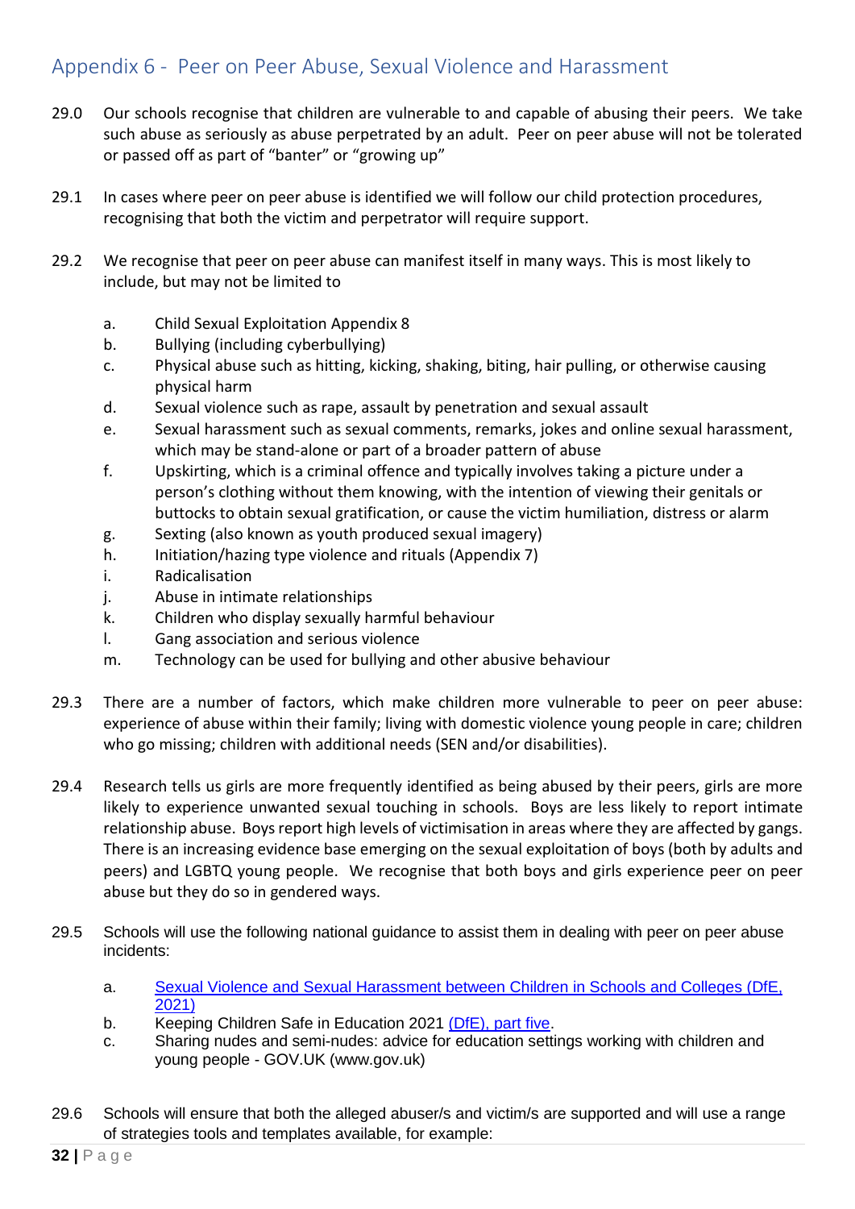## Appendix 6 - Peer on Peer Abuse, Sexual Violence and Harassment

29.0 Our schools recognise that children are vulnerable to and capable of abusing their peers. We take such abuse as seriously as abuse perpetrated by an adult. Peer on peer abuse will not be tolerated or passed off as part of "banter" or "growing up"

29.1 In cases where peer on peer abuse is identified we will follow our child protection procedures, recognising that both the victim and perpetrator will require support.

29.2 We recognise that peer on peer abuse can manifest itself in many ways. This is most likely to include, but may not be limited to

a. Child Sexual Exploitation Appendix 8
b. Bullying (including cyberbullying)
c. Physical abuse such as hitting, kicking, shaking, biting, hair pulling, or otherwise causing physical harm
d. Sexual violence such as rape, assault by penetration and sexual assault
e. Sexual harassment such as sexual comments, remarks, jokes and online sexual harassment, which may be stand-alone or part of a broader pattern of abuse
f. Upskirting, which is a criminal offence and typically involves taking a picture under a person's clothing without them knowing, with the intention of viewing their genitals or buttocks to obtain sexual gratification, or cause the victim humiliation, distress or alarm
g. Sexting (also known as youth produced sexual imagery)
h. Initiation/hazing type violence and rituals (Appendix 7)
i. Radicalisation
j. Abuse in intimate relationships
k. Children who display sexually harmful behaviour
l. Gang association and serious violence
m. Technology can be used for bullying and other abusive behaviour

29.3 There are a number of factors, which make children more vulnerable to peer on peer abuse: experience of abuse within their family; living with domestic violence young people in care; children who go missing; children with additional needs (SEN and/or disabilities).

29.4 Research tells us girls are more frequently identified as being abused by their peers, girls are more likely to experience unwanted sexual touching in schools. Boys are less likely to report intimate relationship abuse. Boys report high levels of victimisation in areas where they are affected by gangs. There is an increasing evidence base emerging on the sexual exploitation of boys (both by adults and peers) and LGBTQ young people. We recognise that both boys and girls experience peer on peer abuse but they do so in gendered ways.

29.5 Schools will use the following national guidance to assist them in dealing with peer on peer abuse incidents:

a. Sexual Violence and Sexual Harassment between Children in Schools and Colleges (DfE, 2021)
b. Keeping Children Safe in Education 2021 (DfE), part five.
c. Sharing nudes and semi-nudes: advice for education settings working with children and young people - GOV.UK (www.gov.uk)

29.6 Schools will ensure that both the alleged abuser/s and victim/s are supported and will use a range of strategies tools and templates available, for example: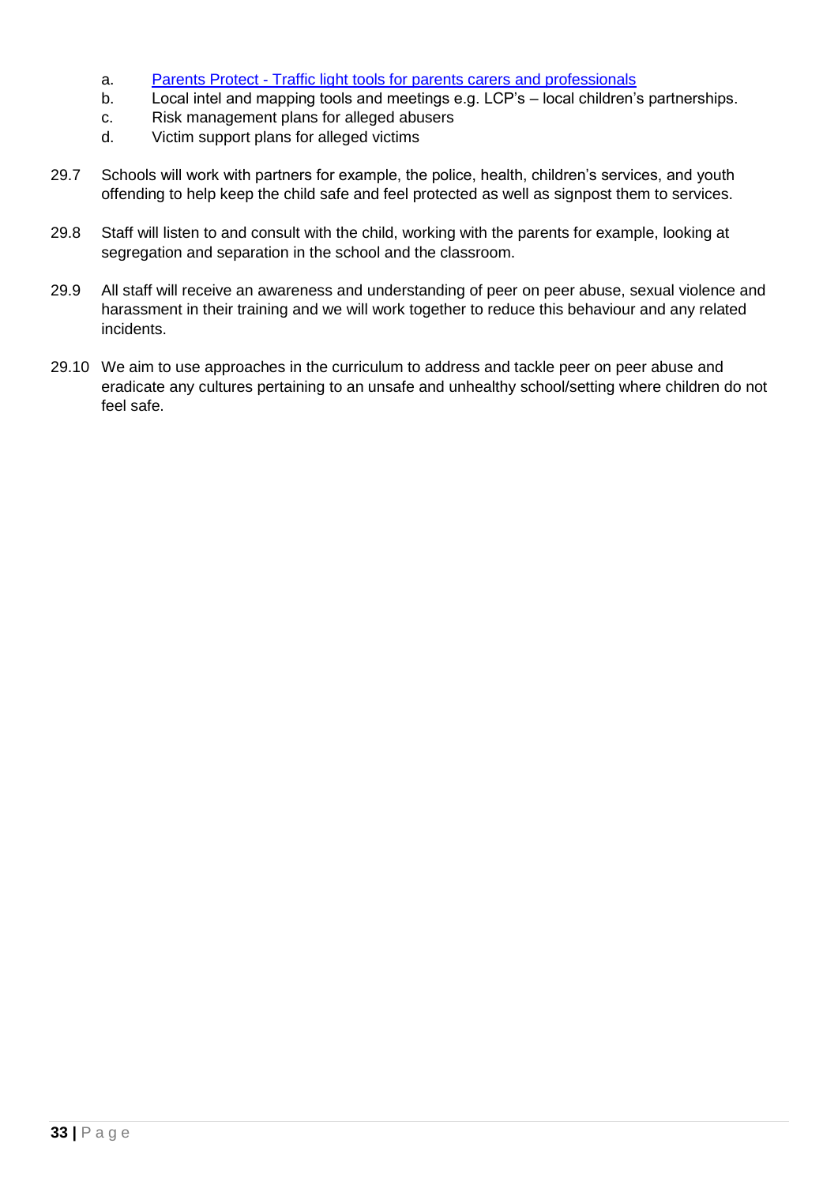a. Parents Protect - Traffic light tools for parents carers and professionals
b. Local intel and mapping tools and meetings e.g. LCP's – local children's partnerships.
c. Risk management plans for alleged abusers
d. Victim support plans for alleged victims

29.7 Schools will work with partners for example, the police, health, children's services, and youth offending to help keep the child safe and feel protected as well as signpost them to services.

29.8 Staff will listen to and consult with the child, working with the parents for example, looking at segregation and separation in the school and the classroom.

29.9 All staff will receive an awareness and understanding of peer on peer abuse, sexual violence and harassment in their training and we will work together to reduce this behaviour and any related incidents.

29.10 We aim to use approaches in the curriculum to address and tackle peer on peer abuse and eradicate any cultures pertaining to an unsafe and unhealthy school/setting where children do not feel safe.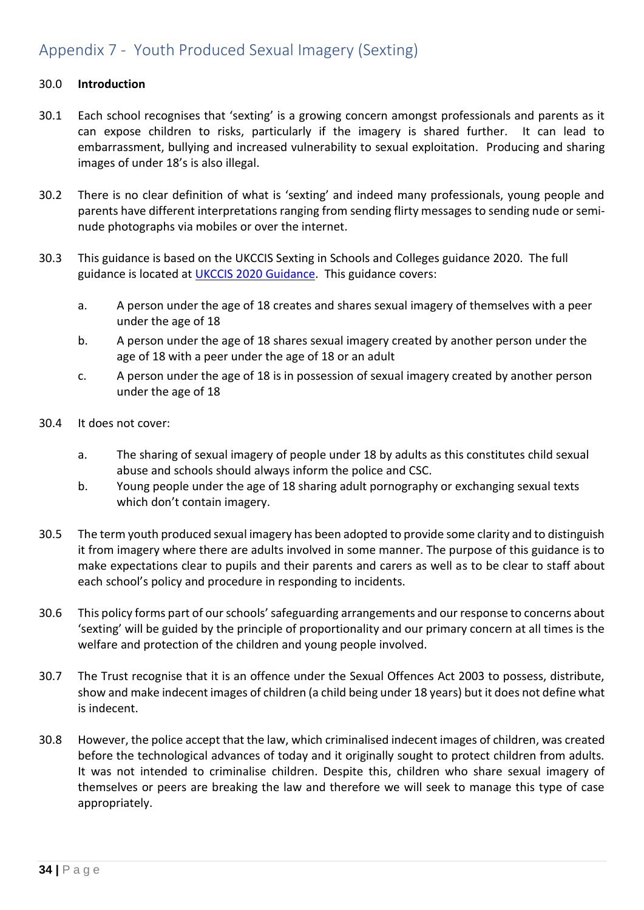# Appendix 7 - Youth Produced Sexual Imagery (Sexting)

30.0 **Introduction**

30.1 Each school recognises that 'sexting' is a growing concern amongst professionals and parents as it can expose children to risks, particularly if the imagery is shared further. It can lead to embarrassment, bullying and increased vulnerability to sexual exploitation. Producing and sharing images of under 18's is also illegal.

30.2 There is no clear definition of what is 'sexting' and indeed many professionals, young people and parents have different interpretations ranging from sending flirty messages to sending nude or semi-nude photographs via mobiles or over the internet.

30.3 This guidance is based on the UKCCIS Sexting in Schools and Colleges guidance 2020. The full guidance is located at [UKCCIS 2020 Guidance](). This guidance covers:

a. A person under the age of 18 creates and shares sexual imagery of themselves with a peer under the age of 18

b. A person under the age of 18 shares sexual imagery created by another person under the age of 18 with a peer under the age of 18 or an adult

c. A person under the age of 18 is in possession of sexual imagery created by another person under the age of 18

30.4 It does not cover:

a. The sharing of sexual imagery of people under 18 by adults as this constitutes child sexual abuse and schools should always inform the police and CSC.

b. Young people under the age of 18 sharing adult pornography or exchanging sexual texts which don't contain imagery.

30.5 The term youth produced sexual imagery has been adopted to provide some clarity and to distinguish it from imagery where there are adults involved in some manner. The purpose of this guidance is to make expectations clear to pupils and their parents and carers as well as to be clear to staff about each school's policy and procedure in responding to incidents.

30.6 This policy forms part of our schools' safeguarding arrangements and our response to concerns about 'sexting' will be guided by the principle of proportionality and our primary concern at all times is the welfare and protection of the children and young people involved.

30.7 The Trust recognise that it is an offence under the Sexual Offences Act 2003 to possess, distribute, show and make indecent images of children (a child being under 18 years) but it does not define what is indecent.

30.8 However, the police accept that the law, which criminalised indecent images of children, was created before the technological advances of today and it originally sought to protect children from adults. It was not intended to criminalise children. Despite this, children who share sexual imagery of themselves or peers are breaking the law and therefore we will seek to manage this type of case appropriately.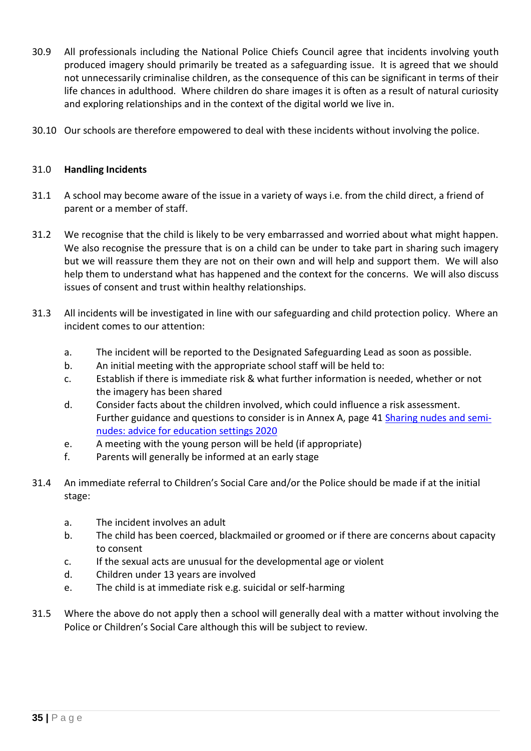30.9 All professionals including the National Police Chiefs Council agree that incidents involving youth produced imagery should primarily be treated as a safeguarding issue. It is agreed that we should not unnecessarily criminalise children, as the consequence of this can be significant in terms of their life chances in adulthood. Where children do share images it is often as a result of natural curiosity and exploring relationships and in the context of the digital world we live in.

30.10 Our schools are therefore empowered to deal with these incidents without involving the police.

## 31.0 Handling Incidents

31.1 A school may become aware of the issue in a variety of ways i.e. from the child direct, a friend of parent or a member of staff.

31.2 We recognise that the child is likely to be very embarrassed and worried about what might happen. We also recognise the pressure that is on a child can be under to take part in sharing such imagery but we will reassure them they are not on their own and will help and support them. We will also help them to understand what has happened and the context for the concerns. We will also discuss issues of consent and trust within healthy relationships.

31.3 All incidents will be investigated in line with our safeguarding and child protection policy. Where an incident comes to our attention:

a. The incident will be reported to the Designated Safeguarding Lead as soon as possible.
b. An initial meeting with the appropriate school staff will be held to:
c. Establish if there is immediate risk & what further information is needed, whether or not the imagery has been shared
d. Consider facts about the children involved, which could influence a risk assessment. Further guidance and questions to consider is in Annex A, page 41 [Sharing nudes and semi-nudes: advice for education settings 2020]
e. A meeting with the young person will be held (if appropriate)
f. Parents will generally be informed at an early stage

31.4 An immediate referral to Children's Social Care and/or the Police should be made if at the initial stage:

a. The incident involves an adult
b. The child has been coerced, blackmailed or groomed or if there are concerns about capacity to consent
c. If the sexual acts are unusual for the developmental age or violent
d. Children under 13 years are involved
e. The child is at immediate risk e.g. suicidal or self-harming

31.5 Where the above do not apply then a school will generally deal with a matter without involving the Police or Children's Social Care although this will be subject to review.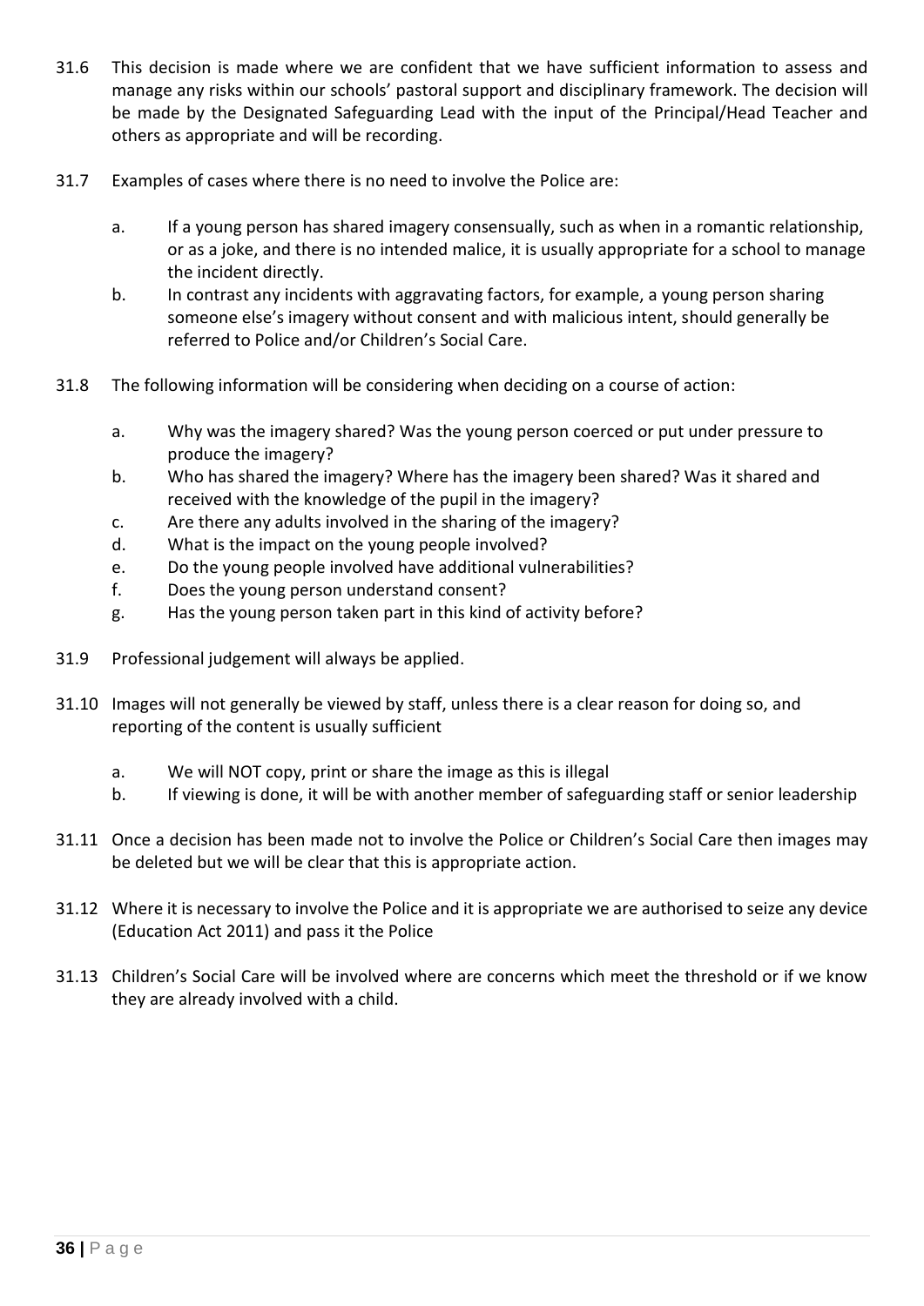31.6 This decision is made where we are confident that we have sufficient information to assess and manage any risks within our schools' pastoral support and disciplinary framework. The decision will be made by the Designated Safeguarding Lead with the input of the Principal/Head Teacher and others as appropriate and will be recording.

31.7 Examples of cases where there is no need to involve the Police are:

a. If a young person has shared imagery consensually, such as when in a romantic relationship, or as a joke, and there is no intended malice, it is usually appropriate for a school to manage the incident directly.
b. In contrast any incidents with aggravating factors, for example, a young person sharing someone else's imagery without consent and with malicious intent, should generally be referred to Police and/or Children's Social Care.

31.8 The following information will be considering when deciding on a course of action:

a. Why was the imagery shared? Was the young person coerced or put under pressure to produce the imagery?
b. Who has shared the imagery? Where has the imagery been shared? Was it shared and received with the knowledge of the pupil in the imagery?
c. Are there any adults involved in the sharing of the imagery?
d. What is the impact on the young people involved?
e. Do the young people involved have additional vulnerabilities?
f. Does the young person understand consent?
g. Has the young person taken part in this kind of activity before?

31.9 Professional judgement will always be applied.

31.10 Images will not generally be viewed by staff, unless there is a clear reason for doing so, and reporting of the content is usually sufficient

a. We will NOT copy, print or share the image as this is illegal
b. If viewing is done, it will be with another member of safeguarding staff or senior leadership

31.11 Once a decision has been made not to involve the Police or Children's Social Care then images may be deleted but we will be clear that this is appropriate action.

31.12 Where it is necessary to involve the Police and it is appropriate we are authorised to seize any device (Education Act 2011) and pass it the Police

31.13 Children's Social Care will be involved where are concerns which meet the threshold or if we know they are already involved with a child.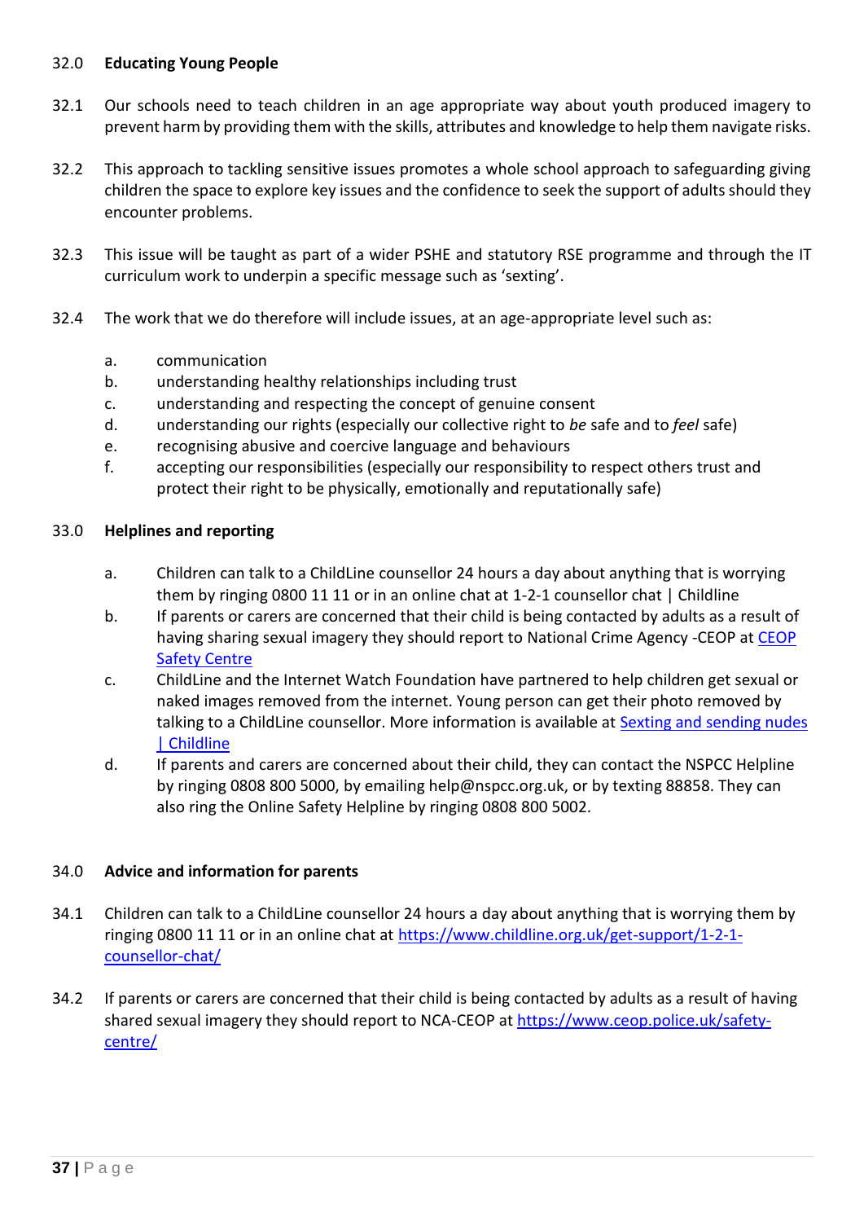## 32.0 Educating Young People

32.1 Our schools need to teach children in an age appropriate way about youth produced imagery to prevent harm by providing them with the skills, attributes and knowledge to help them navigate risks.

32.2 This approach to tackling sensitive issues promotes a whole school approach to safeguarding giving children the space to explore key issues and the confidence to seek the support of adults should they encounter problems.

32.3 This issue will be taught as part of a wider PSHE and statutory RSE programme and through the IT curriculum work to underpin a specific message such as 'sexting'.

32.4 The work that we do therefore will include issues, at an age-appropriate level such as:

a. communication
b. understanding healthy relationships including trust
c. understanding and respecting the concept of genuine consent
d. understanding our rights (especially our collective right to *be* safe and to *feel* safe)
e. recognising abusive and coercive language and behaviours
f. accepting our responsibilities (especially our responsibility to respect others trust and protect their right to be physically, emotionally and reputationally safe)

## 33.0 Helplines and reporting

a. Children can talk to a ChildLine counsellor 24 hours a day about anything that is worrying them by ringing 0800 11 11 or in an online chat at 1-2-1 counsellor chat | Childline
b. If parents or carers are concerned that their child is being contacted by adults as a result of having sharing sexual imagery they should report to National Crime Agency -CEOP at CEOP Safety Centre
c. ChildLine and the Internet Watch Foundation have partnered to help children get sexual or naked images removed from the internet. Young person can get their photo removed by talking to a ChildLine counsellor. More information is available at Sexting and sending nudes | Childline
d. If parents and carers are concerned about their child, they can contact the NSPCC Helpline by ringing 0808 800 5000, by emailing help@nspcc.org.uk, or by texting 88858. They can also ring the Online Safety Helpline by ringing 0808 800 5002.

## 34.0 Advice and information for parents

34.1 Children can talk to a ChildLine counsellor 24 hours a day about anything that is worrying them by ringing 0800 11 11 or in an online chat at https://www.childline.org.uk/get-support/1-2-1-counsellor-chat/

34.2 If parents or carers are concerned that their child is being contacted by adults as a result of having shared sexual imagery they should report to NCA-CEOP at https://www.ceop.police.uk/safety-centre/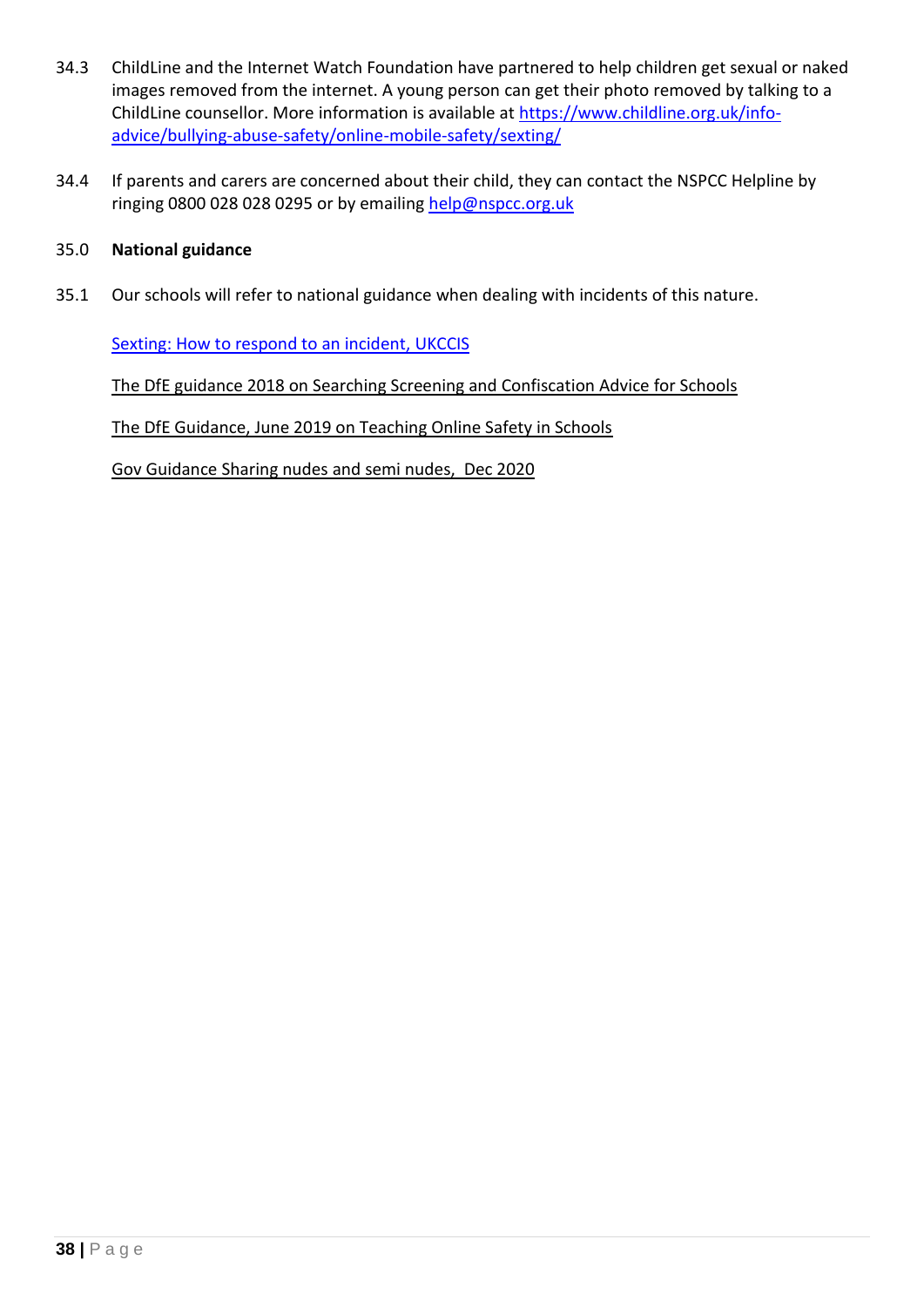34.3 ChildLine and the Internet Watch Foundation have partnered to help children get sexual or naked images removed from the internet. A young person can get their photo removed by talking to a ChildLine counsellor. More information is available at [https://www.childline.org.uk/info-advice/bullying-abuse-safety/online-mobile-safety/sexting/](https://www.childline.org.uk/info-advice/bullying-abuse-safety/online-mobile-safety/sexting/)

34.4 If parents and carers are concerned about their child, they can contact the NSPCC Helpline by ringing 0800 028 028 0295 or by emailing [help@nspcc.org.uk](mailto:help@nspcc.org.uk)

## 35.0 National guidance

35.1 Our schools will refer to national guidance when dealing with incidents of this nature.

Sexting: How to respond to an incident, UKCCIS

The DfE guidance 2018 on Searching Screening and Confiscation Advice for Schools

The DfE Guidance, June 2019 on Teaching Online Safety in Schools

Gov Guidance Sharing nudes and semi nudes, Dec 2020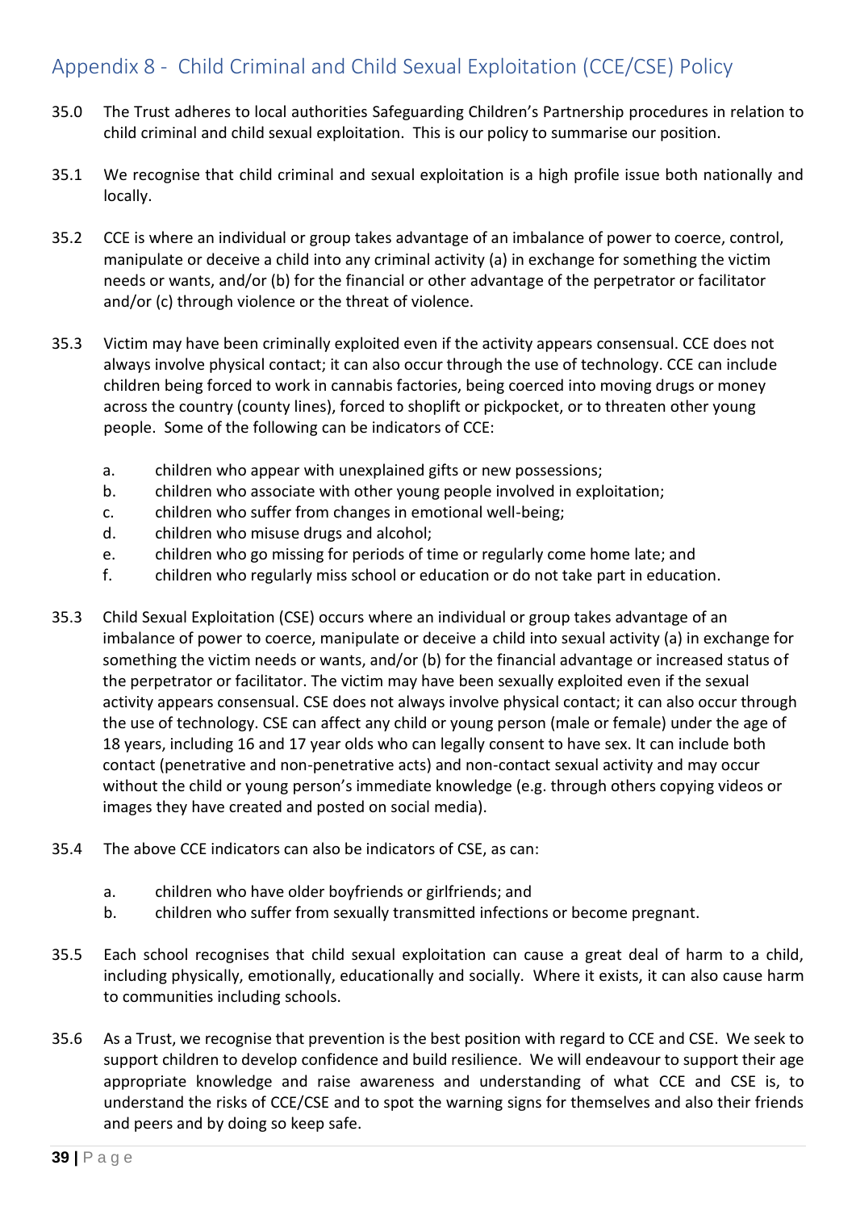## Appendix 8 - Child Criminal and Child Sexual Exploitation (CCE/CSE) Policy

35.0 The Trust adheres to local authorities Safeguarding Children's Partnership procedures in relation to child criminal and child sexual exploitation. This is our policy to summarise our position.

35.1 We recognise that child criminal and sexual exploitation is a high profile issue both nationally and locally.

35.2 CCE is where an individual or group takes advantage of an imbalance of power to coerce, control, manipulate or deceive a child into any criminal activity (a) in exchange for something the victim needs or wants, and/or (b) for the financial or other advantage of the perpetrator or facilitator and/or (c) through violence or the threat of violence.

35.3 Victim may have been criminally exploited even if the activity appears consensual. CCE does not always involve physical contact; it can also occur through the use of technology. CCE can include children being forced to work in cannabis factories, being coerced into moving drugs or money across the country (county lines), forced to shoplift or pickpocket, or to threaten other young people. Some of the following can be indicators of CCE:

a. children who appear with unexplained gifts or new possessions;
b. children who associate with other young people involved in exploitation;
c. children who suffer from changes in emotional well-being;
d. children who misuse drugs and alcohol;
e. children who go missing for periods of time or regularly come home late; and
f. children who regularly miss school or education or do not take part in education.

35.3 Child Sexual Exploitation (CSE) occurs where an individual or group takes advantage of an imbalance of power to coerce, manipulate or deceive a child into sexual activity (a) in exchange for something the victim needs or wants, and/or (b) for the financial advantage or increased status of the perpetrator or facilitator. The victim may have been sexually exploited even if the sexual activity appears consensual. CSE does not always involve physical contact; it can also occur through the use of technology. CSE can affect any child or young person (male or female) under the age of 18 years, including 16 and 17 year olds who can legally consent to have sex. It can include both contact (penetrative and non-penetrative acts) and non-contact sexual activity and may occur without the child or young person's immediate knowledge (e.g. through others copying videos or images they have created and posted on social media).

35.4 The above CCE indicators can also be indicators of CSE, as can:

a. children who have older boyfriends or girlfriends; and
b. children who suffer from sexually transmitted infections or become pregnant.

35.5 Each school recognises that child sexual exploitation can cause a great deal of harm to a child, including physically, emotionally, educationally and socially. Where it exists, it can also cause harm to communities including schools.

35.6 As a Trust, we recognise that prevention is the best position with regard to CCE and CSE. We seek to support children to develop confidence and build resilience. We will endeavour to support their age appropriate knowledge and raise awareness and understanding of what CCE and CSE is, to understand the risks of CCE/CSE and to spot the warning signs for themselves and also their friends and peers and by doing so keep safe.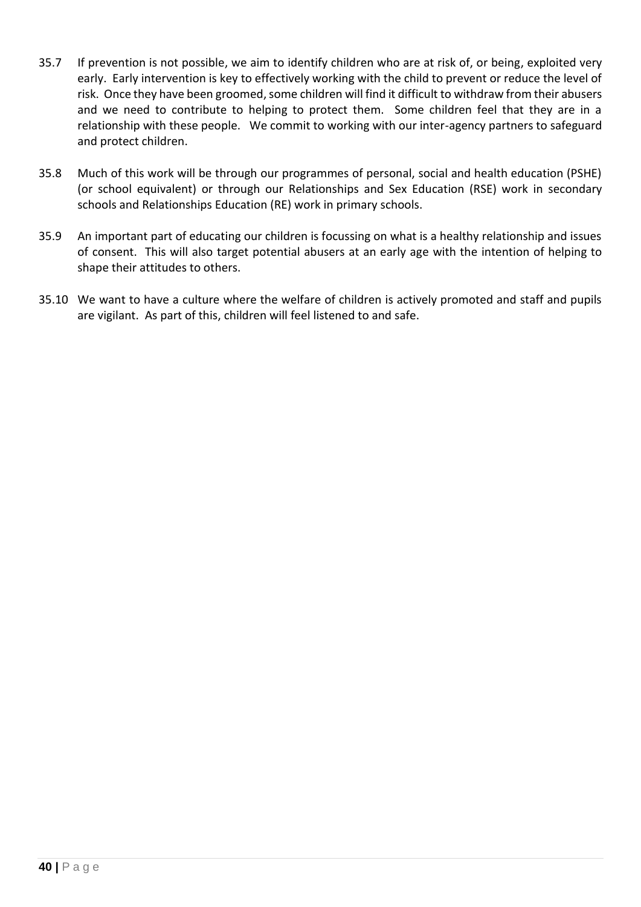35.7 If prevention is not possible, we aim to identify children who are at risk of, or being, exploited very early. Early intervention is key to effectively working with the child to prevent or reduce the level of risk. Once they have been groomed, some children will find it difficult to withdraw from their abusers and we need to contribute to helping to protect them. Some children feel that they are in a relationship with these people. We commit to working with our inter-agency partners to safeguard and protect children.

35.8 Much of this work will be through our programmes of personal, social and health education (PSHE) (or school equivalent) or through our Relationships and Sex Education (RSE) work in secondary schools and Relationships Education (RE) work in primary schools.

35.9 An important part of educating our children is focussing on what is a healthy relationship and issues of consent. This will also target potential abusers at an early age with the intention of helping to shape their attitudes to others.

35.10 We want to have a culture where the welfare of children is actively promoted and staff and pupils are vigilant. As part of this, children will feel listened to and safe.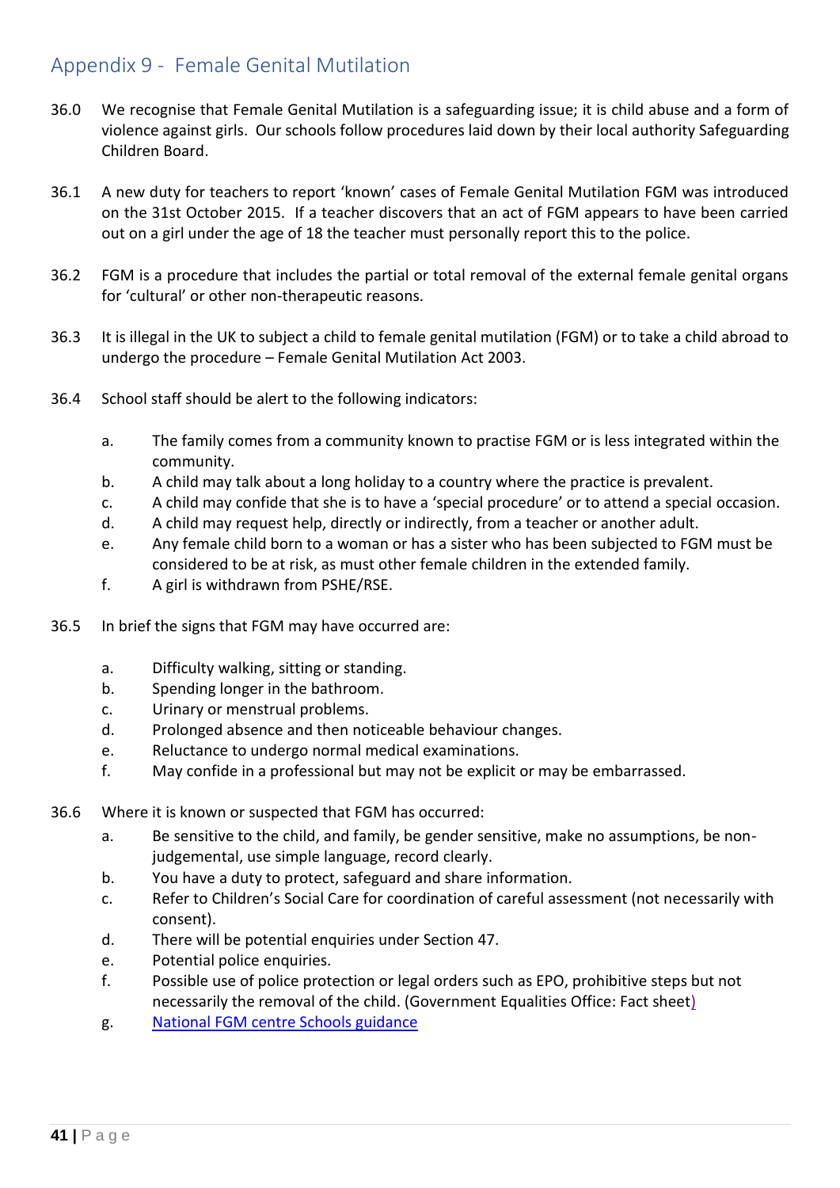## Appendix 9 - Female Genital Mutilation

36.0 We recognise that Female Genital Mutilation is a safeguarding issue; it is child abuse and a form of violence against girls. Our schools follow procedures laid down by their local authority Safeguarding Children Board.

36.1 A new duty for teachers to report 'known' cases of Female Genital Mutilation FGM was introduced on the 31st October 2015. If a teacher discovers that an act of FGM appears to have been carried out on a girl under the age of 18 the teacher must personally report this to the police.

36.2 FGM is a procedure that includes the partial or total removal of the external female genital organs for 'cultural' or other non-therapeutic reasons.

36.3 It is illegal in the UK to subject a child to female genital mutilation (FGM) or to take a child abroad to undergo the procedure – Female Genital Mutilation Act 2003.

36.4 School staff should be alert to the following indicators:

- a. The family comes from a community known to practise FGM or is less integrated within the community.
- b. A child may talk about a long holiday to a country where the practice is prevalent.
- c. A child may confide that she is to have a 'special procedure' or to attend a special occasion.
- d. A child may request help, directly or indirectly, from a teacher or another adult.
- e. Any female child born to a woman or has a sister who has been subjected to FGM must be considered to be at risk, as must other female children in the extended family.
- f. A girl is withdrawn from PSHE/RSE.

36.5 In brief the signs that FGM may have occurred are:

- a. Difficulty walking, sitting or standing.
- b. Spending longer in the bathroom.
- c. Urinary or menstrual problems.
- d. Prolonged absence and then noticeable behaviour changes.
- e. Reluctance to undergo normal medical examinations.
- f. May confide in a professional but may not be explicit or may be embarrassed.

36.6 Where it is known or suspected that FGM has occurred:

- a. Be sensitive to the child, and family, be gender sensitive, make no assumptions, be non-judgemental, use simple language, record clearly.
- b. You have a duty to protect, safeguard and share information.
- c. Refer to Children's Social Care for coordination of careful assessment (not necessarily with consent).
- d. There will be potential enquiries under Section 47.
- e. Potential police enquiries.
- f. Possible use of police protection or legal orders such as EPO, prohibitive steps but not necessarily the removal of the child. (Government Equalities Office: Fact sheet)
- g. National FGM centre Schools guidance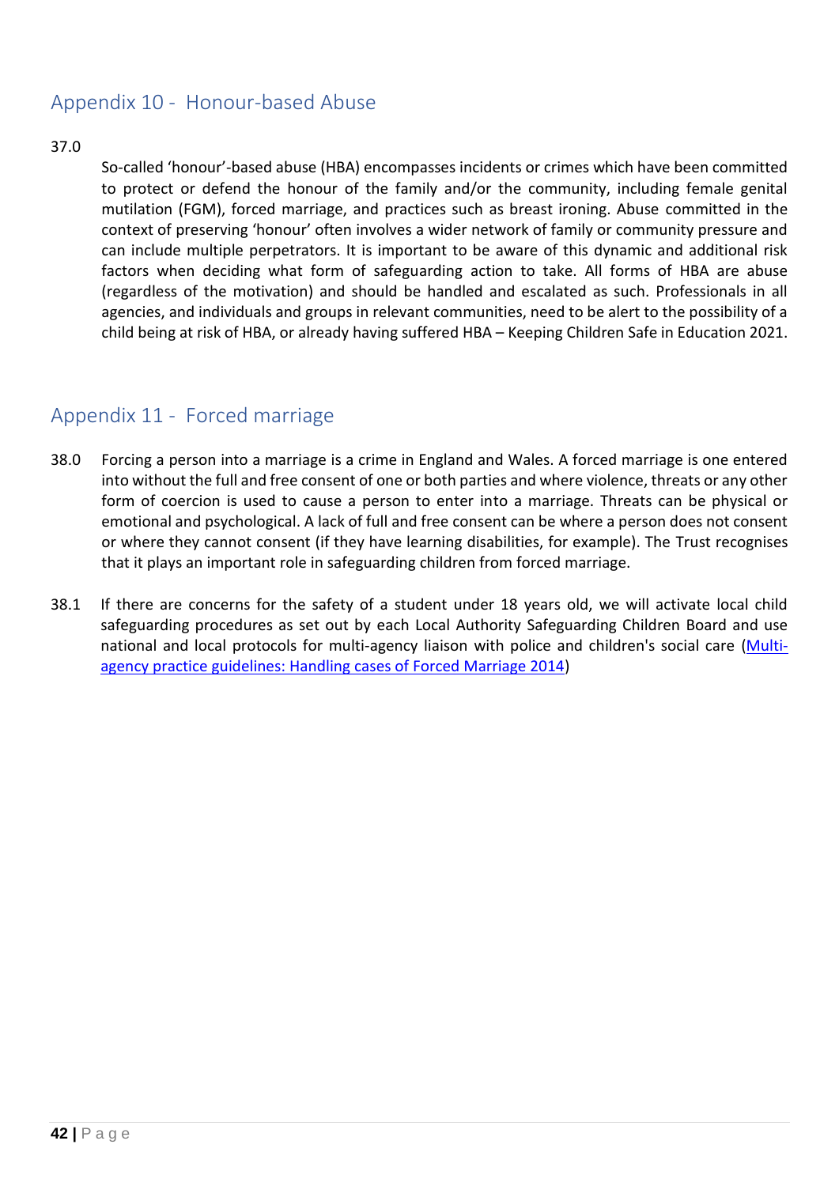## Appendix 10 - Honour-based Abuse

37.0

So-called 'honour'-based abuse (HBA) encompasses incidents or crimes which have been committed to protect or defend the honour of the family and/or the community, including female genital mutilation (FGM), forced marriage, and practices such as breast ironing. Abuse committed in the context of preserving 'honour' often involves a wider network of family or community pressure and can include multiple perpetrators. It is important to be aware of this dynamic and additional risk factors when deciding what form of safeguarding action to take. All forms of HBA are abuse (regardless of the motivation) and should be handled and escalated as such. Professionals in all agencies, and individuals and groups in relevant communities, need to be alert to the possibility of a child being at risk of HBA, or already having suffered HBA – Keeping Children Safe in Education 2021.

## Appendix 11 - Forced marriage

38.0 Forcing a person into a marriage is a crime in England and Wales. A forced marriage is one entered into without the full and free consent of one or both parties and where violence, threats or any other form of coercion is used to cause a person to enter into a marriage. Threats can be physical or emotional and psychological. A lack of full and free consent can be where a person does not consent or where they cannot consent (if they have learning disabilities, for example). The Trust recognises that it plays an important role in safeguarding children from forced marriage.

38.1 If there are concerns for the safety of a student under 18 years old, we will activate local child safeguarding procedures as set out by each Local Authority Safeguarding Children Board and use national and local protocols for multi-agency liaison with police and children's social care (Multi-agency practice guidelines: Handling cases of Forced Marriage 2014)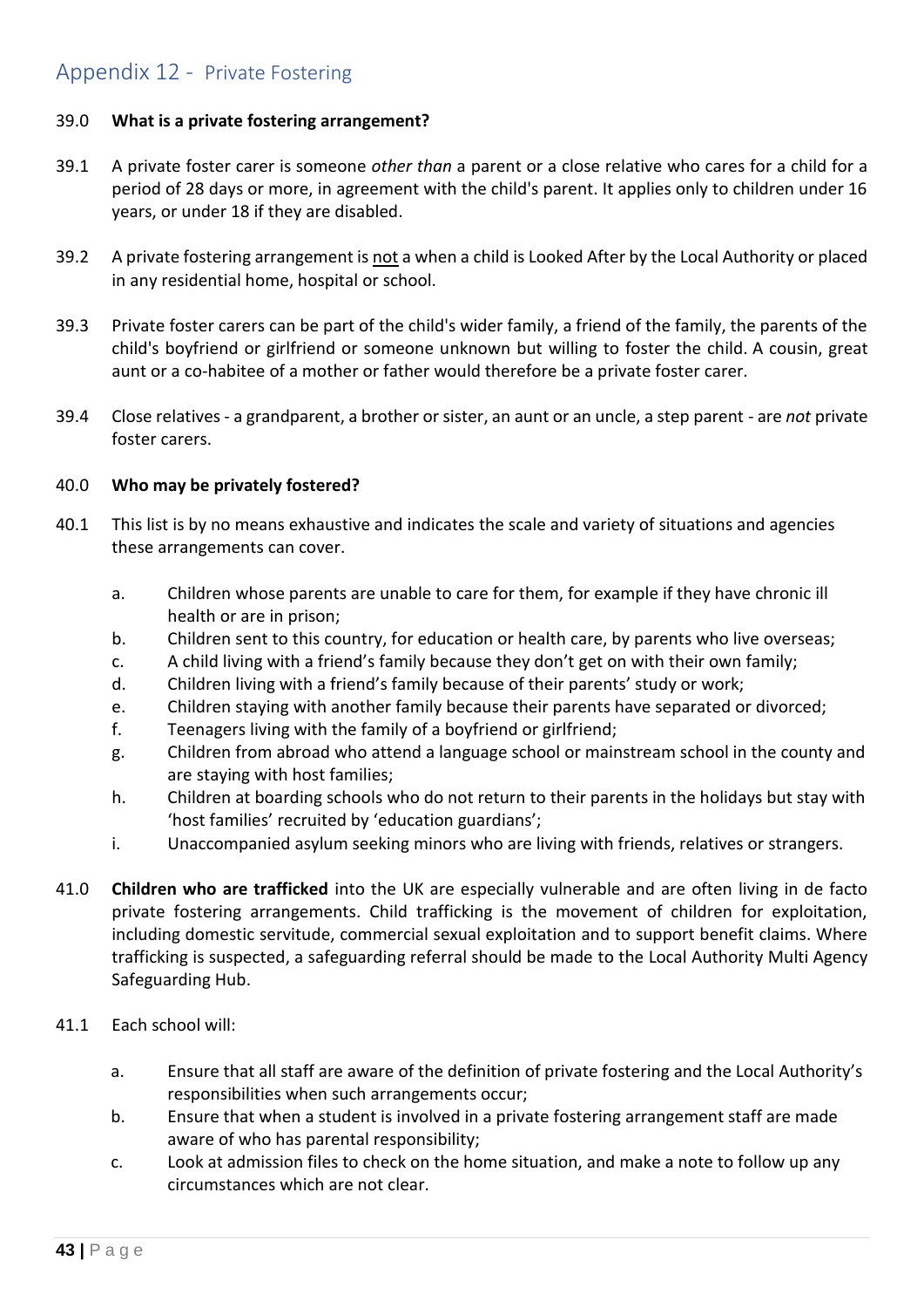## Appendix 12 - Private Fostering

39.0 **What is a private fostering arrangement?**

39.1 A private foster carer is someone *other than* a parent or a close relative who cares for a child for a period of 28 days or more, in agreement with the child's parent. It applies only to children under 16 years, or under 18 if they are disabled.

39.2 A private fostering arrangement is <u>not</u> a when a child is Looked After by the Local Authority or placed in any residential home, hospital or school.

39.3 Private foster carers can be part of the child's wider family, a friend of the family, the parents of the child's boyfriend or girlfriend or someone unknown but willing to foster the child. A cousin, great aunt or a co-habitee of a mother or father would therefore be a private foster carer.

39.4 Close relatives - a grandparent, a brother or sister, an aunt or an uncle, a step parent - are *not* private foster carers.

40.0 **Who may be privately fostered?**

40.1 This list is by no means exhaustive and indicates the scale and variety of situations and agencies these arrangements can cover.

a. Children whose parents are unable to care for them, for example if they have chronic ill health or are in prison;
b. Children sent to this country, for education or health care, by parents who live overseas;
c. A child living with a friend's family because they don't get on with their own family;
d. Children living with a friend's family because of their parents' study or work;
e. Children staying with another family because their parents have separated or divorced;
f. Teenagers living with the family of a boyfriend or girlfriend;
g. Children from abroad who attend a language school or mainstream school in the county and are staying with host families;
h. Children at boarding schools who do not return to their parents in the holidays but stay with 'host families' recruited by 'education guardians';
i. Unaccompanied asylum seeking minors who are living with friends, relatives or strangers.

41.0 **Children who are trafficked** into the UK are especially vulnerable and are often living in de facto private fostering arrangements. Child trafficking is the movement of children for exploitation, including domestic servitude, commercial sexual exploitation and to support benefit claims. Where trafficking is suspected, a safeguarding referral should be made to the Local Authority Multi Agency Safeguarding Hub.

41.1 Each school will:

a. Ensure that all staff are aware of the definition of private fostering and the Local Authority's responsibilities when such arrangements occur;
b. Ensure that when a student is involved in a private fostering arrangement staff are made aware of who has parental responsibility;
c. Look at admission files to check on the home situation, and make a note to follow up any circumstances which are not clear.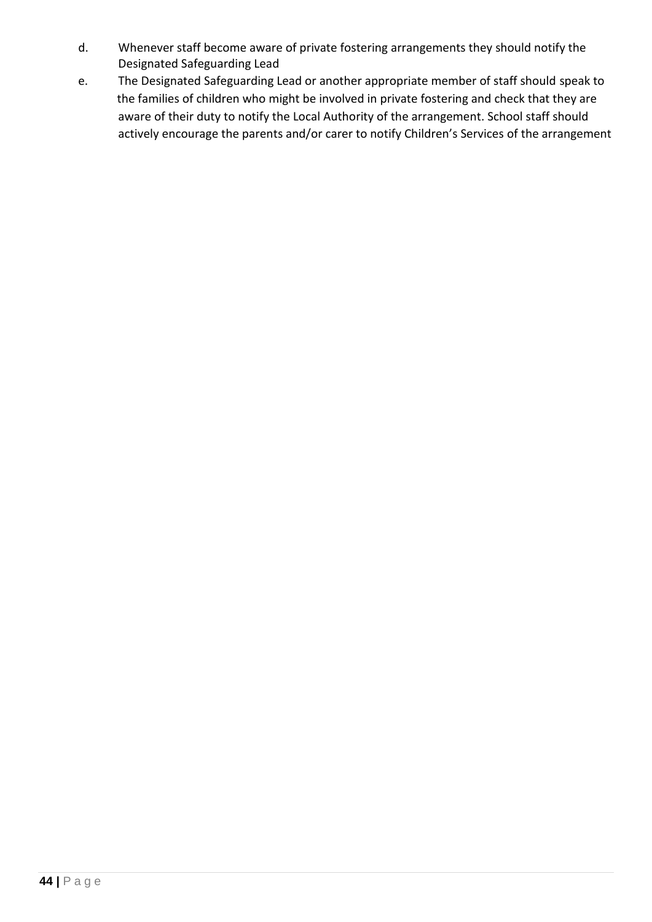d. Whenever staff become aware of private fostering arrangements they should notify the Designated Safeguarding Lead

e. The Designated Safeguarding Lead or another appropriate member of staff should speak to the families of children who might be involved in private fostering and check that they are aware of their duty to notify the Local Authority of the arrangement. School staff should actively encourage the parents and/or carer to notify Children's Services of the arrangement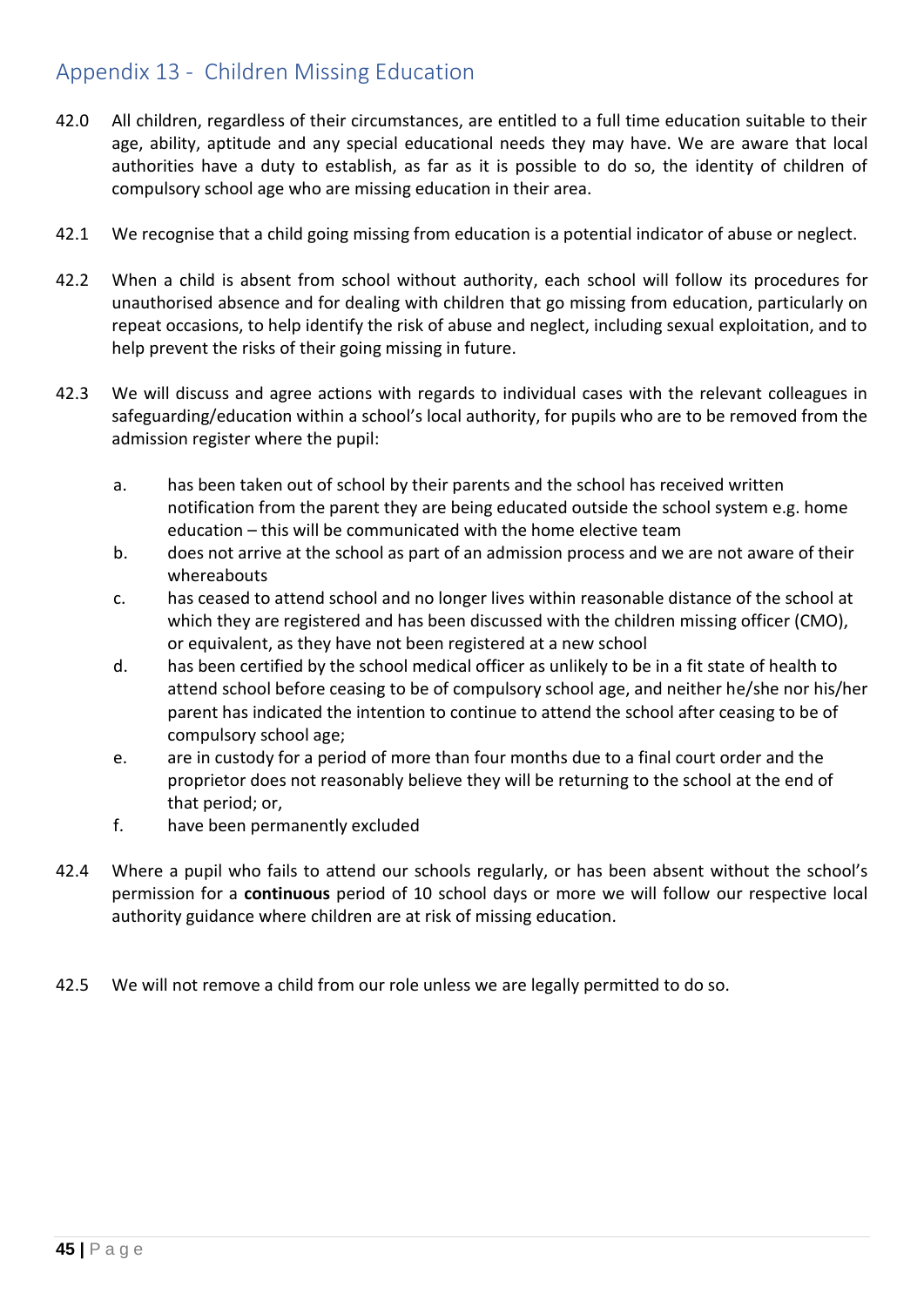## Appendix 13 - Children Missing Education

42.0 All children, regardless of their circumstances, are entitled to a full time education suitable to their age, ability, aptitude and any special educational needs they may have. We are aware that local authorities have a duty to establish, as far as it is possible to do so, the identity of children of compulsory school age who are missing education in their area.

42.1 We recognise that a child going missing from education is a potential indicator of abuse or neglect.

42.2 When a child is absent from school without authority, each school will follow its procedures for unauthorised absence and for dealing with children that go missing from education, particularly on repeat occasions, to help identify the risk of abuse and neglect, including sexual exploitation, and to help prevent the risks of their going missing in future.

42.3 We will discuss and agree actions with regards to individual cases with the relevant colleagues in safeguarding/education within a school's local authority, for pupils who are to be removed from the admission register where the pupil:

- a. has been taken out of school by their parents and the school has received written notification from the parent they are being educated outside the school system e.g. home education – this will be communicated with the home elective team
- b. does not arrive at the school as part of an admission process and we are not aware of their whereabouts
- c. has ceased to attend school and no longer lives within reasonable distance of the school at which they are registered and has been discussed with the children missing officer (CMO), or equivalent, as they have not been registered at a new school
- d. has been certified by the school medical officer as unlikely to be in a fit state of health to attend school before ceasing to be of compulsory school age, and neither he/she nor his/her parent has indicated the intention to continue to attend the school after ceasing to be of compulsory school age;
- e. are in custody for a period of more than four months due to a final court order and the proprietor does not reasonably believe they will be returning to the school at the end of that period; or,
- f. have been permanently excluded

42.4 Where a pupil who fails to attend our schools regularly, or has been absent without the school's permission for a **continuous** period of 10 school days or more we will follow our respective local authority guidance where children are at risk of missing education.

42.5 We will not remove a child from our role unless we are legally permitted to do so.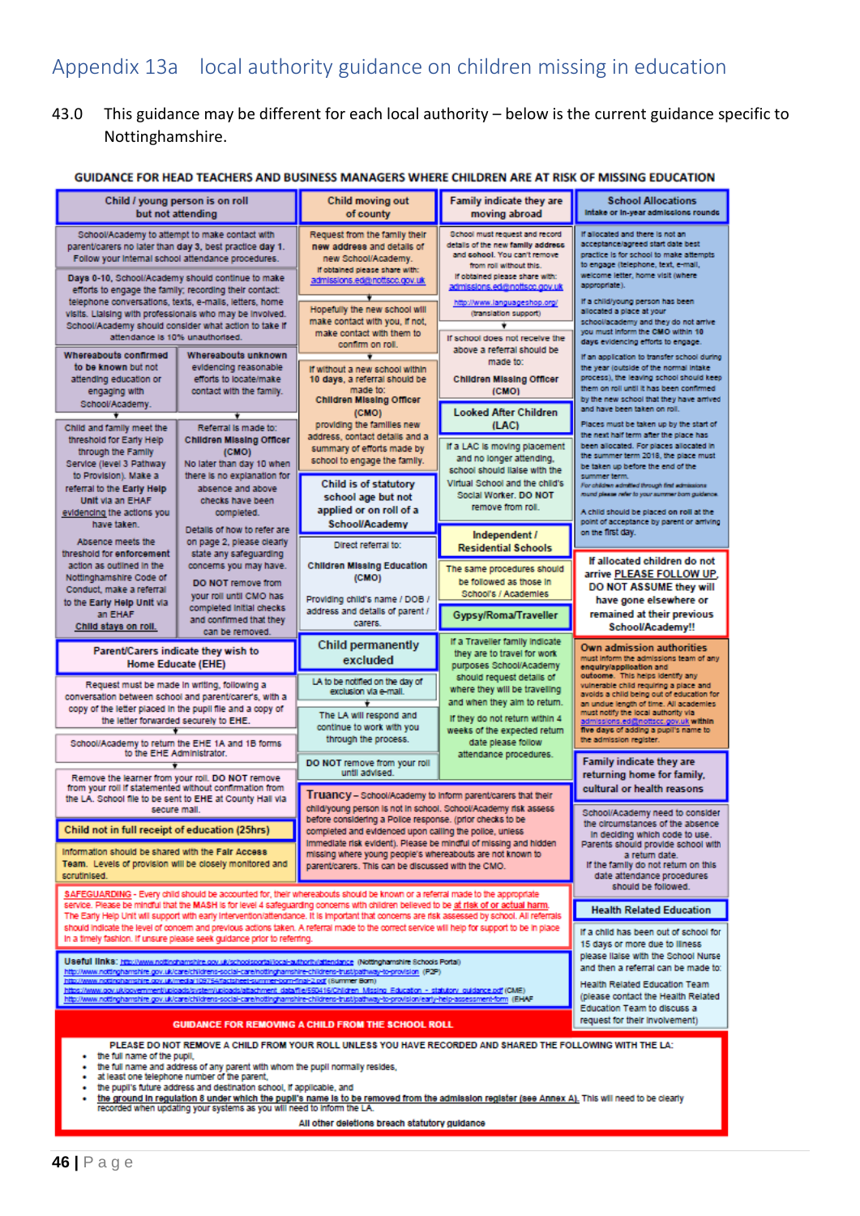# Appendix 13a local authority guidance on children missing in education

43.0 This guidance may be different for each local authority – below is the current guidance specific to Nottinghamshire.

## GUIDANCE FOR HEAD TEACHERS AND BUSINESS MANAGERS WHERE CHILDREN ARE AT RISK OF MISSING EDUCATION

### Child / young person is on roll but not attending

School/Academy to attempt to make contact with parent/carers no later than **day 3**, best practice **day 1**. Follow your internal school attendance procedures.

**Days 0-10**, School/Academy should continue to make efforts to engage the family; recording their contact: telephone conversations, texts, e-mails, letters, home visits. Liaising with professionals who may be involved. School/Academy should consider what action to take if attendance is 10% unauthorised.

**Whereabouts confirmed** to be known but not attending education or engaging with School/Academy.

Child and family meet the threshold for Early Help through the Family Service (level 3 Pathway to Provision). Make a referral to the **Early Help Unit** via an EHAF evidencing the actions you have taken.

Absence meets the threshold for **enforcement** action as outlined in the Nottinghamshire Code of Conduct, make a referral to the **Early Help Unit** via an EHAF. **Child stays on roll.**

**Whereabouts unknown** evidencing reasonable efforts to locate/make contact with the family.

Referral is made to: **Children Missing Officer (CMO)** No later than day 10 when there is no explanation for absence and above checks have been completed.

Details of how to refer are on page 2, please clearly state any safeguarding concerns you may have.

**DO NOT** remove from your roll until CMO has completed initial checks and confirmed that they can be removed.

### Parent/Carers indicate they wish to Home Educate (EHE)

Request must be made in writing, following a conversation between school and parent/carer's, with a copy of the letter placed in the pupil file and a copy of the letter forwarded securely to EHE.

School/Academy to return the EHE 1A and 1B forms to the EHE Administrator.

Remove the learner from your roll. DO NOT remove from your roll if statemented without confirmation from the LA. School file to be sent to EHE at County Hall via secure mail.

### Child not in full receipt of education (25hrs)

Information should be shared with the **Fair Access Team**. Levels of provision will be closely monitored and scrutinised.

### Child moving out of county

Request from the family their **new address** and details of new School/Academy. If obtained please share with: admissions.ed@nottscc.gov.uk

Hopefully the new school will make contact with you, if not, make contact with them to confirm on roll.

If without a new school within **10 days**, a referral should be made to: **Children Missing Officer (CMO)** providing the families new address, contact details and a summary of efforts made by school to engage the family.

### Child is of statutory school age but not applied or on roll of a School/Academy

Direct referral to: **Children Missing Education (CMO)**

Providing child's name / DOB / address and details of parent / carers.

### Child permanently excluded

LA to be notified on the day of exclusion via e-mail.

The LA will respond and continue to work with you through the process.

**DO NOT** remove from your roll until advised.

### Truancy

**Truancy** – School/Academy to inform parent/carers that their child/young person is not in school. School/Academy risk assess before considering a Police response. (prior checks to be completed and evidenced upon calling the police, unless immediate risk evident). Please be mindful of missing and hidden missing where young people's whereabouts are not known to parent/carers. This can be discussed with the CMO.

### Family indicate they are moving abroad

School must request and record details of the **new family address** and **school**. You can't remove from roll without this. If obtained please share with: admissions.ed@nottscc.gov.uk

http://www.languageshop.org/ (translation support)

If school does not receive the above a referral should be made to: **Children Missing Officer (CMO)**

### Looked After Children (LAC)

If a LAC is moving placement and no longer attending, school should liaise with the Virtual School and the child's Social Worker. DO NOT remove from roll.

### Independent / Residential Schools

The same procedures should be followed as those in School's / Academies

### Gypsy/Roma/Traveller

If a Traveller family indicate they are to travel for work purposes School/Academy should request details of where they will be travelling and when they aim to return.

If they do not return within 4 weeks of the expected return date please follow attendance procedures.

### School Allocations

**Intake or In-year admissions rounds**

If allocated and there is not an acceptance/agreed start date best practice is for school to make attempts to engage (telephone, text, e-mail, welcome letter, home visit (where appropriate).

If a child/young person has been allocated a place at your school/academy and they do not arrive you must inform the **CMO** within **10 days** evidencing efforts to engage.

If an application to transfer school during the year (outside of the normal intake process), the leaving school should keep them on roll until it has been confirmed by the new school that they have arrived and have been taken on roll.

Places must be taken up by the start of the next half term after the place has been allocated. For places allocated in the summer term 2018, the place must be taken up before the end of the summer term.

*For children admitted through the admissions round please refer to your summer born guidance.*

A child should be placed on roll at the point of acceptance by parent or arriving on the first day.

**If allocated children do not arrive PLEASE FOLLOW UP, DO NOT ASSUME they will have gone elsewhere or remained at their previous School/Academy!!**

### Own admission authorities

**Own admission authorities** must inform the admissions team of any **enquiry/application and outcome**. This helps identify any vulnerable child requiring a place and avoids a child being out of education for an undue length of time. All academies must notify the local authority via admissions.ed@nottscc.gov.uk within **five days** of adding a pupil's name to the admission register.

### Family indicate they are returning home for family, cultural or health reasons

School/Academy need to consider the circumstances of the absence in deciding which code to use. Parents should provide school with a return date. If the family do not return on this date attendance procedures should be followed.

### Health Related Education

If a child has been out of school for 15 days or more due to illness please liaise with the School Nurse and then a referral can be made to: Health Related Education Team (please contact the Health Related Education Team to discuss a request for their involvement)

### SAFEGUARDING

**SAFEGUARDING** - Every child should be accounted for, their whereabouts should be known or a referral made to the appropriate service. Please be mindful that the MASH is for level 4 safeguarding concerns with children believed to be **at risk of or actual harm**. The Early Help Unit will support with early intervention/attendance. It is important that concerns are risk assessed by school. All referrals should indicate the level of concern and previous actions taken. A referral made to the correct service will help for support to be in place in a timely fashion. If unsure please seek guidance prior to referring.

**Useful links:** http://www.nottinghamshire.gov.uk/schoolsportal/local-authority/attendance (Nottinghamshire Schools Portal)
http://www.nottinghamshire.gov.uk/care/childrens-social-care/nottinghamshire-childrens-trust/pathway-to-provision (P2P)
http://www.nottinghamshire.gov.uk/media/109754/factsheet-summer-born-final-2.pdf (Summer Born)
https://www.gov.uk/government/uploads/system/uploads/attachment_data/file/550416/Children_Missing_Education_-_statutory_guidance.pdf (CME)
http://www.nottinghamshire.gov.uk/care/childrens-social-care/nottinghamshire-childrens-trust/pathway-to-provision/early-help-assessment-form (EHAF)

### GUIDANCE FOR REMOVING A CHILD FROM THE SCHOOL ROLL

**PLEASE DO NOT REMOVE A CHILD FROM YOUR ROLL UNLESS YOU HAVE RECORDED AND SHARED THE FOLLOWING WITH THE LA:**

- the full name of the pupil,
- the full name and address of any parent with whom the pupil normally resides,
- at least one telephone number of the parent,
- the pupil's future address and destination school, if applicable, and
- **the ground in regulation 8 under which the pupil's name is to be removed from the admission register (see Annex A).** This will need to be clearly recorded when updating your systems as you will need to inform the LA.

**All other deletions breach statutory guidance**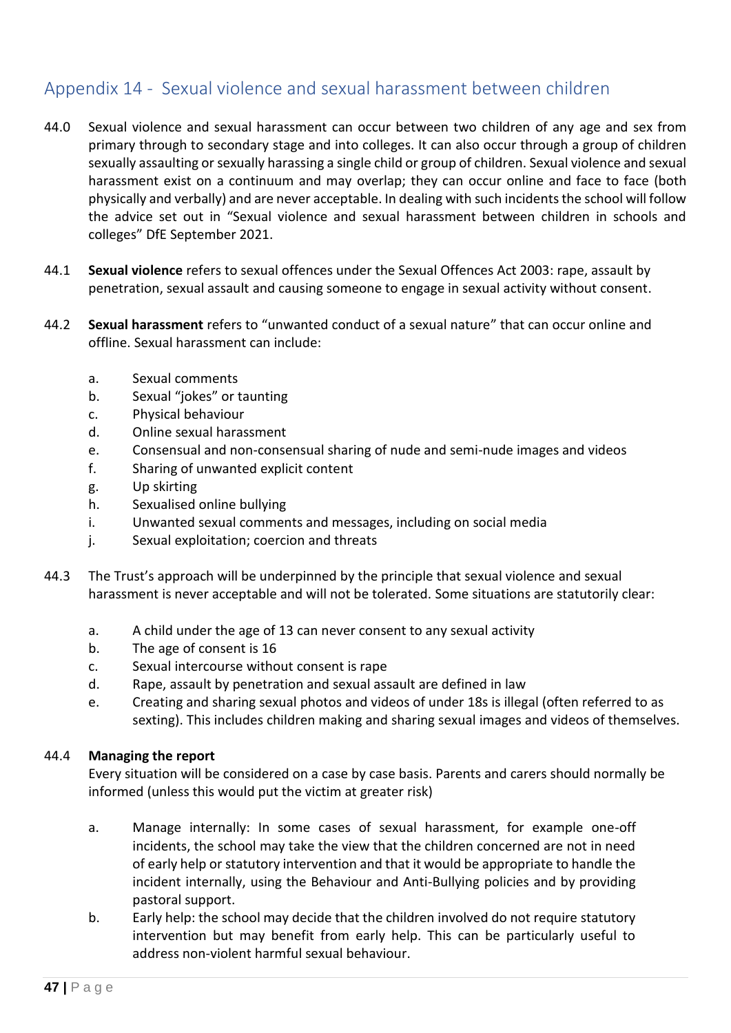## Appendix 14 - Sexual violence and sexual harassment between children

44.0 Sexual violence and sexual harassment can occur between two children of any age and sex from primary through to secondary stage and into colleges. It can also occur through a group of children sexually assaulting or sexually harassing a single child or group of children. Sexual violence and sexual harassment exist on a continuum and may overlap; they can occur online and face to face (both physically and verbally) and are never acceptable. In dealing with such incidents the school will follow the advice set out in "Sexual violence and sexual harassment between children in schools and colleges" DfE September 2021.

44.1 **Sexual violence** refers to sexual offences under the Sexual Offences Act 2003: rape, assault by penetration, sexual assault and causing someone to engage in sexual activity without consent.

44.2 **Sexual harassment** refers to "unwanted conduct of a sexual nature" that can occur online and offline. Sexual harassment can include:

a. Sexual comments
b. Sexual "jokes" or taunting
c. Physical behaviour
d. Online sexual harassment
e. Consensual and non-consensual sharing of nude and semi-nude images and videos
f. Sharing of unwanted explicit content
g. Up skirting
h. Sexualised online bullying
i. Unwanted sexual comments and messages, including on social media
j. Sexual exploitation; coercion and threats

44.3 The Trust's approach will be underpinned by the principle that sexual violence and sexual harassment is never acceptable and will not be tolerated. Some situations are statutorily clear:

a. A child under the age of 13 can never consent to any sexual activity
b. The age of consent is 16
c. Sexual intercourse without consent is rape
d. Rape, assault by penetration and sexual assault are defined in law
e. Creating and sharing sexual photos and videos of under 18s is illegal (often referred to as sexting). This includes children making and sharing sexual images and videos of themselves.

44.4 **Managing the report**
Every situation will be considered on a case by case basis. Parents and carers should normally be informed (unless this would put the victim at greater risk)

a. Manage internally: In some cases of sexual harassment, for example one-off incidents, the school may take the view that the children concerned are not in need of early help or statutory intervention and that it would be appropriate to handle the incident internally, using the Behaviour and Anti-Bullying policies and by providing pastoral support.
b. Early help: the school may decide that the children involved do not require statutory intervention but may benefit from early help. This can be particularly useful to address non-violent harmful sexual behaviour.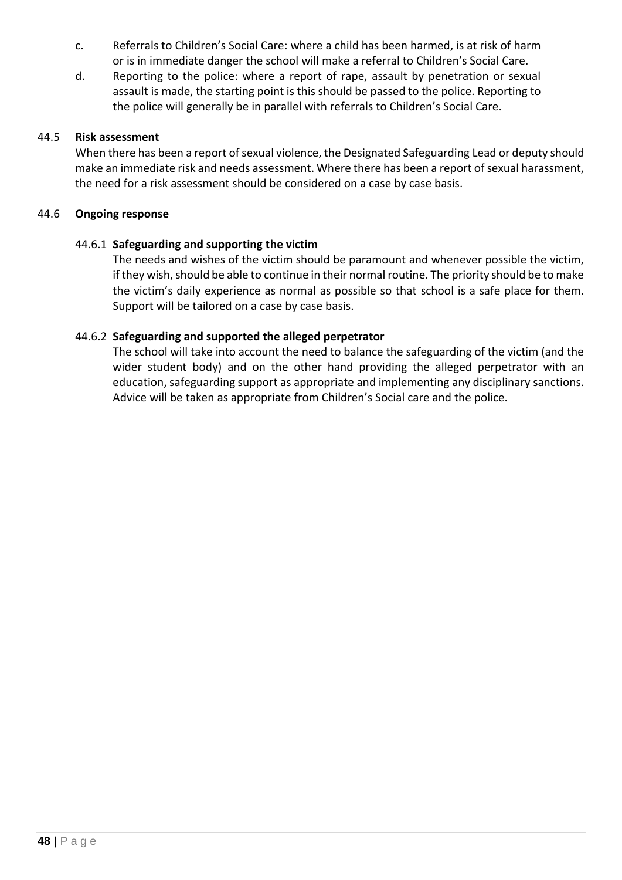c. Referrals to Children's Social Care: where a child has been harmed, is at risk of harm or is in immediate danger the school will make a referral to Children's Social Care.

d. Reporting to the police: where a report of rape, assault by penetration or sexual assault is made, the starting point is this should be passed to the police. Reporting to the police will generally be in parallel with referrals to Children's Social Care.

### 44.5 Risk assessment

When there has been a report of sexual violence, the Designated Safeguarding Lead or deputy should make an immediate risk and needs assessment. Where there has been a report of sexual harassment, the need for a risk assessment should be considered on a case by case basis.

### 44.6 Ongoing response

#### 44.6.1 Safeguarding and supporting the victim

The needs and wishes of the victim should be paramount and whenever possible the victim, if they wish, should be able to continue in their normal routine. The priority should be to make the victim's daily experience as normal as possible so that school is a safe place for them. Support will be tailored on a case by case basis.

#### 44.6.2 Safeguarding and supported the alleged perpetrator

The school will take into account the need to balance the safeguarding of the victim (and the wider student body) and on the other hand providing the alleged perpetrator with an education, safeguarding support as appropriate and implementing any disciplinary sanctions. Advice will be taken as appropriate from Children's Social care and the police.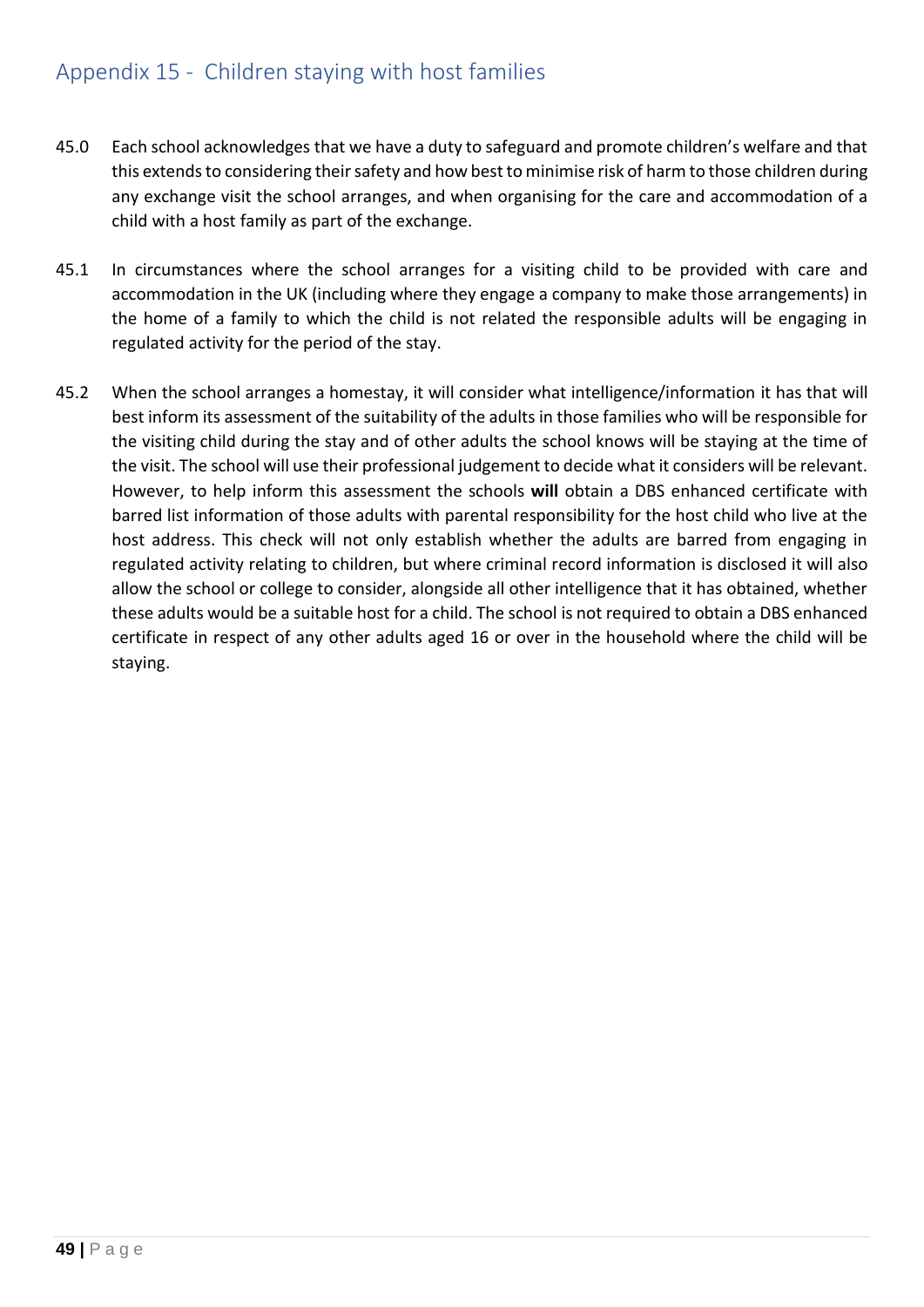## Appendix 15 - Children staying with host families

45.0 Each school acknowledges that we have a duty to safeguard and promote children's welfare and that this extends to considering their safety and how best to minimise risk of harm to those children during any exchange visit the school arranges, and when organising for the care and accommodation of a child with a host family as part of the exchange.

45.1 In circumstances where the school arranges for a visiting child to be provided with care and accommodation in the UK (including where they engage a company to make those arrangements) in the home of a family to which the child is not related the responsible adults will be engaging in regulated activity for the period of the stay.

45.2 When the school arranges a homestay, it will consider what intelligence/information it has that will best inform its assessment of the suitability of the adults in those families who will be responsible for the visiting child during the stay and of other adults the school knows will be staying at the time of the visit. The school will use their professional judgement to decide what it considers will be relevant. However, to help inform this assessment the schools **will** obtain a DBS enhanced certificate with barred list information of those adults with parental responsibility for the host child who live at the host address. This check will not only establish whether the adults are barred from engaging in regulated activity relating to children, but where criminal record information is disclosed it will also allow the school or college to consider, alongside all other intelligence that it has obtained, whether these adults would be a suitable host for a child. The school is not required to obtain a DBS enhanced certificate in respect of any other adults aged 16 or over in the household where the child will be staying.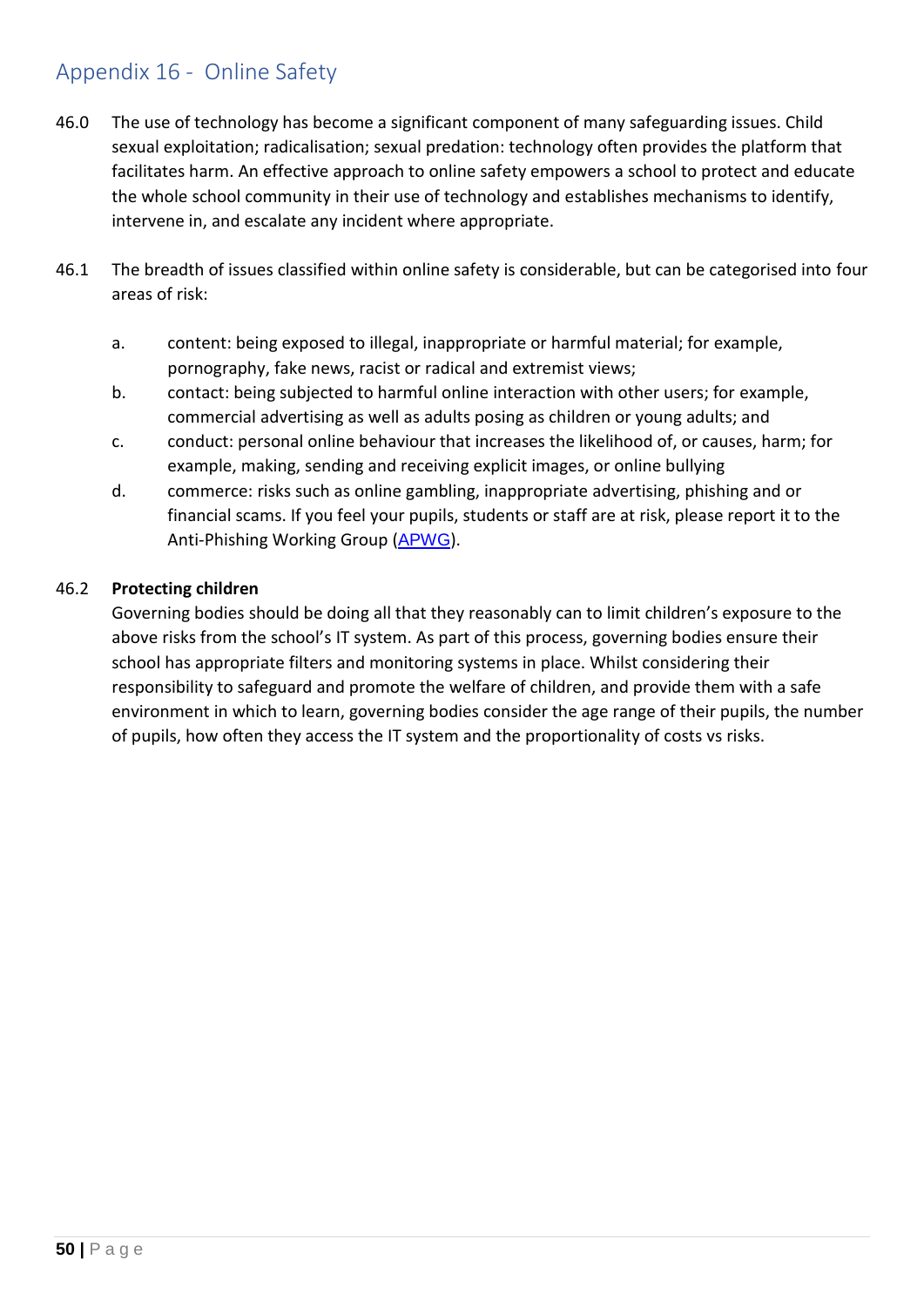## Appendix 16 - Online Safety

46.0 The use of technology has become a significant component of many safeguarding issues. Child sexual exploitation; radicalisation; sexual predation: technology often provides the platform that facilitates harm. An effective approach to online safety empowers a school to protect and educate the whole school community in their use of technology and establishes mechanisms to identify, intervene in, and escalate any incident where appropriate.

46.1 The breadth of issues classified within online safety is considerable, but can be categorised into four areas of risk:

a. content: being exposed to illegal, inappropriate or harmful material; for example, pornography, fake news, racist or radical and extremist views;

b. contact: being subjected to harmful online interaction with other users; for example, commercial advertising as well as adults posing as children or young adults; and

c. conduct: personal online behaviour that increases the likelihood of, or causes, harm; for example, making, sending and receiving explicit images, or online bullying

d. commerce: risks such as online gambling, inappropriate advertising, phishing and or financial scams. If you feel your pupils, students or staff are at risk, please report it to the Anti-Phishing Working Group (APWG).

46.2 **Protecting children**

Governing bodies should be doing all that they reasonably can to limit children's exposure to the above risks from the school's IT system. As part of this process, governing bodies ensure their school has appropriate filters and monitoring systems in place. Whilst considering their responsibility to safeguard and promote the welfare of children, and provide them with a safe environment in which to learn, governing bodies consider the age range of their pupils, the number of pupils, how often they access the IT system and the proportionality of costs vs risks.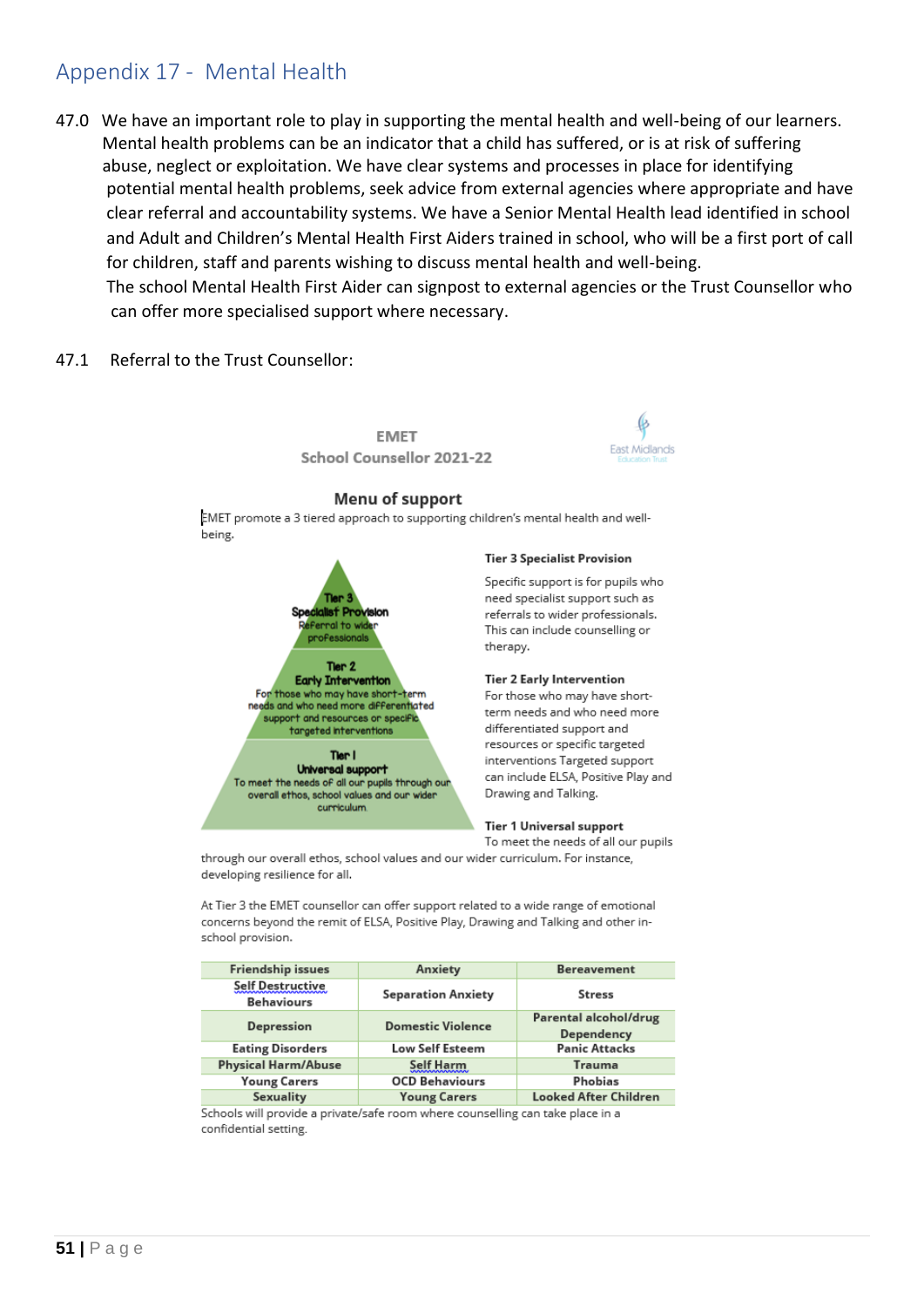## Appendix 17 - Mental Health

47.0 We have an important role to play in supporting the mental health and well-being of our learners. Mental health problems can be an indicator that a child has suffered, or is at risk of suffering abuse, neglect or exploitation. We have clear systems and processes in place for identifying potential mental health problems, seek advice from external agencies where appropriate and have clear referral and accountability systems. We have a Senior Mental Health lead identified in school and Adult and Children's Mental Health First Aiders trained in school, who will be a first port of call for children, staff and parents wishing to discuss mental health and well-being.
The school Mental Health First Aider can signpost to external agencies or the Trust Counsellor who can offer more specialised support where necessary.

47.1 Referral to the Trust Counsellor:

**EMET**
**School Counsellor 2021-22**

East Midlands Education Trust

### Menu of support

EMET promote a 3 tiered approach to supporting children's mental health and well-being.

Tier 3
Specialist Provision
Referral to wider professionals

Tier 2
Early Intervention
For those who may have short-term needs and who need more differentiated support and resources or specific targeted interventions

Tier I
Universal support
To meet the needs of all our pupils through our overall ethos, school values and our wider curriculum.

**Tier 3 Specialist Provision**

Specific support is for pupils who need specialist support such as referrals to wider professionals. This can include counselling or therapy.

**Tier 2 Early Intervention**
For those who may have short-term needs and who need more differentiated support and resources or specific targeted interventions Targeted support can include ELSA, Positive Play and Drawing and Talking.

**Tier 1 Universal support**
To meet the needs of all our pupils through our overall ethos, school values and our wider curriculum. For instance, developing resilience for all.

At Tier 3 the EMET counsellor can offer support related to a wide range of emotional concerns beyond the remit of ELSA, Positive Play, Drawing and Talking and other in-school provision.

| | | |
|---|---|---|
| Friendship issues | Anxiety | Bereavement |
| Self Destructive Behaviours | Separation Anxiety | Stress |
| Depression | Domestic Violence | Parental alcohol/drug Dependency |
| Eating Disorders | Low Self Esteem | Panic Attacks |
| Physical Harm/Abuse | Self Harm | Trauma |
| Young Carers | OCD Behaviours | Phobias |
| Sexuality | Young Carers | Looked After Children |

Schools will provide a private/safe room where counselling can take place in a confidential setting.